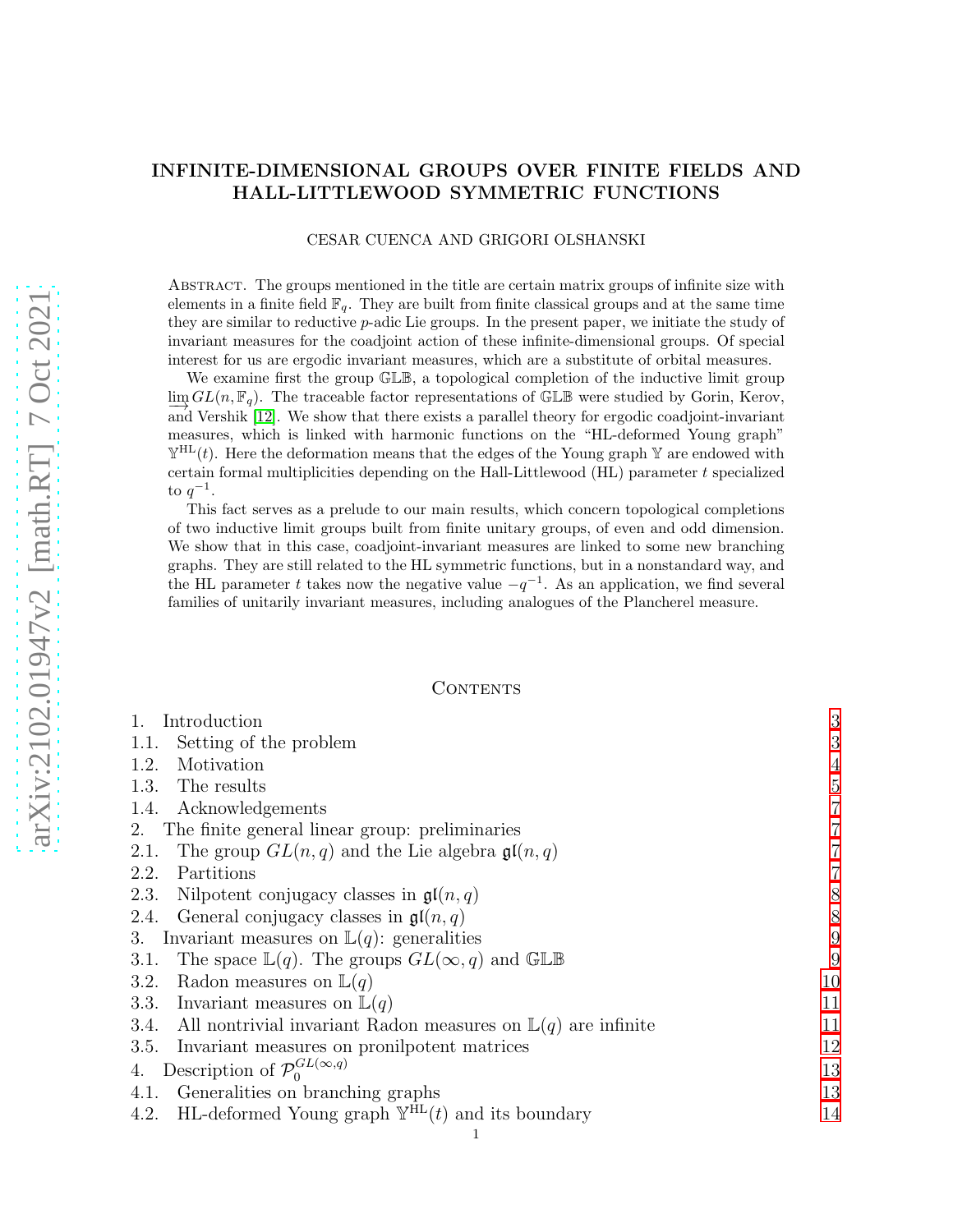# INFINITE-DIMENSIONAL GROUPS OVER FINITE FIELDS AND HALL-LITTLEWOOD SYMMETRIC FUNCTIONS

CESAR CUENCA AND GRIGORI OLSHANSKI

Abstract. The groups mentioned in the title are certain matrix groups of infinite size with elements in a finite field $\mathbb{F}_q$. They are built from finite classical groups and at the same time they are similar to reductive $p$-adic Lie groups. In the present paper, we initiate the study of invariant measures for the coadjoint action of these infinite-dimensional groups. Of special interest for us are ergodic invariant measures, which are a substitute of orbital measures.

We examine first the group $\mathbb{GLB}$, a topological completion of the inductive limit group $\varinjlim GL(n, \mathbb{F}_q)$. The traceable factor representations of $\mathbb{GLB}$ were studied by Gorin, Kerov, and Vershik [12]. We show that there exists a parallel theory for ergodic coadjoint-invariant measures, which is linked with harmonic functions on the "HL-deformed Young graph" $\mathbb{Y}^{\mathrm{HL}}(t)$. Here the deformation means that the edges of the Young graph $\mathbb{Y}$ are endowed with certain formal multiplicities depending on the Hall-Littlewood (HL) parameter $t$ specialized to $q^{-1}$.

This fact serves as a prelude to our main results, which concern topological completions of two inductive limit groups built from finite unitary groups, of even and odd dimension. We show that in this case, coadjoint-invariant measures are linked to some new branching graphs. They are still related to the HL symmetric functions, but in a nonstandard way, and the HL parameter $t$ takes now the negative value $-q^{-1}$. As an application, we find several families of unitarily invariant measures, including analogues of the Plancherel measure.

## Contents

| | |
|---|---|
| 1. Introduction | 3 |
| 1.1. Setting of the problem | 3 |
| 1.2. Motivation | 4 |
| 1.3. The results | 5 |
| 1.4. Acknowledgements | 7 |
| 2. The finite general linear group: preliminaries | 7 |
| 2.1. The group $GL(n,q)$ and the Lie algebra $\mathfrak{gl}(n,q)$ | 7 |
| 2.2. Partitions | 7 |
| 2.3. Nilpotent conjugacy classes in $\mathfrak{gl}(n,q)$ | 8 |
| 2.4. General conjugacy classes in $\mathfrak{gl}(n,q)$ | 8 |
| 3. Invariant measures on $\mathbb{L}(q)$: generalities | 9 |
| 3.1. The space $\mathbb{L}(q)$. The groups $GL(\infty,q)$ and $\mathbb{GLB}$ | 9 |
| 3.2. Radon measures on $\mathbb{L}(q)$ | 10 |
| 3.3. Invariant measures on $\mathbb{L}(q)$ | 11 |
| 3.4. All nontrivial invariant Radon measures on $\mathbb{L}(q)$ are infinite | 11 |
| 3.5. Invariant measures on pronilpotent matrices | 12 |
| 4. Description of $\mathcal{P}_0^{GL(\infty,q)}$ | 13 |
| 4.1. Generalities on branching graphs | 13 |
| 4.2. HL-deformed Young graph $\mathbb{Y}^{\mathrm{HL}}(t)$ and its boundary | 14 |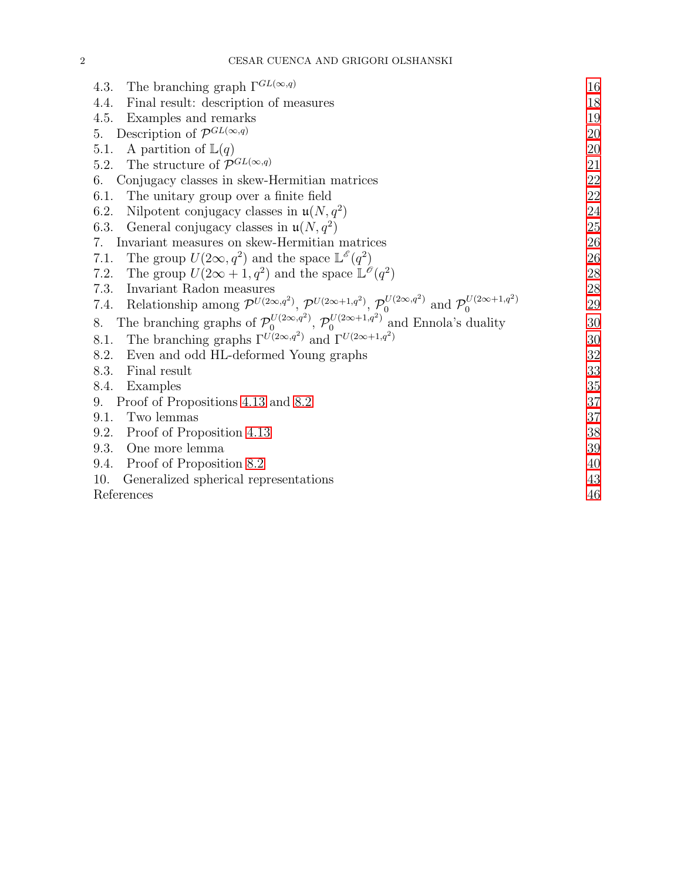4.3. The branching graph $\Gamma^{GL(\infty,q)}$ 16
4.4. Final result: description of measures 18
4.5. Examples and remarks 19
5. Description of $\mathcal{P}^{GL(\infty,q)}$ 20
5.1. A partition of $\mathbb{L}(q)$ 20
5.2. The structure of $\mathcal{P}^{GL(\infty,q)}$ 21
6. Conjugacy classes in skew-Hermitian matrices 22
6.1. The unitary group over a finite field 22
6.2. Nilpotent conjugacy classes in $\mathfrak{u}(N, q^2)$ 24
6.3. General conjugacy classes in $\mathfrak{u}(N, q^2)$ 25
7. Invariant measures on skew-Hermitian matrices 26
7.1. The group $U(2\infty, q^2)$ and the space $\mathbb{L}^{\mathscr{E}}(q^2)$ 26
7.2. The group $U(2\infty + 1, q^2)$ and the space $\mathbb{L}^{\mathscr{O}}(q^2)$ 28
7.3. Invariant Radon measures 28
7.4. Relationship among $\mathcal{P}^{U(2\infty,q^2)}$, $\mathcal{P}^{U(2\infty+1,q^2)}$, $\mathcal{P}_0^{U(2\infty,q^2)}$ and $\mathcal{P}_0^{U(2\infty+1,q^2)}$ 29
8. The branching graphs of $\mathcal{P}_0^{U(2\infty,q^2)}$, $\mathcal{P}_0^{U(2\infty+1,q^2)}$ and Ennola's duality 30
8.1. The branching graphs $\Gamma^{U(2\infty,q^2)}$ and $\Gamma^{U(2\infty+1,q^2)}$ 30
8.2. Even and odd HL-deformed Young graphs 32
8.3. Final result 33
8.4. Examples 35
9. Proof of Propositions 4.13 and 8.2 37
9.1. Two lemmas 37
9.2. Proof of Proposition 4.13 38
9.3. One more lemma 39
9.4. Proof of Proposition 8.2 40
10. Generalized spherical representations 43
References 46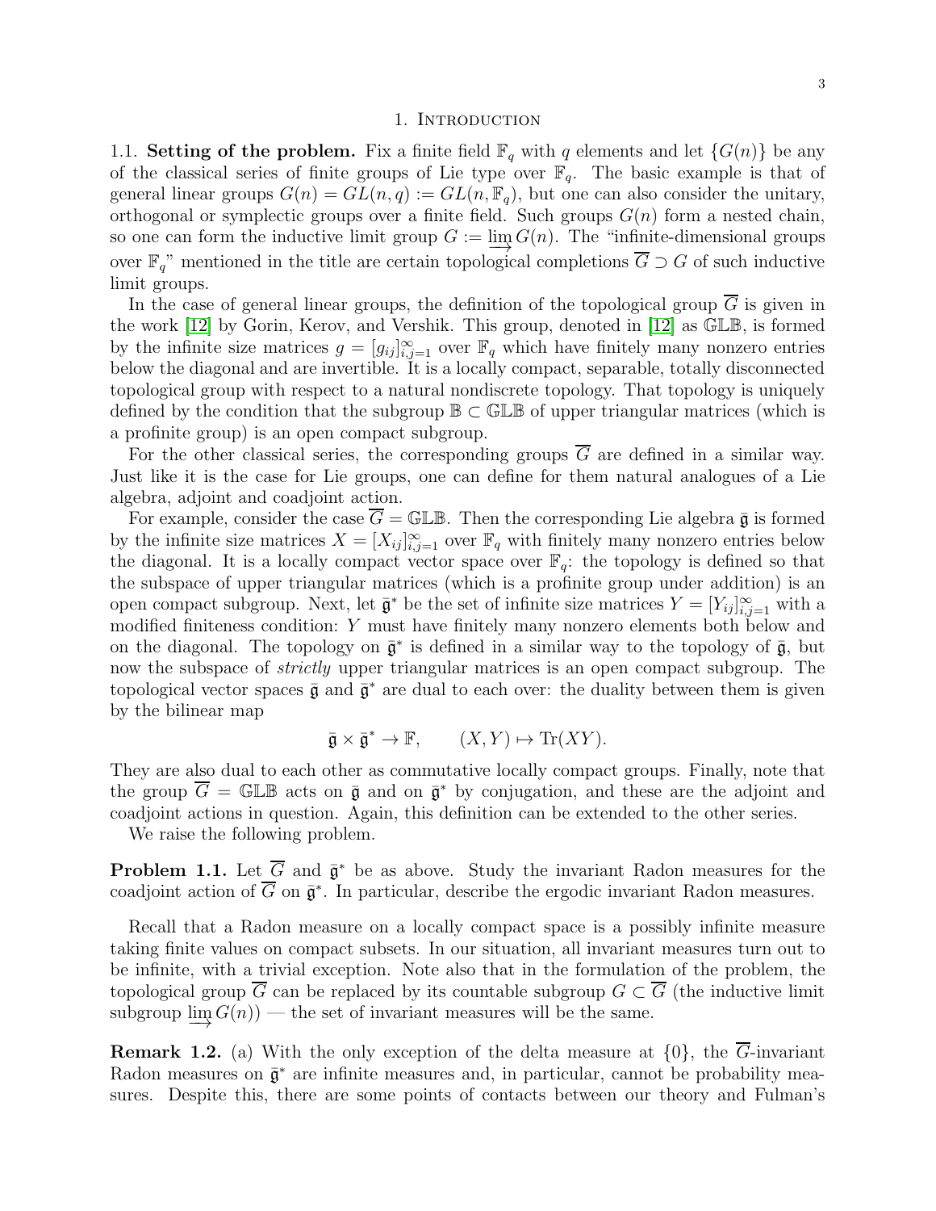# 1. Introduction

**1.1. Setting of the problem.** Fix a finite field $\mathbb{F}_q$ with $q$ elements and let $\{G(n)\}$ be any of the classical series of finite groups of Lie type over $\mathbb{F}_q$. The basic example is that of general linear groups $G(n) = GL(n,q) := GL(n, \mathbb{F}_q)$, but one can also consider the unitary, orthogonal or symplectic groups over a finite field. Such groups $G(n)$ form a nested chain, so one can form the inductive limit group $G := \varinjlim G(n)$. The "infinite-dimensional groups over $\mathbb{F}_q$" mentioned in the title are certain topological completions $\overline{G} \supset G$ of such inductive limit groups.

In the case of general linear groups, the definition of the topological group $\overline{G}$ is given in the work [12] by Gorin, Kerov, and Vershik. This group, denoted in [12] as $\mathbb{GLB}$, is formed by the infinite size matrices $g = [g_{ij}]_{i,j=1}^{\infty}$ over $\mathbb{F}_q$ which have finitely many nonzero entries below the diagonal and are invertible. It is a locally compact, separable, totally disconnected topological group with respect to a natural nondiscrete topology. That topology is uniquely defined by the condition that the subgroup $\mathbb{B} \subset \mathbb{GLB}$ of upper triangular matrices (which is a profinite group) is an open compact subgroup.

For the other classical series, the corresponding groups $\overline{G}$ are defined in a similar way. Just like it is the case for Lie groups, one can define for them natural analogues of a Lie algebra, adjoint and coadjoint action.

For example, consider the case $\overline{G} = \mathbb{GLB}$. Then the corresponding Lie algebra $\bar{\mathfrak{g}}$ is formed by the infinite size matrices $X = [X_{ij}]_{i,j=1}^{\infty}$ over $\mathbb{F}_q$ with finitely many nonzero entries below the diagonal. It is a locally compact vector space over $\mathbb{F}_q$: the topology is defined so that the subspace of upper triangular matrices (which is a profinite group under addition) is an open compact subgroup. Next, let $\bar{\mathfrak{g}}^*$ be the set of infinite size matrices $Y = [Y_{ij}]_{i,j=1}^{\infty}$ with a modified finiteness condition: $Y$ must have finitely many nonzero elements both below and on the diagonal. The topology on $\bar{\mathfrak{g}}^*$ is defined in a similar way to the topology of $\bar{\mathfrak{g}}$, but now the subspace of *strictly* upper triangular matrices is an open compact subgroup. The topological vector spaces $\bar{\mathfrak{g}}$ and $\bar{\mathfrak{g}}^*$ are dual to each over: the duality between them is given by the bilinear map

$$\bar{\mathfrak{g}} \times \bar{\mathfrak{g}}^* \to \mathbb{F}, \qquad (X, Y) \mapsto \mathrm{Tr}(XY).$$

They are also dual to each other as commutative locally compact groups. Finally, note that the group $\overline{G} = \mathbb{GLB}$ acts on $\bar{\mathfrak{g}}$ and on $\bar{\mathfrak{g}}^*$ by conjugation, and these are the adjoint and coadjoint actions in question. Again, this definition can be extended to the other series.

We raise the following problem.

**Problem 1.1.** Let $\overline{G}$ and $\bar{\mathfrak{g}}^*$ be as above. Study the invariant Radon measures for the coadjoint action of $\overline{G}$ on $\bar{\mathfrak{g}}^*$. In particular, describe the ergodic invariant Radon measures.

Recall that a Radon measure on a locally compact space is a possibly infinite measure taking finite values on compact subsets. In our situation, all invariant measures turn out to be infinite, with a trivial exception. Note also that in the formulation of the problem, the topological group $\overline{G}$ can be replaced by its countable subgroup $G \subset \overline{G}$ (the inductive limit subgroup $\varinjlim G(n)$) — the set of invariant measures will be the same.

**Remark 1.2.** (a) With the only exception of the delta measure at $\{0\}$, the $\overline{G}$-invariant Radon measures on $\bar{\mathfrak{g}}^*$ are infinite measures and, in particular, cannot be probability measures. Despite this, there are some points of contacts between our theory and Fulman's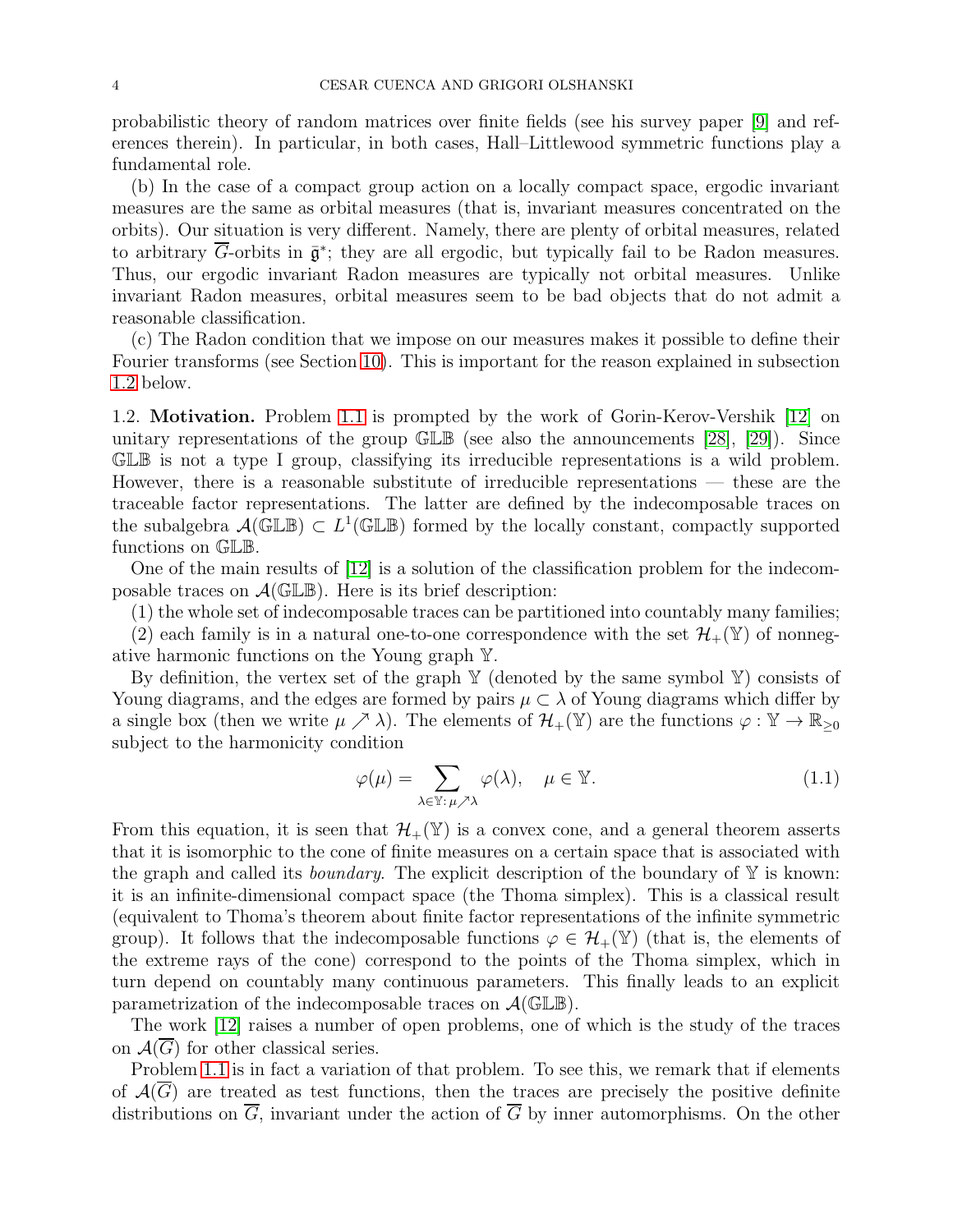probabilistic theory of random matrices over finite fields (see his survey paper [9] and references therein). In particular, in both cases, Hall–Littlewood symmetric functions play a fundamental role.

(b) In the case of a compact group action on a locally compact space, ergodic invariant measures are the same as orbital measures (that is, invariant measures concentrated on the orbits). Our situation is very different. Namely, there are plenty of orbital measures, related to arbitrary $\overline{G}$-orbits in $\bar{\mathfrak{g}}^*$; they are all ergodic, but typically fail to be Radon measures. Thus, our ergodic invariant Radon measures are typically not orbital measures. Unlike invariant Radon measures, orbital measures seem to be bad objects that do not admit a reasonable classification.

(c) The Radon condition that we impose on our measures makes it possible to define their Fourier transforms (see Section 10). This is important for the reason explained in subsection 1.2 below.

1.2. **Motivation.** Problem 1.1 is prompted by the work of Gorin-Kerov-Vershik [12] on unitary representations of the group $\mathbb{GLB}$ (see also the announcements [28], [29]). Since $\mathbb{GLB}$ is not a type I group, classifying its irreducible representations is a wild problem. However, there is a reasonable substitute of irreducible representations — these are the traceable factor representations. The latter are defined by the indecomposable traces on the subalgebra $\mathcal{A}(\mathbb{GLB}) \subset L^1(\mathbb{GLB})$ formed by the locally constant, compactly supported functions on $\mathbb{GLB}$.

One of the main results of [12] is a solution of the classification problem for the indecomposable traces on $\mathcal{A}(\mathbb{GLB})$. Here is its brief description:

(1) the whole set of indecomposable traces can be partitioned into countably many families;

(2) each family is in a natural one-to-one correspondence with the set $\mathcal{H}_+(\mathbb{Y})$ of nonnegative harmonic functions on the Young graph $\mathbb{Y}$.

By definition, the vertex set of the graph $\mathbb{Y}$ (denoted by the same symbol $\mathbb{Y}$) consists of Young diagrams, and the edges are formed by pairs $\mu \subset \lambda$ of Young diagrams which differ by a single box (then we write $\mu \nearrow \lambda$). The elements of $\mathcal{H}_+(\mathbb{Y})$ are the functions $\varphi : \mathbb{Y} \to \mathbb{R}_{\geq 0}$ subject to the harmonicity condition

$$\varphi(\mu) = \sum_{\lambda \in \mathbb{Y}:\, \mu \nearrow \lambda} \varphi(\lambda), \quad \mu \in \mathbb{Y}. \tag{1.1}$$

From this equation, it is seen that $\mathcal{H}_+(\mathbb{Y})$ is a convex cone, and a general theorem asserts that it is isomorphic to the cone of finite measures on a certain space that is associated with the graph and called its *boundary*. The explicit description of the boundary of $\mathbb{Y}$ is known: it is an infinite-dimensional compact space (the Thoma simplex). This is a classical result (equivalent to Thoma's theorem about finite factor representations of the infinite symmetric group). It follows that the indecomposable functions $\varphi \in \mathcal{H}_+(\mathbb{Y})$ (that is, the elements of the extreme rays of the cone) correspond to the points of the Thoma simplex, which in turn depend on countably many continuous parameters. This finally leads to an explicit parametrization of the indecomposable traces on $\mathcal{A}(\mathbb{GLB})$.

The work [12] raises a number of open problems, one of which is the study of the traces on $\mathcal{A}(\overline{G})$ for other classical series.

Problem 1.1 is in fact a variation of that problem. To see this, we remark that if elements of $\mathcal{A}(\overline{G})$ are treated as test functions, then the traces are precisely the positive definite distributions on $\overline{G}$, invariant under the action of $\overline{G}$ by inner automorphisms. On the other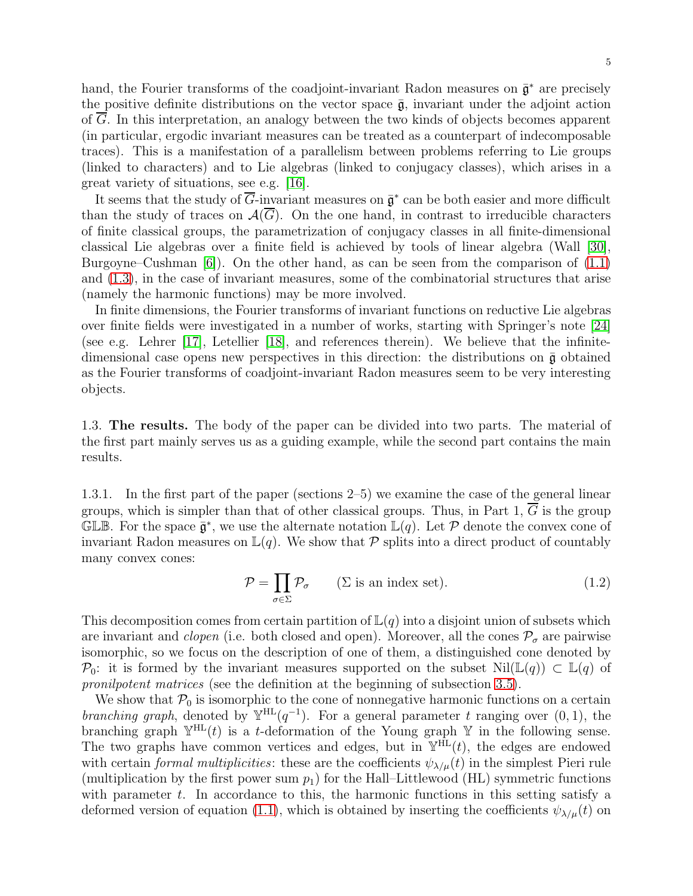hand, the Fourier transforms of the coadjoint-invariant Radon measures on $\bar{\mathfrak{g}}^*$ are precisely the positive definite distributions on the vector space $\bar{\mathfrak{g}}$, invariant under the adjoint action of $\overline{G}$. In this interpretation, an analogy between the two kinds of objects becomes apparent (in particular, ergodic invariant measures can be treated as a counterpart of indecomposable traces). This is a manifestation of a parallelism between problems referring to Lie groups (linked to characters) and to Lie algebras (linked to conjugacy classes), which arises in a great variety of situations, see e.g. [16].

It seems that the study of $\overline{G}$-invariant measures on $\bar{\mathfrak{g}}^*$ can be both easier and more difficult than the study of traces on $\mathcal{A}(\overline{G})$. On the one hand, in contrast to irreducible characters of finite classical groups, the parametrization of conjugacy classes in all finite-dimensional classical Lie algebras over a finite field is achieved by tools of linear algebra (Wall [30], Burgoyne–Cushman [6]). On the other hand, as can be seen from the comparison of (1.1) and (1.3), in the case of invariant measures, some of the combinatorial structures that arise (namely the harmonic functions) may be more involved.

In finite dimensions, the Fourier transforms of invariant functions on reductive Lie algebras over finite fields were investigated in a number of works, starting with Springer's note [24] (see e.g. Lehrer [17], Letellier [18], and references therein). We believe that the infinite-dimensional case opens new perspectives in this direction: the distributions on $\bar{\mathfrak{g}}$ obtained as the Fourier transforms of coadjoint-invariant Radon measures seem to be very interesting objects.

1.3. **The results.** The body of the paper can be divided into two parts. The material of the first part mainly serves us as a guiding example, while the second part contains the main results.

1.3.1. In the first part of the paper (sections 2–5) we examine the case of the general linear groups, which is simpler than that of other classical groups. Thus, in Part 1, $\overline{G}$ is the group $\mathbb{GLB}$. For the space $\bar{\mathfrak{g}}^*$, we use the alternate notation $\mathbb{L}(q)$. Let $\mathcal{P}$ denote the convex cone of invariant Radon measures on $\mathbb{L}(q)$. We show that $\mathcal{P}$ splits into a direct product of countably many convex cones:

$$\mathcal{P} = \prod_{\sigma\in\Sigma} \mathcal{P}_\sigma \qquad (\Sigma \text{ is an index set}). \tag{1.2}$$

This decomposition comes from certain partition of $\mathbb{L}(q)$ into a disjoint union of subsets which are invariant and *clopen* (i.e. both closed and open). Moreover, all the cones $\mathcal{P}_\sigma$ are pairwise isomorphic, so we focus on the description of one of them, a distinguished cone denoted by $\mathcal{P}_0$: it is formed by the invariant measures supported on the subset $\mathrm{Nil}(\mathbb{L}(q)) \subset \mathbb{L}(q)$ of *pronilpotent matrices* (see the definition at the beginning of subsection 3.5).

We show that $\mathcal{P}_0$ is isomorphic to the cone of nonnegative harmonic functions on a certain *branching graph*, denoted by $\mathbb{Y}^{\mathrm{HL}}(q^{-1})$. For a general parameter $t$ ranging over $(0,1)$, the branching graph $\mathbb{Y}^{\mathrm{HL}}(t)$ is a $t$-deformation of the Young graph $\mathbb{Y}$ in the following sense. The two graphs have common vertices and edges, but in $\mathbb{Y}^{\mathrm{HL}}(t)$, the edges are endowed with certain *formal multiplicities*: these are the coefficients $\psi_{\lambda/\mu}(t)$ in the simplest Pieri rule (multiplication by the first power sum $p_1$) for the Hall–Littlewood (HL) symmetric functions with parameter $t$. In accordance to this, the harmonic functions in this setting satisfy a deformed version of equation (1.1), which is obtained by inserting the coefficients $\psi_{\lambda/\mu}(t)$ on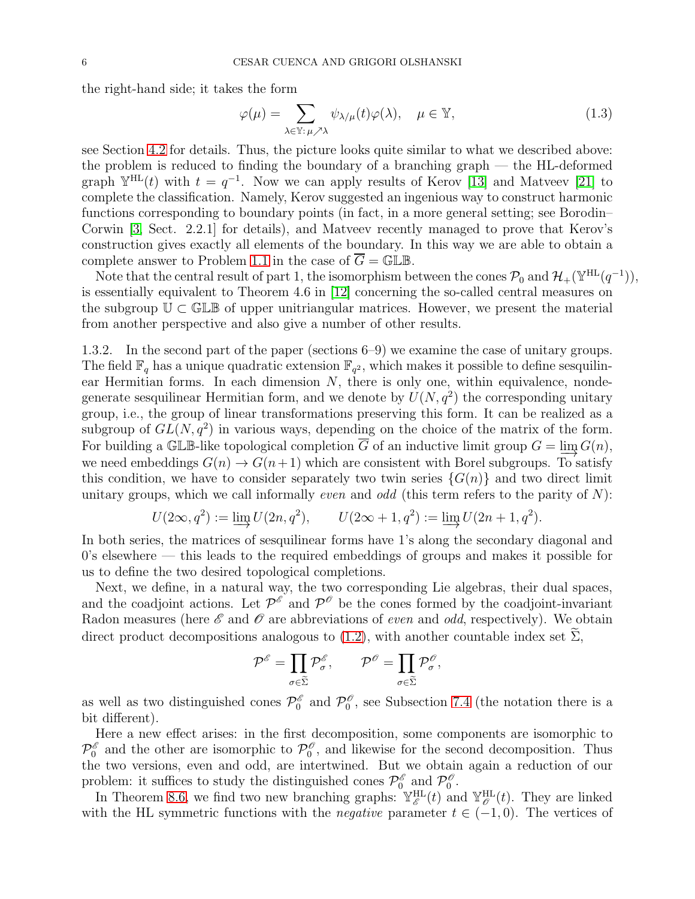the right-hand side; it takes the form

$$\varphi(\mu) = \sum_{\lambda \in \mathbb{Y}:\, \mu \nearrow \lambda} \psi_{\lambda/\mu}(t) \varphi(\lambda), \quad \mu \in \mathbb{Y}, \tag{1.3}$$

see Section 4.2 for details. Thus, the picture looks quite similar to what we described above: the problem is reduced to finding the boundary of a branching graph — the HL-deformed graph $\mathbb{Y}^{\mathrm{HL}}(t)$ with $t = q^{-1}$. Now we can apply results of Kerov [13] and Matveev [21] to complete the classification. Namely, Kerov suggested an ingenious way to construct harmonic functions corresponding to boundary points (in fact, in a more general setting; see Borodin–Corwin [3, Sect. 2.2.1] for details), and Matveev recently managed to prove that Kerov's construction gives exactly all elements of the boundary. In this way we are able to obtain a complete answer to Problem 1.1 in the case of $\overline{G} = \mathbb{GLB}$.

Note that the central result of part 1, the isomorphism between the cones $\mathcal{P}_0$ and $\mathcal{H}_+(\mathbb{Y}^{\mathrm{HL}}(q^{-1}))$, is essentially equivalent to Theorem 4.6 in [12] concerning the so-called central measures on the subgroup $\mathbb{U} \subset \mathbb{GLB}$ of upper unitriangular matrices. However, we present the material from another perspective and also give a number of other results.

1.3.2. In the second part of the paper (sections 6–9) we examine the case of unitary groups. The field $\mathbb{F}_q$ has a unique quadratic extension $\mathbb{F}_{q^2}$, which makes it possible to define sesquilinear Hermitian forms. In each dimension $N$, there is only one, within equivalence, nondegenerate sesquilinear Hermitian form, and we denote by $U(N, q^2)$ the corresponding unitary group, i.e., the group of linear transformations preserving this form. It can be realized as a subgroup of $GL(N, q^2)$ in various ways, depending on the choice of the matrix of the form. For building a $\mathbb{GLB}$-like topological completion $\overline{G}$ of an inductive limit group $G = \varinjlim G(n)$, we need embeddings $G(n) \to G(n+1)$ which are consistent with Borel subgroups. To satisfy this condition, we have to consider separately two twin series $\{G(n)\}$ and two direct limit unitary groups, which we call informally *even* and *odd* (this term refers to the parity of $N$):

$$U(2\infty, q^2) := \varinjlim U(2n, q^2), \qquad U(2\infty+1, q^2) := \varinjlim U(2n+1, q^2).$$

In both series, the matrices of sesquilinear forms have 1's along the secondary diagonal and 0's elsewhere — this leads to the required embeddings of groups and makes it possible for us to define the two desired topological completions.

Next, we define, in a natural way, the two corresponding Lie algebras, their dual spaces, and the coadjoint actions. Let $\mathcal{P}^{\mathscr{E}}$ and $\mathcal{P}^{\mathscr{O}}$ be the cones formed by the coadjoint-invariant Radon measures (here $\mathscr{E}$ and $\mathscr{O}$ are abbreviations of *even* and *odd*, respectively). We obtain direct product decompositions analogous to (1.2), with another countable index set $\widetilde{\Sigma}$,

$$\mathcal{P}^{\mathscr{E}} = \prod_{\sigma \in \widetilde{\Sigma}} \mathcal{P}^{\mathscr{E}}_{\sigma}, \qquad \mathcal{P}^{\mathscr{O}} = \prod_{\sigma \in \widetilde{\Sigma}} \mathcal{P}^{\mathscr{O}}_{\sigma},$$

as well as two distinguished cones $\mathcal{P}^{\mathscr{E}}_0$ and $\mathcal{P}^{\mathscr{O}}_0$, see Subsection 7.4 (the notation there is a bit different).

Here a new effect arises: in the first decomposition, some components are isomorphic to $\mathcal{P}^{\mathscr{E}}_0$ and the other are isomorphic to $\mathcal{P}^{\mathscr{O}}_0$, and likewise for the second decomposition. Thus the two versions, even and odd, are intertwined. But we obtain again a reduction of our problem: it suffices to study the distinguished cones $\mathcal{P}^{\mathscr{E}}_0$ and $\mathcal{P}^{\mathscr{O}}_0$.

In Theorem 8.6, we find two new branching graphs: $\mathbb{Y}^{\mathrm{HL}}_{\mathscr{E}}(t)$ and $\mathbb{Y}^{\mathrm{HL}}_{\mathscr{O}}(t)$. They are linked with the HL symmetric functions with the *negative* parameter $t \in (-1, 0)$. The vertices of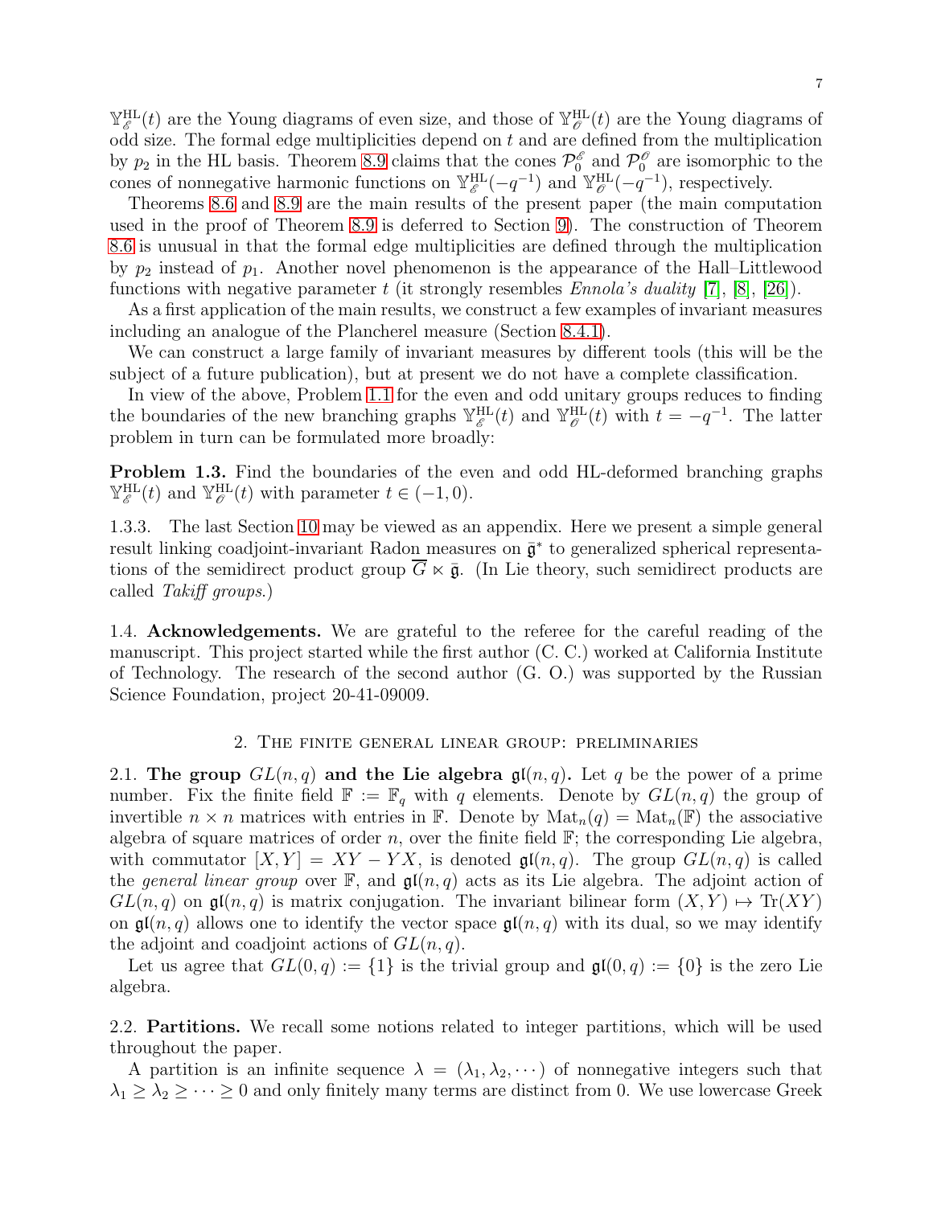$\mathbb{Y}^{\mathrm{HL}}_{\mathscr{E}}(t)$ are the Young diagrams of even size, and those of $\mathbb{Y}^{\mathrm{HL}}_{\mathscr{O}}(t)$ are the Young diagrams of odd size. The formal edge multiplicities depend on $t$ and are defined from the multiplication by $p_2$ in the HL basis. Theorem 8.9 claims that the cones $\mathcal{P}^{\mathscr{E}}_0$ and $\mathcal{P}^{\mathscr{O}}_0$ are isomorphic to the cones of nonnegative harmonic functions on $\mathbb{Y}^{\mathrm{HL}}_{\mathscr{E}}(-q^{-1})$ and $\mathbb{Y}^{\mathrm{HL}}_{\mathscr{O}}(-q^{-1})$, respectively.

Theorems 8.6 and 8.9 are the main results of the present paper (the main computation used in the proof of Theorem 8.9 is deferred to Section 9). The construction of Theorem 8.6 is unusual in that the formal edge multiplicities are defined through the multiplication by $p_2$ instead of $p_1$. Another novel phenomenon is the appearance of the Hall–Littlewood functions with negative parameter $t$ (it strongly resembles *Ennola's duality* [7], [8], [26]).

As a first application of the main results, we construct a few examples of invariant measures including an analogue of the Plancherel measure (Section 8.4.1).

We can construct a large family of invariant measures by different tools (this will be the subject of a future publication), but at present we do not have a complete classification.

In view of the above, Problem 1.1 for the even and odd unitary groups reduces to finding the boundaries of the new branching graphs $\mathbb{Y}^{\mathrm{HL}}_{\mathscr{E}}(t)$ and $\mathbb{Y}^{\mathrm{HL}}_{\mathscr{O}}(t)$ with $t = -q^{-1}$. The latter problem in turn can be formulated more broadly:

**Problem 1.3.** Find the boundaries of the even and odd HL-deformed branching graphs $\mathbb{Y}^{\mathrm{HL}}_{\mathscr{E}}(t)$ and $\mathbb{Y}^{\mathrm{HL}}_{\mathscr{O}}(t)$ with parameter $t \in (-1, 0)$.

1.3.3. The last Section 10 may be viewed as an appendix. Here we present a simple general result linking coadjoint-invariant Radon measures on $\bar{\mathfrak{g}}^*$ to generalized spherical representations of the semidirect product group $\overline{G} \ltimes \bar{\mathfrak{g}}$. (In Lie theory, such semidirect products are called *Takiff groups*.)

1.4. **Acknowledgements.** We are grateful to the referee for the careful reading of the manuscript. This project started while the first author (C. C.) worked at California Institute of Technology. The research of the second author (G. O.) was supported by the Russian Science Foundation, project 20-41-09009.

## 2. The finite general linear group: preliminaries

2.1. **The group $GL(n,q)$ and the Lie algebra $\mathfrak{gl}(n,q)$.** Let $q$ be the power of a prime number. Fix the finite field $\mathbb{F} := \mathbb{F}_q$ with $q$ elements. Denote by $GL(n,q)$ the group of invertible $n \times n$ matrices with entries in $\mathbb{F}$. Denote by $\mathrm{Mat}_n(q) = \mathrm{Mat}_n(\mathbb{F})$ the associative algebra of square matrices of order $n$, over the finite field $\mathbb{F}$; the corresponding Lie algebra, with commutator $[X,Y] = XY - YX$, is denoted $\mathfrak{gl}(n,q)$. The group $GL(n,q)$ is called the *general linear group* over $\mathbb{F}$, and $\mathfrak{gl}(n,q)$ acts as its Lie algebra. The adjoint action of $GL(n,q)$ on $\mathfrak{gl}(n,q)$ is matrix conjugation. The invariant bilinear form $(X,Y) \mapsto \mathrm{Tr}(XY)$ on $\mathfrak{gl}(n,q)$ allows one to identify the vector space $\mathfrak{gl}(n,q)$ with its dual, so we may identify the adjoint and coadjoint actions of $GL(n,q)$.

Let us agree that $GL(0,q) := \{1\}$ is the trivial group and $\mathfrak{gl}(0,q) := \{0\}$ is the zero Lie algebra.

2.2. **Partitions.** We recall some notions related to integer partitions, which will be used throughout the paper.

A partition is an infinite sequence $\lambda = (\lambda_1, \lambda_2, \cdots)$ of nonnegative integers such that $\lambda_1 \geq \lambda_2 \geq \cdots \geq 0$ and only finitely many terms are distinct from 0. We use lowercase Greek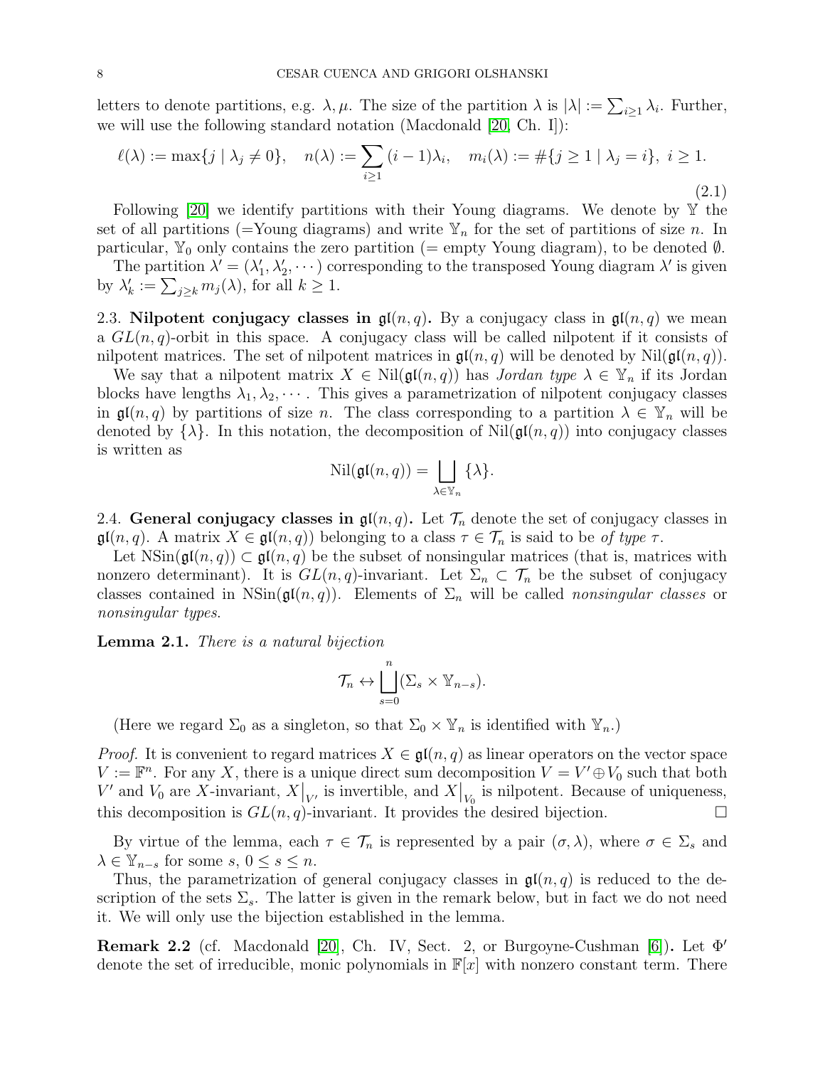letters to denote partitions, e.g. $\lambda, \mu$. The size of the partition $\lambda$ is $|\lambda| := \sum_{i\ge 1} \lambda_i$. Further, we will use the following standard notation (Macdonald [20, Ch. I]):

$$\ell(\lambda) := \max\{j \mid \lambda_j \neq 0\}, \quad n(\lambda) := \sum_{i\ge 1} (i-1)\lambda_i, \quad m_i(\lambda) := \#\{j \ge 1 \mid \lambda_j = i\}, \ i \ge 1. \tag{2.1}$$

Following [20] we identify partitions with their Young diagrams. We denote by $\mathbb{Y}$ the set of all partitions (=Young diagrams) and write $\mathbb{Y}_n$ for the set of partitions of size $n$. In particular, $\mathbb{Y}_0$ only contains the zero partition (= empty Young diagram), to be denoted $\emptyset$.

The partition $\lambda' = (\lambda'_1, \lambda'_2, \cdots)$ corresponding to the transposed Young diagram $\lambda'$ is given by $\lambda'_k := \sum_{j\ge k} m_j(\lambda)$, for all $k \ge 1$.

## 2.3. Nilpotent conjugacy classes in $\mathfrak{gl}(n, q)$.

By a conjugacy class in $\mathfrak{gl}(n, q)$ we mean a $GL(n, q)$-orbit in this space. A conjugacy class will be called nilpotent if it consists of nilpotent matrices. The set of nilpotent matrices in $\mathfrak{gl}(n, q)$ will be denoted by $\mathrm{Nil}(\mathfrak{gl}(n, q))$.

We say that a nilpotent matrix $X \in \mathrm{Nil}(\mathfrak{gl}(n, q))$ has *Jordan type* $\lambda \in \mathbb{Y}_n$ if its Jordan blocks have lengths $\lambda_1, \lambda_2, \cdots$. This gives a parametrization of nilpotent conjugacy classes in $\mathfrak{gl}(n, q)$ by partitions of size $n$. The class corresponding to a partition $\lambda \in \mathbb{Y}_n$ will be denoted by $\{\lambda\}$. In this notation, the decomposition of $\mathrm{Nil}(\mathfrak{gl}(n, q))$ into conjugacy classes is written as

$$\mathrm{Nil}(\mathfrak{gl}(n, q)) = \bigsqcup_{\lambda \in \mathbb{Y}_n} \{\lambda\}.$$

## 2.4. General conjugacy classes in $\mathfrak{gl}(n, q)$.

Let $\mathcal{T}_n$ denote the set of conjugacy classes in $\mathfrak{gl}(n, q)$. A matrix $X \in \mathfrak{gl}(n, q))$ belonging to a class $\tau \in \mathcal{T}_n$ is said to be *of type* $\tau$.

Let $\mathrm{NSin}(\mathfrak{gl}(n, q)) \subset \mathfrak{gl}(n, q)$ be the subset of nonsingular matrices (that is, matrices with nonzero determinant). It is $GL(n, q)$-invariant. Let $\Sigma_n \subset \mathcal{T}_n$ be the subset of conjugacy classes contained in $\mathrm{NSin}(\mathfrak{gl}(n, q))$. Elements of $\Sigma_n$ will be called *nonsingular classes* or *nonsingular types*.

**Lemma 2.1.** *There is a natural bijection*

$$\mathcal{T}_n \leftrightarrow \bigsqcup_{s=0}^{n} (\Sigma_s \times \mathbb{Y}_{n-s}).$$

(Here we regard $\Sigma_0$ as a singleton, so that $\Sigma_0 \times \mathbb{Y}_n$ is identified with $\mathbb{Y}_n$.)

*Proof.* It is convenient to regard matrices $X \in \mathfrak{gl}(n, q)$ as linear operators on the vector space $V := \mathbb{F}^n$. For any $X$, there is a unique direct sum decomposition $V = V' \oplus V_0$ such that both $V'$ and $V_0$ are $X$-invariant, $X\big|_{V'}$ is invertible, and $X\big|_{V_0}$ is nilpotent. Because of uniqueness, this decomposition is $GL(n, q)$-invariant. It provides the desired bijection. □

By virtue of the lemma, each $\tau \in \mathcal{T}_n$ is represented by a pair $(\sigma, \lambda)$, where $\sigma \in \Sigma_s$ and $\lambda \in \mathbb{Y}_{n-s}$ for some $s$, $0 \le s \le n$.

Thus, the parametrization of general conjugacy classes in $\mathfrak{gl}(n, q)$ is reduced to the description of the sets $\Sigma_s$. The latter is given in the remark below, but in fact we do not need it. We will only use the bijection established in the lemma.

**Remark 2.2** (cf. Macdonald [20], Ch. IV, Sect. 2, or Burgoyne-Cushman [6])**.** Let $\Phi'$ denote the set of irreducible, monic polynomials in $\mathbb{F}[x]$ with nonzero constant term. There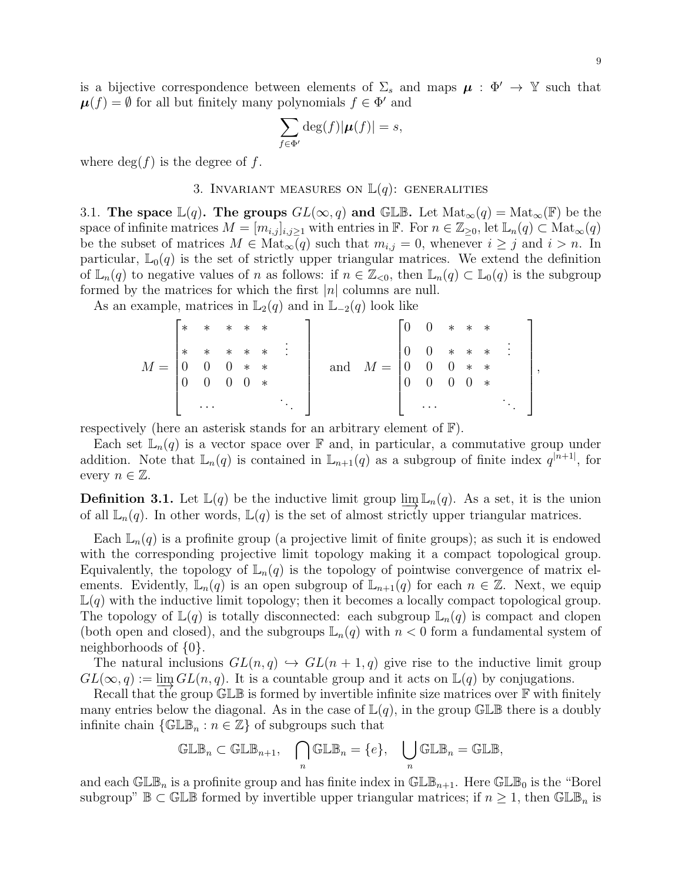is a bijective correspondence between elements of $\Sigma_s$ and maps $\boldsymbol{\mu} : \Phi' \to \mathbb{Y}$ such that $\boldsymbol{\mu}(f) = \emptyset$ for all but finitely many polynomials $f \in \Phi'$ and

$$\sum_{f \in \Phi'} \deg(f) |\boldsymbol{\mu}(f)| = s,$$

where $\deg(f)$ is the degree of $f$.

## 3. Invariant measures on $\mathbb{L}(q)$: generalities

**3.1. The space $\mathbb{L}(q)$. The groups $GL(\infty, q)$ and $\mathbb{GLB}$.** Let $\mathrm{Mat}_\infty(q) = \mathrm{Mat}_\infty(\mathbb{F})$ be the space of infinite matrices $M = [m_{i,j}]_{i,j \geq 1}$ with entries in $\mathbb{F}$. For $n \in \mathbb{Z}_{\geq 0}$, let $\mathbb{L}_n(q) \subset \mathrm{Mat}_\infty(q)$ be the subset of matrices $M \in \mathrm{Mat}_\infty(q)$ such that $m_{i,j} = 0$, whenever $i \geq j$ and $i > n$. In particular, $\mathbb{L}_0(q)$ is the set of strictly upper triangular matrices. We extend the definition of $\mathbb{L}_n(q)$ to negative values of $n$ as follows: if $n \in \mathbb{Z}_{<0}$, then $\mathbb{L}_n(q) \subset \mathbb{L}_0(q)$ is the subgroup formed by the matrices for which the first $|n|$ columns are null.

As an example, matrices in $\mathbb{L}_2(q)$ and in $\mathbb{L}_{-2}(q)$ look like

$$M = \begin{bmatrix} * & * & * & * & * & \\ * & * & * & * & * & \vdots \\ 0 & 0 & 0 & * & * & \\ 0 & 0 & 0 & 0 & * & \\ & \cdots & & & & \ddots \end{bmatrix} \quad \text{and} \quad M = \begin{bmatrix} 0 & 0 & * & * & * & \\ 0 & 0 & * & * & * & \vdots \\ 0 & 0 & 0 & * & * & \\ 0 & 0 & 0 & 0 & * & \\ & \cdots & & & & \ddots \end{bmatrix},$$

respectively (here an asterisk stands for an arbitrary element of $\mathbb{F}$).

Each set $\mathbb{L}_n(q)$ is a vector space over $\mathbb{F}$ and, in particular, a commutative group under addition. Note that $\mathbb{L}_n(q)$ is contained in $\mathbb{L}_{n+1}(q)$ as a subgroup of finite index $q^{|n+1|}$, for every $n \in \mathbb{Z}$.

**Definition 3.1.** Let $\mathbb{L}(q)$ be the inductive limit group $\varinjlim \mathbb{L}_n(q)$. As a set, it is the union of all $\mathbb{L}_n(q)$. In other words, $\mathbb{L}(q)$ is the set of almost strictly upper triangular matrices.

Each $\mathbb{L}_n(q)$ is a profinite group (a projective limit of finite groups); as such it is endowed with the corresponding projective limit topology making it a compact topological group. Equivalently, the topology of $\mathbb{L}_n(q)$ is the topology of pointwise convergence of matrix elements. Evidently, $\mathbb{L}_n(q)$ is an open subgroup of $\mathbb{L}_{n+1}(q)$ for each $n \in \mathbb{Z}$. Next, we equip $\mathbb{L}(q)$ with the inductive limit topology; then it becomes a locally compact topological group. The topology of $\mathbb{L}(q)$ is totally disconnected: each subgroup $\mathbb{L}_n(q)$ is compact and clopen (both open and closed), and the subgroups $\mathbb{L}_n(q)$ with $n < 0$ form a fundamental system of neighborhoods of $\{0\}$.

The natural inclusions $GL(n, q) \hookrightarrow GL(n+1, q)$ give rise to the inductive limit group $GL(\infty, q) := \varinjlim GL(n, q)$. It is a countable group and it acts on $\mathbb{L}(q)$ by conjugations.

Recall that the group $\mathbb{GLB}$ is formed by invertible infinite size matrices over $\mathbb{F}$ with finitely many entries below the diagonal. As in the case of $\mathbb{L}(q)$, in the group $\mathbb{GLB}$ there is a doubly infinite chain $\{\mathbb{GLB}_n : n \in \mathbb{Z}\}$ of subgroups such that

$$\mathbb{GLB}_n \subset \mathbb{GLB}_{n+1}, \quad \bigcap_n \mathbb{GLB}_n = \{e\}, \quad \bigcup_n \mathbb{GLB}_n = \mathbb{GLB},$$

and each $\mathbb{GLB}_n$ is a profinite group and has finite index in $\mathbb{GLB}_{n+1}$. Here $\mathbb{GLB}_0$ is the "Borel subgroup" $\mathbb{B} \subset \mathbb{GLB}$ formed by invertible upper triangular matrices; if $n \geq 1$, then $\mathbb{GLB}_n$ is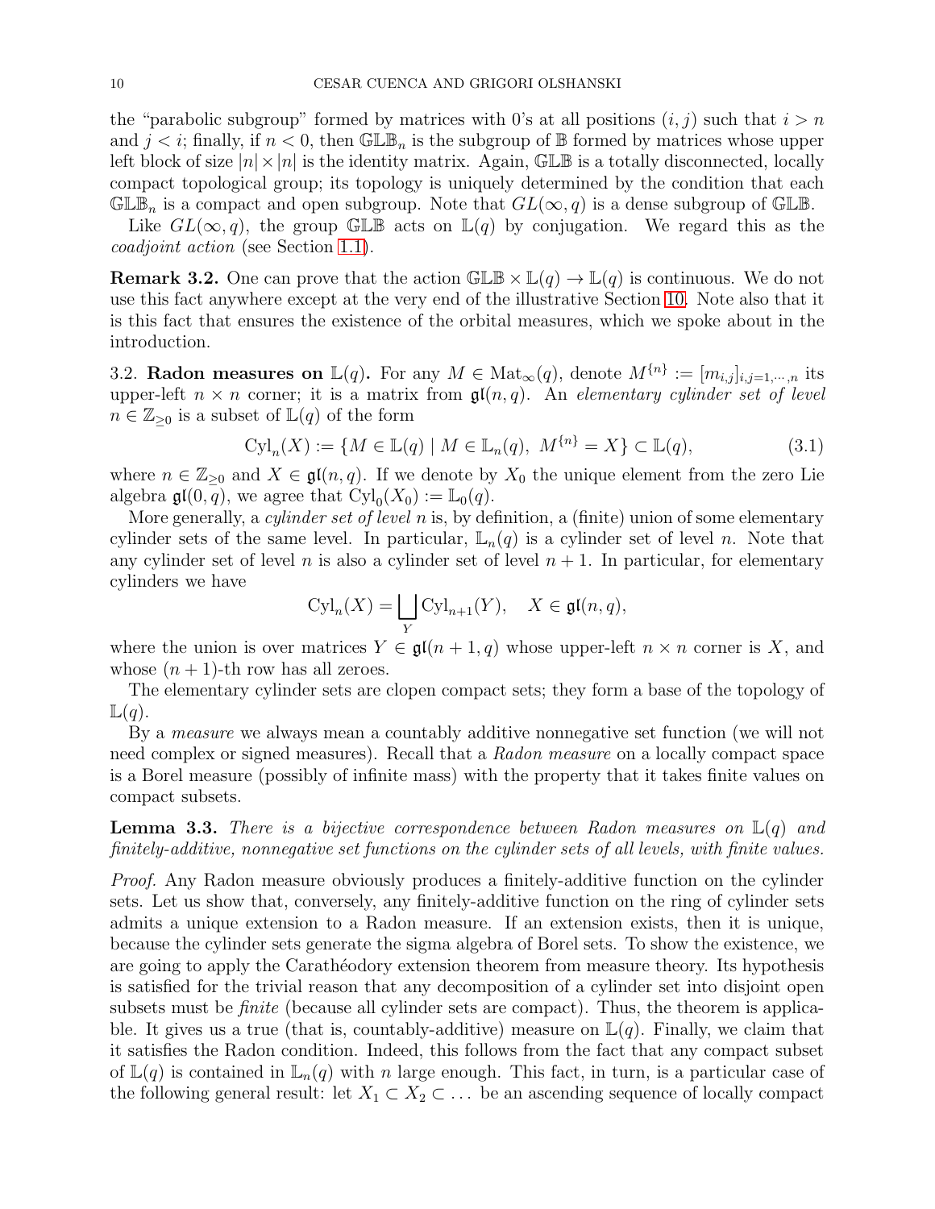the "parabolic subgroup" formed by matrices with 0's at all positions $(i, j)$ such that $i > n$ and $j < i$; finally, if $n < 0$, then $\mathbb{GLB}_n$ is the subgroup of $\mathbb{B}$ formed by matrices whose upper left block of size $|n| \times |n|$ is the identity matrix. Again, $\mathbb{GLB}$ is a totally disconnected, locally compact topological group; its topology is uniquely determined by the condition that each $\mathbb{GLB}_n$ is a compact and open subgroup. Note that $GL(\infty, q)$ is a dense subgroup of $\mathbb{GLB}$.

Like $GL(\infty, q)$, the group $\mathbb{GLB}$ acts on $\mathbb{L}(q)$ by conjugation. We regard this as the *coadjoint action* (see Section 1.1).

**Remark 3.2.** One can prove that the action $\mathbb{GLB} \times \mathbb{L}(q) \to \mathbb{L}(q)$ is continuous. We do not use this fact anywhere except at the very end of the illustrative Section 10. Note also that it is this fact that ensures the existence of the orbital measures, which we spoke about in the introduction.

3.2. **Radon measures on $\mathbb{L}(q)$.** For any $M \in \mathrm{Mat}_\infty(q)$, denote $M^{\{n\}} := [m_{i,j}]_{i,j=1,\cdots,n}$ its upper-left $n \times n$ corner; it is a matrix from $\mathfrak{gl}(n, q)$. An *elementary cylinder set of level* $n \in \mathbb{Z}_{\geq 0}$ is a subset of $\mathbb{L}(q)$ of the form

$$\mathrm{Cyl}_n(X) := \{M \in \mathbb{L}(q) \mid M \in \mathbb{L}_n(q),\ M^{\{n\}} = X\} \subset \mathbb{L}(q), \tag{3.1}$$

where $n \in \mathbb{Z}_{\geq 0}$ and $X \in \mathfrak{gl}(n, q)$. If we denote by $X_0$ the unique element from the zero Lie algebra $\mathfrak{gl}(0, q)$, we agree that $\mathrm{Cyl}_0(X_0) := \mathbb{L}_0(q)$.

More generally, a *cylinder set of level* $n$ is, by definition, a (finite) union of some elementary cylinder sets of the same level. In particular, $\mathbb{L}_n(q)$ is a cylinder set of level $n$. Note that any cylinder set of level $n$ is also a cylinder set of level $n + 1$. In particular, for elementary cylinders we have

$$\mathrm{Cyl}_n(X) = \bigsqcup_Y \mathrm{Cyl}_{n+1}(Y), \quad X \in \mathfrak{gl}(n, q),$$

where the union is over matrices $Y \in \mathfrak{gl}(n + 1, q)$ whose upper-left $n \times n$ corner is $X$, and whose $(n + 1)$-th row has all zeroes.

The elementary cylinder sets are clopen compact sets; they form a base of the topology of $\mathbb{L}(q)$.

By a *measure* we always mean a countably additive nonnegative set function (we will not need complex or signed measures). Recall that a *Radon measure* on a locally compact space is a Borel measure (possibly of infinite mass) with the property that it takes finite values on compact subsets.

**Lemma 3.3.** *There is a bijective correspondence between Radon measures on $\mathbb{L}(q)$ and finitely-additive, nonnegative set functions on the cylinder sets of all levels, with finite values.*

*Proof.* Any Radon measure obviously produces a finitely-additive function on the cylinder sets. Let us show that, conversely, any finitely-additive function on the ring of cylinder sets admits a unique extension to a Radon measure. If an extension exists, then it is unique, because the cylinder sets generate the sigma algebra of Borel sets. To show the existence, we are going to apply the Carathéodory extension theorem from measure theory. Its hypothesis is satisfied for the trivial reason that any decomposition of a cylinder set into disjoint open subsets must be *finite* (because all cylinder sets are compact). Thus, the theorem is applicable. It gives us a true (that is, countably-additive) measure on $\mathbb{L}(q)$. Finally, we claim that it satisfies the Radon condition. Indeed, this follows from the fact that any compact subset of $\mathbb{L}(q)$ is contained in $\mathbb{L}_n(q)$ with $n$ large enough. This fact, in turn, is a particular case of the following general result: let $X_1 \subset X_2 \subset \dots$ be an ascending sequence of locally compact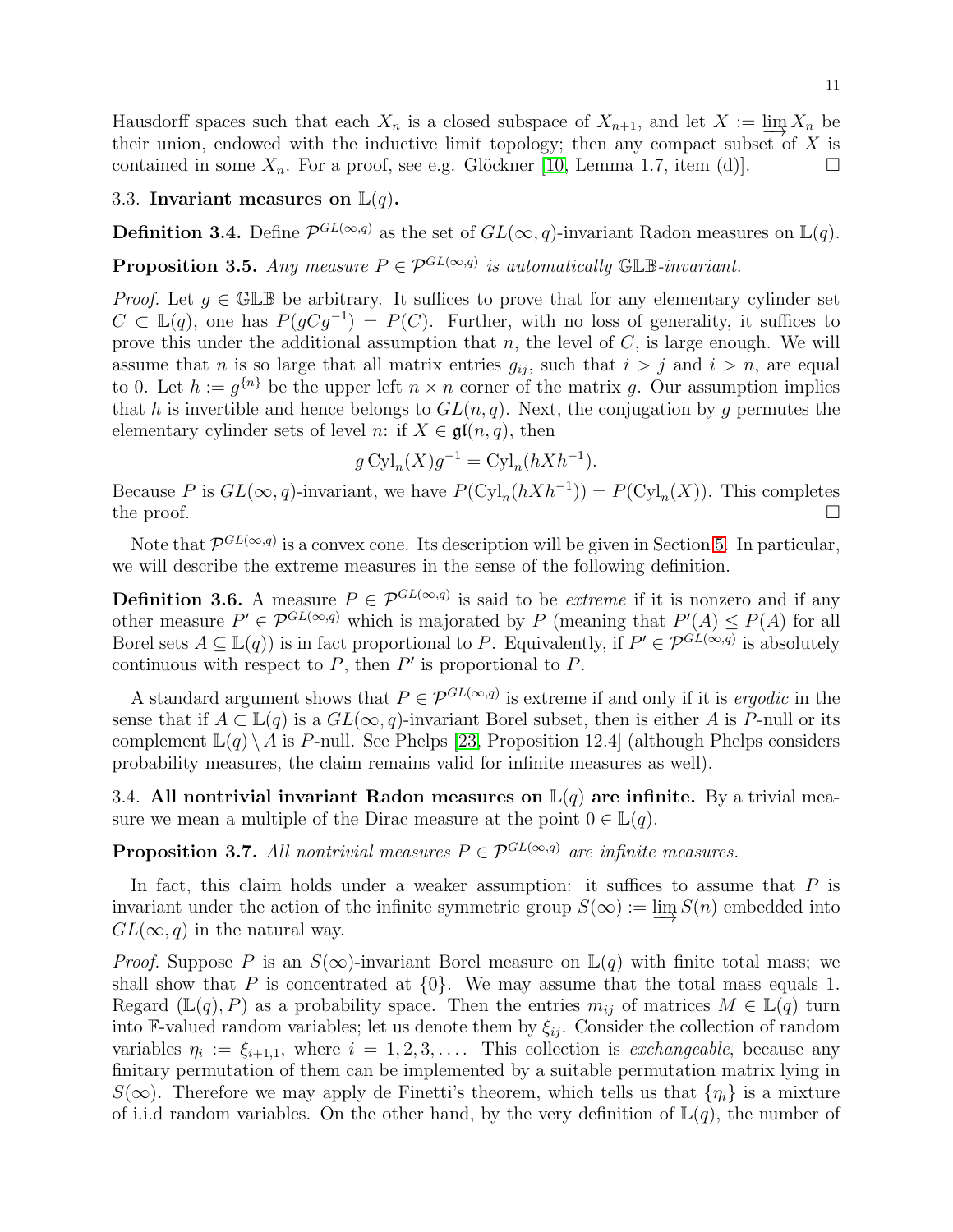Hausdorff spaces such that each $X_n$ is a closed subspace of $X_{n+1}$, and let $X := \varinjlim X_n$ be their union, endowed with the inductive limit topology; then any compact subset of $X$ is contained in some $X_n$. For a proof, see e.g. Glöckner [10, Lemma 1.7, item (d)]. $\square$

### 3.3. Invariant measures on $\mathbb{L}(q)$.

**Definition 3.4.** Define $\mathcal{P}^{GL(\infty,q)}$ as the set of $GL(\infty, q)$-invariant Radon measures on $\mathbb{L}(q)$.

**Proposition 3.5.** *Any measure $P \in \mathcal{P}^{GL(\infty,q)}$ is automatically $\mathbb{GLB}$-invariant.*

*Proof.* Let $g \in \mathbb{GLB}$ be arbitrary. It suffices to prove that for any elementary cylinder set $C \subset \mathbb{L}(q)$, one has $P(gCg^{-1}) = P(C)$. Further, with no loss of generality, it suffices to prove this under the additional assumption that $n$, the level of $C$, is large enough. We will assume that $n$ is so large that all matrix entries $g_{ij}$, such that $i > j$ and $i > n$, are equal to 0. Let $h := g^{\{n\}}$ be the upper left $n \times n$ corner of the matrix $g$. Our assumption implies that $h$ is invertible and hence belongs to $GL(n, q)$. Next, the conjugation by $g$ permutes the elementary cylinder sets of level $n$: if $X \in \mathfrak{gl}(n, q)$, then

$$g \operatorname{Cyl}_n(X) g^{-1} = \operatorname{Cyl}_n(hXh^{-1}).$$

Because $P$ is $GL(\infty, q)$-invariant, we have $P(\operatorname{Cyl}_n(hXh^{-1})) = P(\operatorname{Cyl}_n(X))$. This completes the proof. $\square$

Note that $\mathcal{P}^{GL(\infty,q)}$ is a convex cone. Its description will be given in Section 5. In particular, we will describe the extreme measures in the sense of the following definition.

**Definition 3.6.** A measure $P \in \mathcal{P}^{GL(\infty,q)}$ is said to be *extreme* if it is nonzero and if any other measure $P' \in \mathcal{P}^{GL(\infty,q)}$ which is majorated by $P$ (meaning that $P'(A) \le P(A)$ for all Borel sets $A \subseteq \mathbb{L}(q)$) is in fact proportional to $P$. Equivalently, if $P' \in \mathcal{P}^{GL(\infty,q)}$ is absolutely continuous with respect to $P$, then $P'$ is proportional to $P$.

A standard argument shows that $P \in \mathcal{P}^{GL(\infty,q)}$ is extreme if and only if it is *ergodic* in the sense that if $A \subset \mathbb{L}(q)$ is a $GL(\infty, q)$-invariant Borel subset, then is either $A$ is $P$-null or its complement $\mathbb{L}(q) \setminus A$ is $P$-null. See Phelps [23, Proposition 12.4] (although Phelps considers probability measures, the claim remains valid for infinite measures as well).

### 3.4. All nontrivial invariant Radon measures on $\mathbb{L}(q)$ are infinite.

By a trivial measure we mean a multiple of the Dirac measure at the point $0 \in \mathbb{L}(q)$.

**Proposition 3.7.** *All nontrivial measures $P \in \mathcal{P}^{GL(\infty,q)}$ are infinite measures.*

In fact, this claim holds under a weaker assumption: it suffices to assume that $P$ is invariant under the action of the infinite symmetric group $S(\infty) := \varinjlim S(n)$ embedded into $GL(\infty, q)$ in the natural way.

*Proof.* Suppose $P$ is an $S(\infty)$-invariant Borel measure on $\mathbb{L}(q)$ with finite total mass; we shall show that $P$ is concentrated at $\{0\}$. We may assume that the total mass equals 1. Regard $(\mathbb{L}(q), P)$ as a probability space. Then the entries $m_{ij}$ of matrices $M \in \mathbb{L}(q)$ turn into $\mathbb{F}$-valued random variables; let us denote them by $\xi_{ij}$. Consider the collection of random variables $\eta_i := \xi_{i+1,1}$, where $i = 1, 2, 3, \ldots$. This collection is *exchangeable*, because any finitary permutation of them can be implemented by a suitable permutation matrix lying in $S(\infty)$. Therefore we may apply de Finetti's theorem, which tells us that $\{\eta_i\}$ is a mixture of i.i.d random variables. On the other hand, by the very definition of $\mathbb{L}(q)$, the number of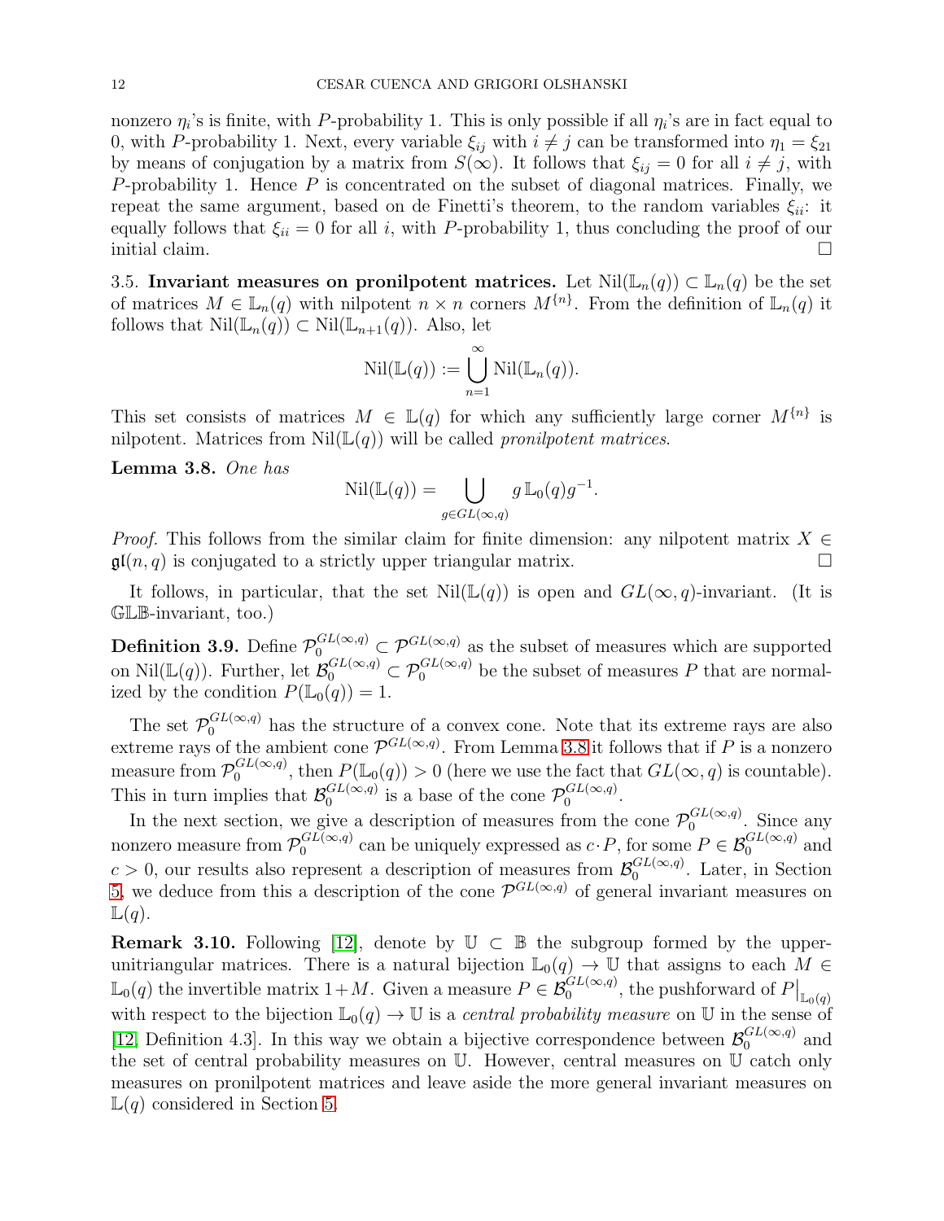nonzero $\eta_i$'s is finite, with $P$-probability 1. This is only possible if all $\eta_i$'s are in fact equal to 0, with $P$-probability 1. Next, every variable $\xi_{ij}$ with $i \neq j$ can be transformed into $\eta_1 = \xi_{21}$ by means of conjugation by a matrix from $S(\infty)$. It follows that $\xi_{ij} = 0$ for all $i \neq j$, with $P$-probability 1. Hence $P$ is concentrated on the subset of diagonal matrices. Finally, we repeat the same argument, based on de Finetti's theorem, to the random variables $\xi_{ii}$: it equally follows that $\xi_{ii} = 0$ for all $i$, with $P$-probability 1, thus concluding the proof of our initial claim. □

### 3.5. Invariant measures on pronilpotent matrices.

Let $\mathrm{Nil}(\mathbb{L}_n(q)) \subset \mathbb{L}_n(q)$ be the set of matrices $M \in \mathbb{L}_n(q)$ with nilpotent $n \times n$ corners $M^{\{n\}}$. From the definition of $\mathbb{L}_n(q)$ it follows that $\mathrm{Nil}(\mathbb{L}_n(q)) \subset \mathrm{Nil}(\mathbb{L}_{n+1}(q))$. Also, let

$$\mathrm{Nil}(\mathbb{L}(q)) := \bigcup_{n=1}^{\infty} \mathrm{Nil}(\mathbb{L}_n(q)).$$

This set consists of matrices $M \in \mathbb{L}(q)$ for which any sufficiently large corner $M^{\{n\}}$ is nilpotent. Matrices from $\mathrm{Nil}(\mathbb{L}(q))$ will be called *pronilpotent matrices*.

**Lemma 3.8.** *One has*

$$\mathrm{Nil}(\mathbb{L}(q)) = \bigcup_{g \in GL(\infty,q)} g\, \mathbb{L}_0(q) g^{-1}.$$

*Proof.* This follows from the similar claim for finite dimension: any nilpotent matrix $X \in \mathfrak{gl}(n, q)$ is conjugated to a strictly upper triangular matrix. □

It follows, in particular, that the set $\mathrm{Nil}(\mathbb{L}(q))$ is open and $GL(\infty, q)$-invariant. (It is $\mathbb{GLB}$-invariant, too.)

**Definition 3.9.** Define $\mathcal{P}_0^{GL(\infty,q)} \subset \mathcal{P}^{GL(\infty,q)}$ as the subset of measures which are supported on $\mathrm{Nil}(\mathbb{L}(q))$. Further, let $\mathcal{B}_0^{GL(\infty,q)} \subset \mathcal{P}_0^{GL(\infty,q)}$ be the subset of measures $P$ that are normalized by the condition $P(\mathbb{L}_0(q)) = 1$.

The set $\mathcal{P}_0^{GL(\infty,q)}$ has the structure of a convex cone. Note that its extreme rays are also extreme rays of the ambient cone $\mathcal{P}^{GL(\infty,q)}$. From Lemma 3.8 it follows that if $P$ is a nonzero measure from $\mathcal{P}_0^{GL(\infty,q)}$, then $P(\mathbb{L}_0(q)) > 0$ (here we use the fact that $GL(\infty, q)$ is countable). This in turn implies that $\mathcal{B}_0^{GL(\infty,q)}$ is a base of the cone $\mathcal{P}_0^{GL(\infty,q)}$.

In the next section, we give a description of measures from the cone $\mathcal{P}_0^{GL(\infty,q)}$. Since any nonzero measure from $\mathcal{P}_0^{GL(\infty,q)}$ can be uniquely expressed as $c \cdot P$, for some $P \in \mathcal{B}_0^{GL(\infty,q)}$ and $c > 0$, our results also represent a description of measures from $\mathcal{B}_0^{GL(\infty,q)}$. Later, in Section 5, we deduce from this a description of the cone $\mathcal{P}^{GL(\infty,q)}$ of general invariant measures on $\mathbb{L}(q)$.

**Remark 3.10.** Following [12], denote by $\mathbb{U} \subset \mathbb{B}$ the subgroup formed by the upper-unitriangular matrices. There is a natural bijection $\mathbb{L}_0(q) \to \mathbb{U}$ that assigns to each $M \in \mathbb{L}_0(q)$ the invertible matrix $1 + M$. Given a measure $P \in \mathcal{B}_0^{GL(\infty,q)}$, the pushforward of $P\big|_{\mathbb{L}_0(q)}$ with respect to the bijection $\mathbb{L}_0(q) \to \mathbb{U}$ is a *central probability measure* on $\mathbb{U}$ in the sense of [12, Definition 4.3]. In this way we obtain a bijective correspondence between $\mathcal{B}_0^{GL(\infty,q)}$ and the set of central probability measures on $\mathbb{U}$. However, central measures on $\mathbb{U}$ catch only measures on pronilpotent matrices and leave aside the more general invariant measures on $\mathbb{L}(q)$ considered in Section 5.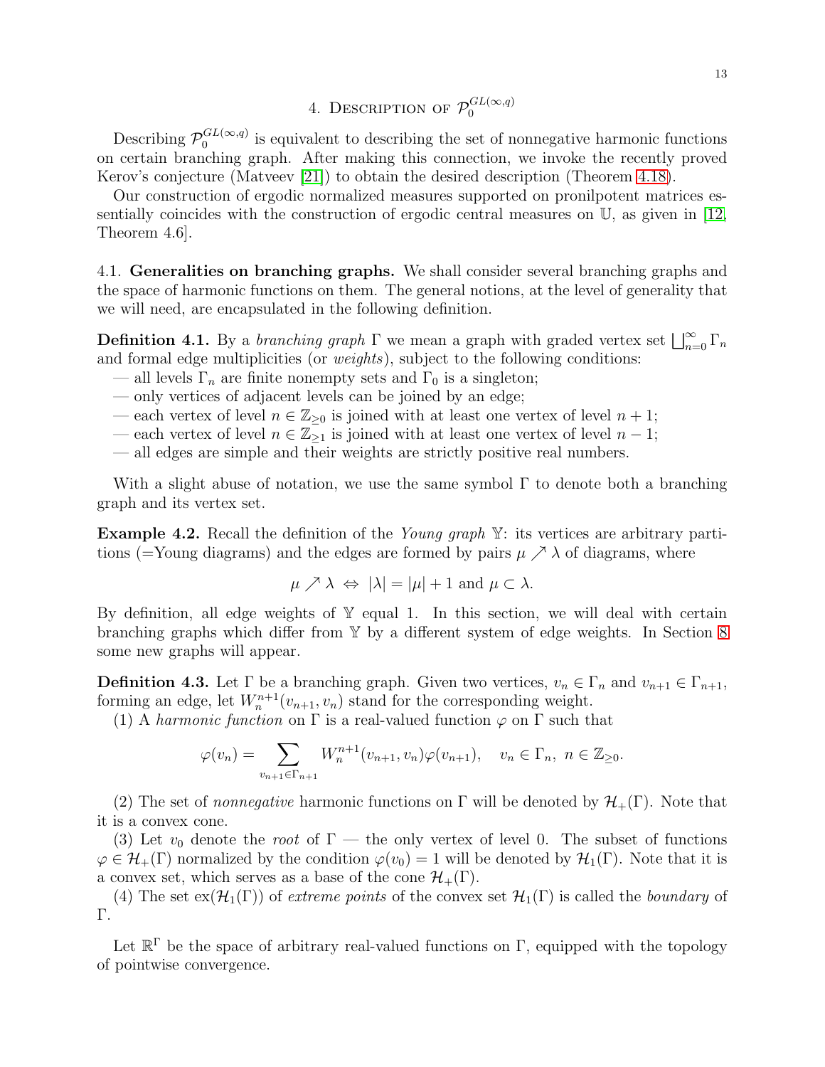## 4. Description of $\mathcal{P}_0^{GL(\infty,q)}$

Describing $\mathcal{P}_0^{GL(\infty,q)}$ is equivalent to describing the set of nonnegative harmonic functions on certain branching graph. After making this connection, we invoke the recently proved Kerov's conjecture (Matveev [21]) to obtain the desired description (Theorem 4.18).

Our construction of ergodic normalized measures supported on pronilpotent matrices essentially coincides with the construction of ergodic central measures on $\mathbb{U}$, as given in [12, Theorem 4.6].

### 4.1. Generalities on branching graphs.

We shall consider several branching graphs and the space of harmonic functions on them. The general notions, at the level of generality that we will need, are encapsulated in the following definition.

**Definition 4.1.** By a *branching graph* $\Gamma$ we mean a graph with graded vertex set $\bigsqcup_{n=0}^{\infty}\Gamma_n$ and formal edge multiplicities (or *weights*), subject to the following conditions:

— all levels $\Gamma_n$ are finite nonempty sets and $\Gamma_0$ is a singleton;
— only vertices of adjacent levels can be joined by an edge;
— each vertex of level $n \in \mathbb{Z}_{\ge 0}$ is joined with at least one vertex of level $n+1$;
— each vertex of level $n \in \mathbb{Z}_{\ge 1}$ is joined with at least one vertex of level $n-1$;
— all edges are simple and their weights are strictly positive real numbers.

With a slight abuse of notation, we use the same symbol $\Gamma$ to denote both a branching graph and its vertex set.

**Example 4.2.** Recall the definition of the *Young graph* $\mathbb{Y}$: its vertices are arbitrary partitions (=Young diagrams) and the edges are formed by pairs $\mu \nearrow \lambda$ of diagrams, where

$$\mu \nearrow \lambda \ \Leftrightarrow\ |\lambda| = |\mu| + 1 \text{ and } \mu \subset \lambda.$$

By definition, all edge weights of $\mathbb{Y}$ equal 1. In this section, we will deal with certain branching graphs which differ from $\mathbb{Y}$ by a different system of edge weights. In Section 8 some new graphs will appear.

**Definition 4.3.** Let $\Gamma$ be a branching graph. Given two vertices, $v_n \in \Gamma_n$ and $v_{n+1} \in \Gamma_{n+1}$, forming an edge, let $W_n^{n+1}(v_{n+1}, v_n)$ stand for the corresponding weight.

(1) A *harmonic function* on $\Gamma$ is a real-valued function $\varphi$ on $\Gamma$ such that

$$\varphi(v_n) = \sum_{v_{n+1}\in\Gamma_{n+1}} W_n^{n+1}(v_{n+1}, v_n)\varphi(v_{n+1}), \quad v_n \in \Gamma_n,\ n \in \mathbb{Z}_{\ge 0}.$$

(2) The set of *nonnegative* harmonic functions on $\Gamma$ will be denoted by $\mathcal{H}_+(\Gamma)$. Note that it is a convex cone.

(3) Let $v_0$ denote the *root* of $\Gamma$ — the only vertex of level 0. The subset of functions $\varphi \in \mathcal{H}_+(\Gamma)$ normalized by the condition $\varphi(v_0) = 1$ will be denoted by $\mathcal{H}_1(\Gamma)$. Note that it is a convex set, which serves as a base of the cone $\mathcal{H}_+(\Gamma)$.

(4) The set $\mathrm{ex}(\mathcal{H}_1(\Gamma))$ of *extreme points* of the convex set $\mathcal{H}_1(\Gamma)$ is called the *boundary* of $\Gamma$.

Let $\mathbb{R}^\Gamma$ be the space of arbitrary real-valued functions on $\Gamma$, equipped with the topology of pointwise convergence.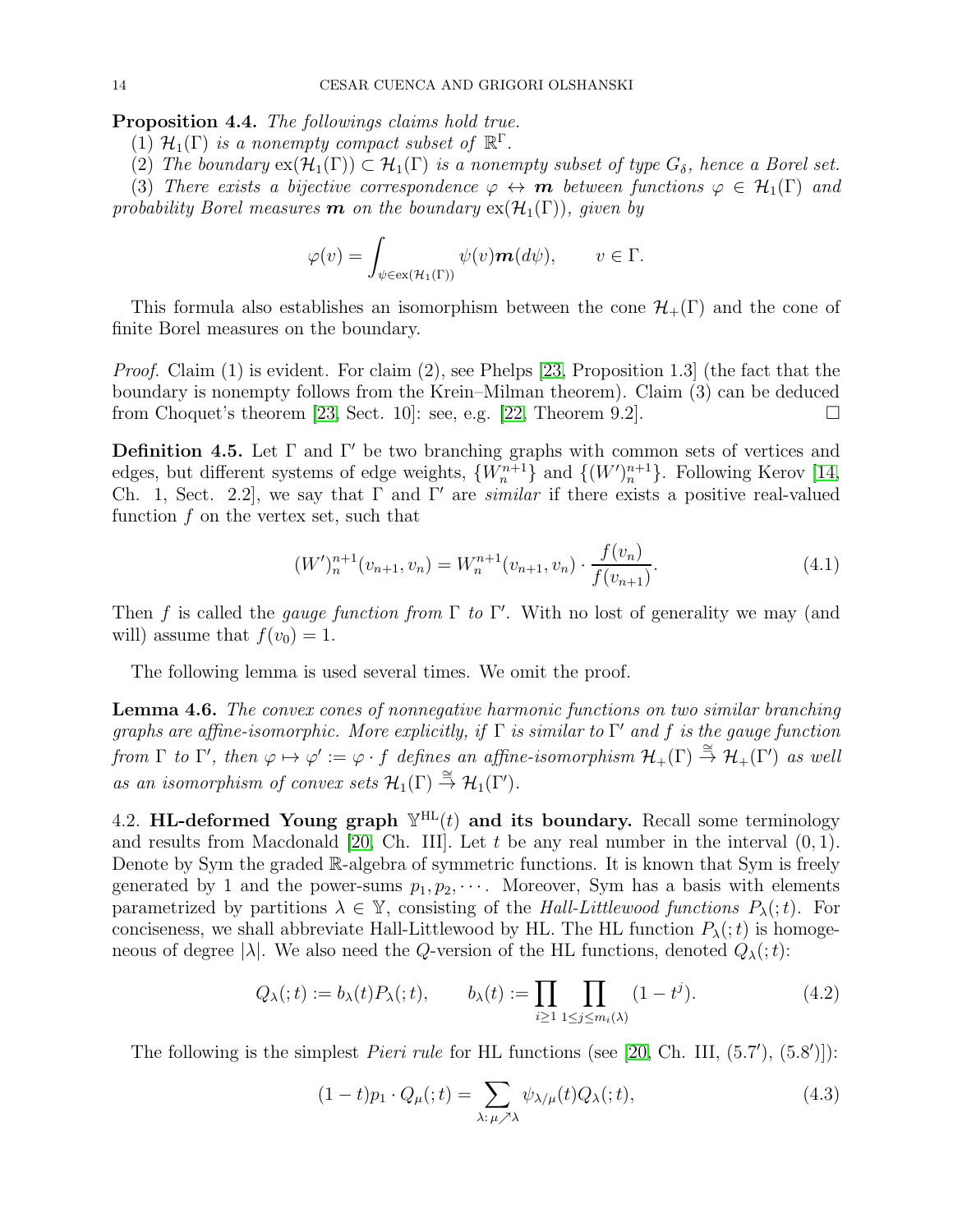**Proposition 4.4.** *The followings claims hold true.*

(1) $\mathcal{H}_1(\Gamma)$ *is a nonempty compact subset of* $\mathbb{R}^\Gamma$.

(2) *The boundary* $\operatorname{ex}(\mathcal{H}_1(\Gamma)) \subset \mathcal{H}_1(\Gamma)$ *is a nonempty subset of type* $G_\delta$*, hence a Borel set.*

(3) *There exists a bijective correspondence* $\varphi \leftrightarrow \boldsymbol{m}$ *between functions* $\varphi \in \mathcal{H}_1(\Gamma)$ *and probability Borel measures* $\boldsymbol{m}$ *on the boundary* $\operatorname{ex}(\mathcal{H}_1(\Gamma))$*, given by*

$$\varphi(v) = \int_{\psi \in \operatorname{ex}(\mathcal{H}_1(\Gamma))} \psi(v) \boldsymbol{m}(d\psi), \qquad v \in \Gamma.$$

This formula also establishes an isomorphism between the cone $\mathcal{H}_+(\Gamma)$ and the cone of finite Borel measures on the boundary.

*Proof.* Claim (1) is evident. For claim (2), see Phelps [23, Proposition 1.3] (the fact that the boundary is nonempty follows from the Krein–Milman theorem). Claim (3) can be deduced from Choquet's theorem [23, Sect. 10]: see, e.g. [22, Theorem 9.2]. □

**Definition 4.5.** Let $\Gamma$ and $\Gamma'$ be two branching graphs with common sets of vertices and edges, but different systems of edge weights, $\{W_n^{n+1}\}$ and $\{(W')_n^{n+1}\}$. Following Kerov [14, Ch. 1, Sect. 2.2], we say that $\Gamma$ and $\Gamma'$ are *similar* if there exists a positive real-valued function $f$ on the vertex set, such that

$$(W')_n^{n+1}(v_{n+1}, v_n) = W_n^{n+1}(v_{n+1}, v_n) \cdot \frac{f(v_n)}{f(v_{n+1})}. \tag{4.1}$$

Then $f$ is called the *gauge function from* $\Gamma$ *to* $\Gamma'$. With no lost of generality we may (and will) assume that $f(v_0) = 1$.

The following lemma is used several times. We omit the proof.

**Lemma 4.6.** *The convex cones of nonnegative harmonic functions on two similar branching graphs are affine-isomorphic. More explicitly, if* $\Gamma$ *is similar to* $\Gamma'$ *and* $f$ *is the gauge function from* $\Gamma$ *to* $\Gamma'$*, then* $\varphi \mapsto \varphi' := \varphi \cdot f$ *defines an affine-isomorphism* $\mathcal{H}_+(\Gamma) \overset{\cong}{\to} \mathcal{H}_+(\Gamma')$ *as well as an isomorphism of convex sets* $\mathcal{H}_1(\Gamma) \overset{\cong}{\to} \mathcal{H}_1(\Gamma')$.

## 4.2. HL-deformed Young graph $\mathbb{Y}^{\mathrm{HL}}(t)$ and its boundary.

Recall some terminology and results from Macdonald [20, Ch. III]. Let $t$ be any real number in the interval $(0, 1)$. Denote by Sym the graded $\mathbb{R}$-algebra of symmetric functions. It is known that Sym is freely generated by 1 and the power-sums $p_1, p_2, \cdots$. Moreover, Sym has a basis with elements parametrized by partitions $\lambda \in \mathbb{Y}$, consisting of the *Hall-Littlewood functions* $P_\lambda(;t)$. For conciseness, we shall abbreviate Hall-Littlewood by HL. The HL function $P_\lambda(;t)$ is homogeneous of degree $|\lambda|$. We also need the $Q$-version of the HL functions, denoted $Q_\lambda(;t)$:

$$Q_\lambda(;t) := b_\lambda(t) P_\lambda(;t), \qquad b_\lambda(t) := \prod_{i \geq 1} \prod_{1 \leq j \leq m_i(\lambda)} (1 - t^j). \tag{4.2}$$

The following is the simplest *Pieri rule* for HL functions (see [20, Ch. III, (5.7′), (5.8′)]):

$$(1-t) p_1 \cdot Q_\mu(;t) = \sum_{\lambda:\, \mu \nearrow \lambda} \psi_{\lambda/\mu}(t) Q_\lambda(;t), \tag{4.3}$$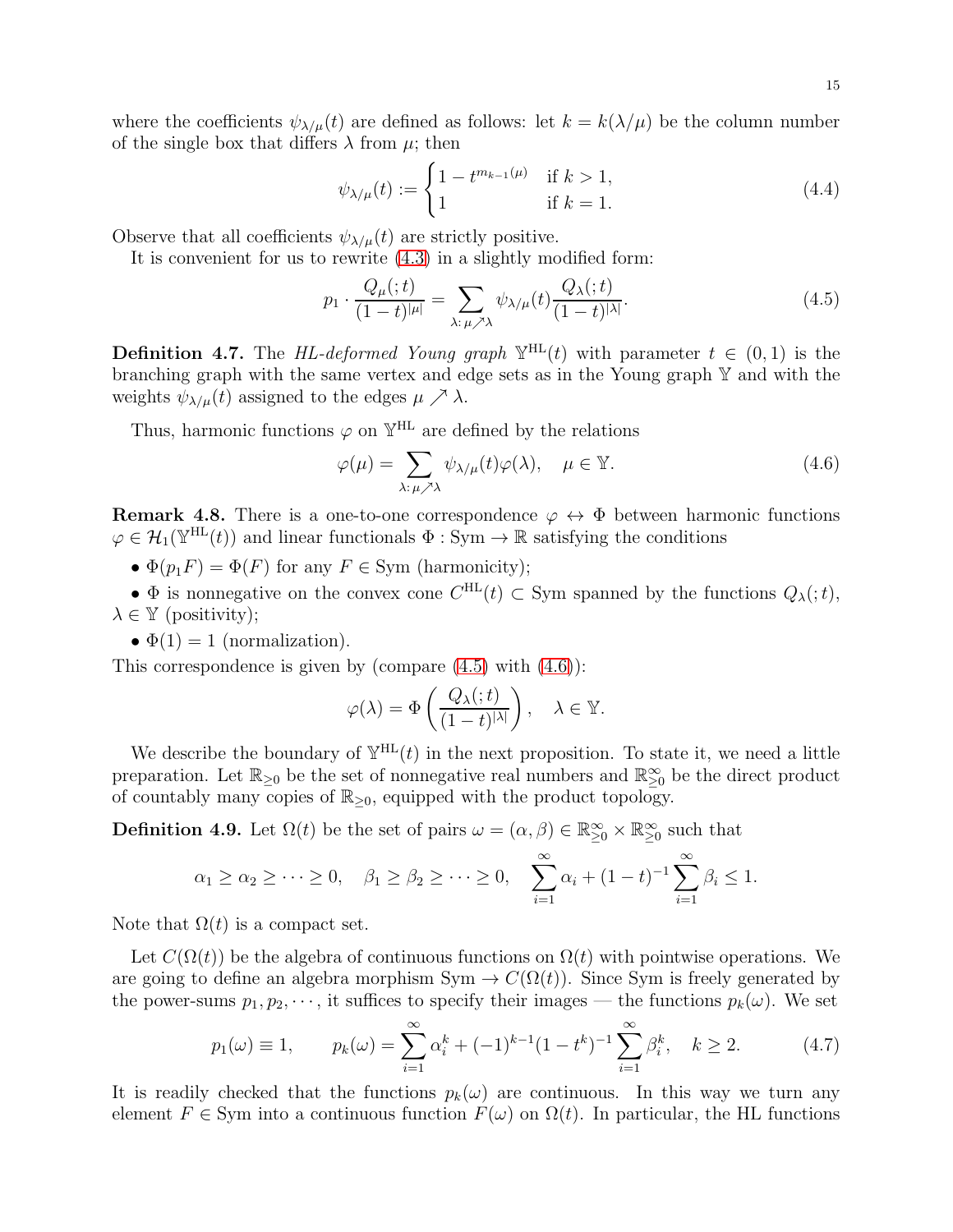where the coefficients $\psi_{\lambda/\mu}(t)$ are defined as follows: let $k = k(\lambda/\mu)$ be the column number of the single box that differs $\lambda$ from $\mu$; then

$$\psi_{\lambda/\mu}(t) := \begin{cases} 1 - t^{m_{k-1}(\mu)} & \text{if } k > 1, \\ 1 & \text{if } k = 1. \end{cases} \tag{4.4}$$

Observe that all coefficients $\psi_{\lambda/\mu}(t)$ are strictly positive.

It is convenient for us to rewrite (4.3) in a slightly modified form:

$$p_1 \cdot \frac{Q_\mu(;t)}{(1-t)^{|\mu|}} = \sum_{\lambda:\, \mu \nearrow \lambda} \psi_{\lambda/\mu}(t) \frac{Q_\lambda(;t)}{(1-t)^{|\lambda|}}. \tag{4.5}$$

**Definition 4.7.** The *HL-deformed Young graph* $\mathbb{Y}^{\mathrm{HL}}(t)$ with parameter $t \in (0,1)$ is the branching graph with the same vertex and edge sets as in the Young graph $\mathbb{Y}$ and with the weights $\psi_{\lambda/\mu}(t)$ assigned to the edges $\mu \nearrow \lambda$.

Thus, harmonic functions $\varphi$ on $\mathbb{Y}^{\mathrm{HL}}$ are defined by the relations

$$\varphi(\mu) = \sum_{\lambda:\, \mu \nearrow \lambda} \psi_{\lambda/\mu}(t) \varphi(\lambda), \quad \mu \in \mathbb{Y}. \tag{4.6}$$

**Remark 4.8.** There is a one-to-one correspondence $\varphi \leftrightarrow \Phi$ between harmonic functions $\varphi \in \mathcal{H}_1(\mathbb{Y}^{\mathrm{HL}}(t))$ and linear functionals $\Phi : \mathrm{Sym} \to \mathbb{R}$ satisfying the conditions

- $\Phi(p_1 F) = \Phi(F)$ for any $F \in \mathrm{Sym}$ (harmonicity);
- $\Phi$ is nonnegative on the convex cone $C^{\mathrm{HL}}(t) \subset \mathrm{Sym}$ spanned by the functions $Q_\lambda(;t)$, $\lambda \in \mathbb{Y}$ (positivity);
- $\Phi(1) = 1$ (normalization).

This correspondence is given by (compare (4.5) with (4.6)):

$$\varphi(\lambda) = \Phi\left( \frac{Q_\lambda(;t)}{(1-t)^{|\lambda|}} \right), \quad \lambda \in \mathbb{Y}.$$

We describe the boundary of $\mathbb{Y}^{\mathrm{HL}}(t)$ in the next proposition. To state it, we need a little preparation. Let $\mathbb{R}_{\ge 0}$ be the set of nonnegative real numbers and $\mathbb{R}_{\ge 0}^\infty$ be the direct product of countably many copies of $\mathbb{R}_{\ge 0}$, equipped with the product topology.

**Definition 4.9.** Let $\Omega(t)$ be the set of pairs $\omega = (\alpha, \beta) \in \mathbb{R}_{\ge 0}^\infty \times \mathbb{R}_{\ge 0}^\infty$ such that

$$\alpha_1 \ge \alpha_2 \ge \cdots \ge 0, \quad \beta_1 \ge \beta_2 \ge \cdots \ge 0, \quad \sum_{i=1}^\infty \alpha_i + (1-t)^{-1} \sum_{i=1}^\infty \beta_i \le 1.$$

Note that $\Omega(t)$ is a compact set.

Let $C(\Omega(t))$ be the algebra of continuous functions on $\Omega(t)$ with pointwise operations. We are going to define an algebra morphism $\mathrm{Sym} \to C(\Omega(t))$. Since Sym is freely generated by the power-sums $p_1, p_2, \cdots$, it suffices to specify their images — the functions $p_k(\omega)$. We set

$$p_1(\omega) \equiv 1, \qquad p_k(\omega) = \sum_{i=1}^\infty \alpha_i^k + (-1)^{k-1}(1-t^k)^{-1} \sum_{i=1}^\infty \beta_i^k, \quad k \ge 2. \tag{4.7}$$

It is readily checked that the functions $p_k(\omega)$ are continuous. In this way we turn any element $F \in \mathrm{Sym}$ into a continuous function $F(\omega)$ on $\Omega(t)$. In particular, the HL functions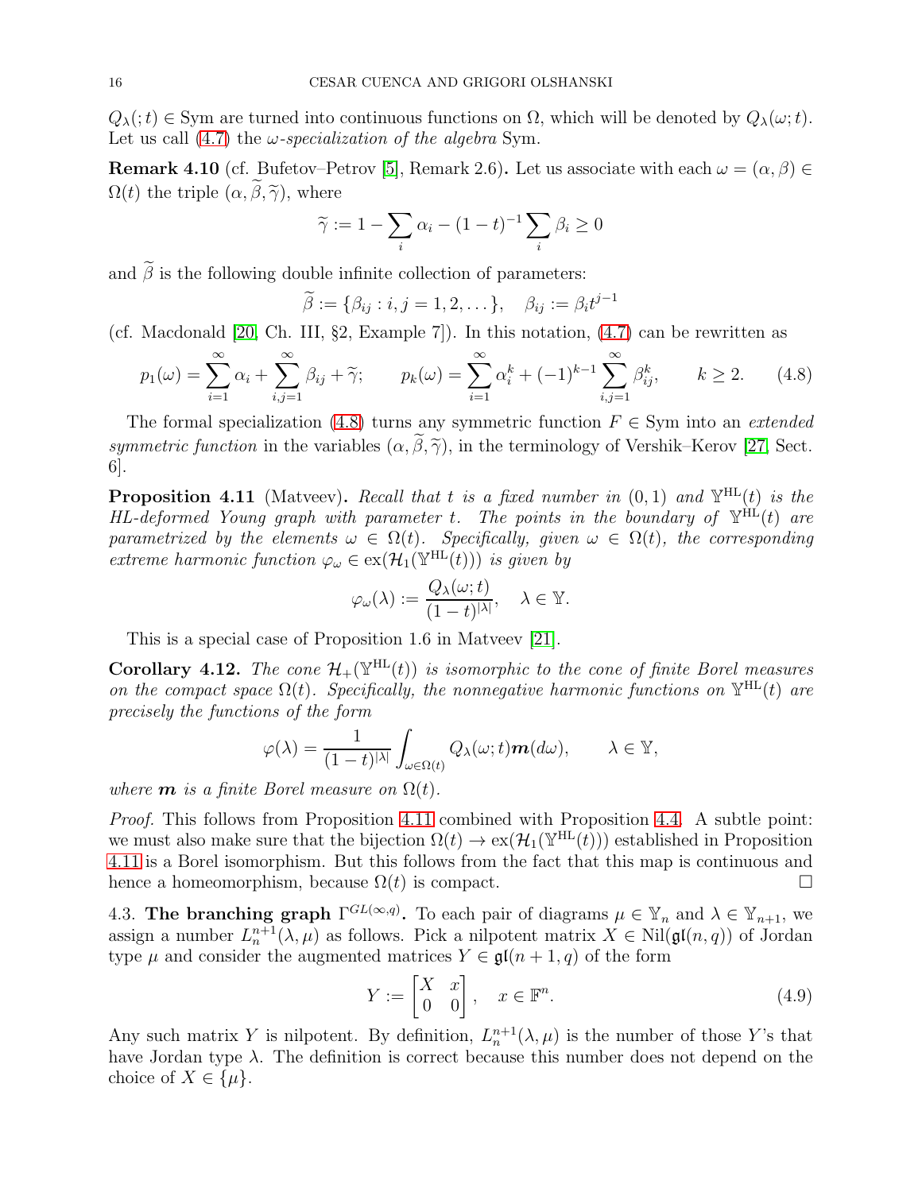$Q_\lambda(;t) \in \mathrm{Sym}$ are turned into continuous functions on $\Omega$, which will be denoted by $Q_\lambda(\omega;t)$. Let us call (4.7) the *$\omega$-specialization of the algebra* Sym.

**Remark 4.10** (cf. Bufetov–Petrov [5], Remark 2.6)**.** Let us associate with each $\omega = (\alpha, \beta) \in \Omega(t)$ the triple $(\alpha, \widetilde{\beta}, \widetilde{\gamma})$, where

$$\widetilde{\gamma} := 1 - \sum_i \alpha_i - (1-t)^{-1} \sum_i \beta_i \geq 0$$

and $\widetilde{\beta}$ is the following double infinite collection of parameters:

$$\widetilde{\beta} := \{\beta_{ij} : i, j = 1, 2, \dots\}, \quad \beta_{ij} := \beta_i t^{j-1}$$

(cf. Macdonald [20, Ch. III, §2, Example 7]). In this notation, (4.7) can be rewritten as

$$p_1(\omega) = \sum_{i=1}^\infty \alpha_i + \sum_{i,j=1}^\infty \beta_{ij} + \widetilde{\gamma}; \qquad p_k(\omega) = \sum_{i=1}^\infty \alpha_i^k + (-1)^{k-1} \sum_{i,j=1}^\infty \beta_{ij}^k, \qquad k \geq 2. \tag{4.8}$$

The formal specialization (4.8) turns any symmetric function $F \in \mathrm{Sym}$ into an *extended symmetric function* in the variables $(\alpha, \widetilde{\beta}, \widetilde{\gamma})$, in the terminology of Vershik–Kerov [27, Sect. 6].

**Proposition 4.11** (Matveev)**.** *Recall that $t$ is a fixed number in $(0,1)$ and $\mathbb{Y}^{\mathrm{HL}}(t)$ is the HL-deformed Young graph with parameter $t$. The points in the boundary of $\mathbb{Y}^{\mathrm{HL}}(t)$ are parametrized by the elements $\omega \in \Omega(t)$. Specifically, given $\omega \in \Omega(t)$, the corresponding extreme harmonic function $\varphi_\omega \in \mathrm{ex}(\mathcal{H}_1(\mathbb{Y}^{\mathrm{HL}}(t)))$ is given by*

$$\varphi_\omega(\lambda) := \frac{Q_\lambda(\omega;t)}{(1-t)^{|\lambda|}}, \quad \lambda \in \mathbb{Y}.$$

This is a special case of Proposition 1.6 in Matveev [21].

**Corollary 4.12.** *The cone $\mathcal{H}_+(\mathbb{Y}^{\mathrm{HL}}(t))$ is isomorphic to the cone of finite Borel measures on the compact space $\Omega(t)$. Specifically, the nonnegative harmonic functions on $\mathbb{Y}^{\mathrm{HL}}(t)$ are precisely the functions of the form*

$$\varphi(\lambda) = \frac{1}{(1-t)^{|\lambda|}} \int_{\omega \in \Omega(t)} Q_\lambda(\omega;t) \boldsymbol{m}(d\omega), \qquad \lambda \in \mathbb{Y},$$

*where $\boldsymbol{m}$ is a finite Borel measure on $\Omega(t)$.*

*Proof.* This follows from Proposition 4.11 combined with Proposition 4.4. A subtle point: we must also make sure that the bijection $\Omega(t) \to \mathrm{ex}(\mathcal{H}_1(\mathbb{Y}^{\mathrm{HL}}(t)))$ established in Proposition 4.11 is a Borel isomorphism. But this follows from the fact that this map is continuous and hence a homeomorphism, because $\Omega(t)$ is compact. □

4.3. **The branching graph $\Gamma^{GL(\infty,q)}$.** To each pair of diagrams $\mu \in \mathbb{Y}_n$ and $\lambda \in \mathbb{Y}_{n+1}$, we assign a number $L_n^{n+1}(\lambda, \mu)$ as follows. Pick a nilpotent matrix $X \in \mathrm{Nil}(\mathfrak{gl}(n,q))$ of Jordan type $\mu$ and consider the augmented matrices $Y \in \mathfrak{gl}(n+1, q)$ of the form

$$Y := \begin{bmatrix} X & x \\ 0 & 0 \end{bmatrix}, \quad x \in \mathbb{F}^n. \tag{4.9}$$

Any such matrix $Y$ is nilpotent. By definition, $L_n^{n+1}(\lambda, \mu)$ is the number of those $Y$'s that have Jordan type $\lambda$. The definition is correct because this number does not depend on the choice of $X \in \{\mu\}$.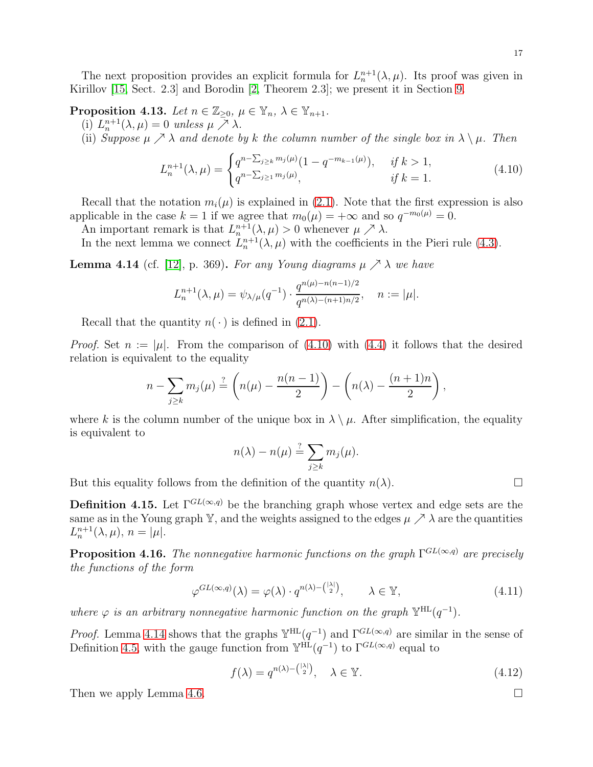The next proposition provides an explicit formula for $L_n^{n+1}(\lambda,\mu)$. Its proof was given in Kirillov [15, Sect. 2.3] and Borodin [2, Theorem 2.3]; we present it in Section 9.

**Proposition 4.13.** *Let $n \in \mathbb{Z}_{\ge 0}$, $\mu \in \mathbb{Y}_n$, $\lambda \in \mathbb{Y}_{n+1}$.*

(i) *$L_n^{n+1}(\lambda,\mu) = 0$ unless $\mu \nearrow \lambda$.*

(ii) *Suppose $\mu \nearrow \lambda$ and denote by $k$ the column number of the single box in $\lambda \setminus \mu$. Then*

$$L_n^{n+1}(\lambda,\mu) = \begin{cases} q^{n-\sum_{j\ge k} m_j(\mu)}(1-q^{-m_{k-1}(\mu)}), & \text{if } k>1, \\ q^{n-\sum_{j\ge 1} m_j(\mu)}, & \text{if } k=1. \end{cases} \tag{4.10}$$

Recall that the notation $m_i(\mu)$ is explained in (2.1). Note that the first expression is also applicable in the case $k=1$ if we agree that $m_0(\mu)=+\infty$ and so $q^{-m_0(\mu)}=0$.

An important remark is that $L_n^{n+1}(\lambda,\mu) > 0$ whenever $\mu \nearrow \lambda$.

In the next lemma we connect $L_n^{n+1}(\lambda,\mu)$ with the coefficients in the Pieri rule (4.3).

**Lemma 4.14** (cf. [12], p. 369)**.** *For any Young diagrams $\mu \nearrow \lambda$ we have*

$$L_n^{n+1}(\lambda,\mu) = \psi_{\lambda/\mu}(q^{-1}) \cdot \frac{q^{n(\mu)-n(n-1)/2}}{q^{n(\lambda)-(n+1)n/2}}, \quad n := |\mu|.$$

Recall that the quantity $n(\,\cdot\,)$ is defined in (2.1).

*Proof.* Set $n := |\mu|$. From the comparison of (4.10) with (4.4) it follows that the desired relation is equivalent to the equality

$$n - \sum_{j\ge k} m_j(\mu) \overset{?}{=} \left(n(\mu) - \frac{n(n-1)}{2}\right) - \left(n(\lambda) - \frac{(n+1)n}{2}\right),$$

where $k$ is the column number of the unique box in $\lambda\setminus\mu$. After simplification, the equality is equivalent to

$$n(\lambda) - n(\mu) \overset{?}{=} \sum_{j\ge k} m_j(\mu).$$

But this equality follows from the definition of the quantity $n(\lambda)$. $\square$

**Definition 4.15.** Let $\Gamma^{GL(\infty,q)}$ be the branching graph whose vertex and edge sets are the same as in the Young graph $\mathbb{Y}$, and the weights assigned to the edges $\mu \nearrow \lambda$ are the quantities $L_n^{n+1}(\lambda,\mu)$, $n=|\mu|$.

**Proposition 4.16.** *The nonnegative harmonic functions on the graph $\Gamma^{GL(\infty,q)}$ are precisely the functions of the form*

$$\varphi^{GL(\infty,q)}(\lambda) = \varphi(\lambda)\cdot q^{n(\lambda)-\binom{|\lambda|}{2}}, \qquad \lambda\in\mathbb{Y}, \tag{4.11}$$

*where $\varphi$ is an arbitrary nonnegative harmonic function on the graph $\mathbb{Y}^{\mathrm{HL}}(q^{-1})$.*

*Proof.* Lemma 4.14 shows that the graphs $\mathbb{Y}^{\mathrm{HL}}(q^{-1})$ and $\Gamma^{GL(\infty,q)}$ are similar in the sense of Definition 4.5, with the gauge function from $\mathbb{Y}^{\mathrm{HL}}(q^{-1})$ to $\Gamma^{GL(\infty,q)}$ equal to

$$f(\lambda) = q^{n(\lambda)-\binom{|\lambda|}{2}}, \quad \lambda\in\mathbb{Y}. \tag{4.12}$$

Then we apply Lemma 4.6. $\square$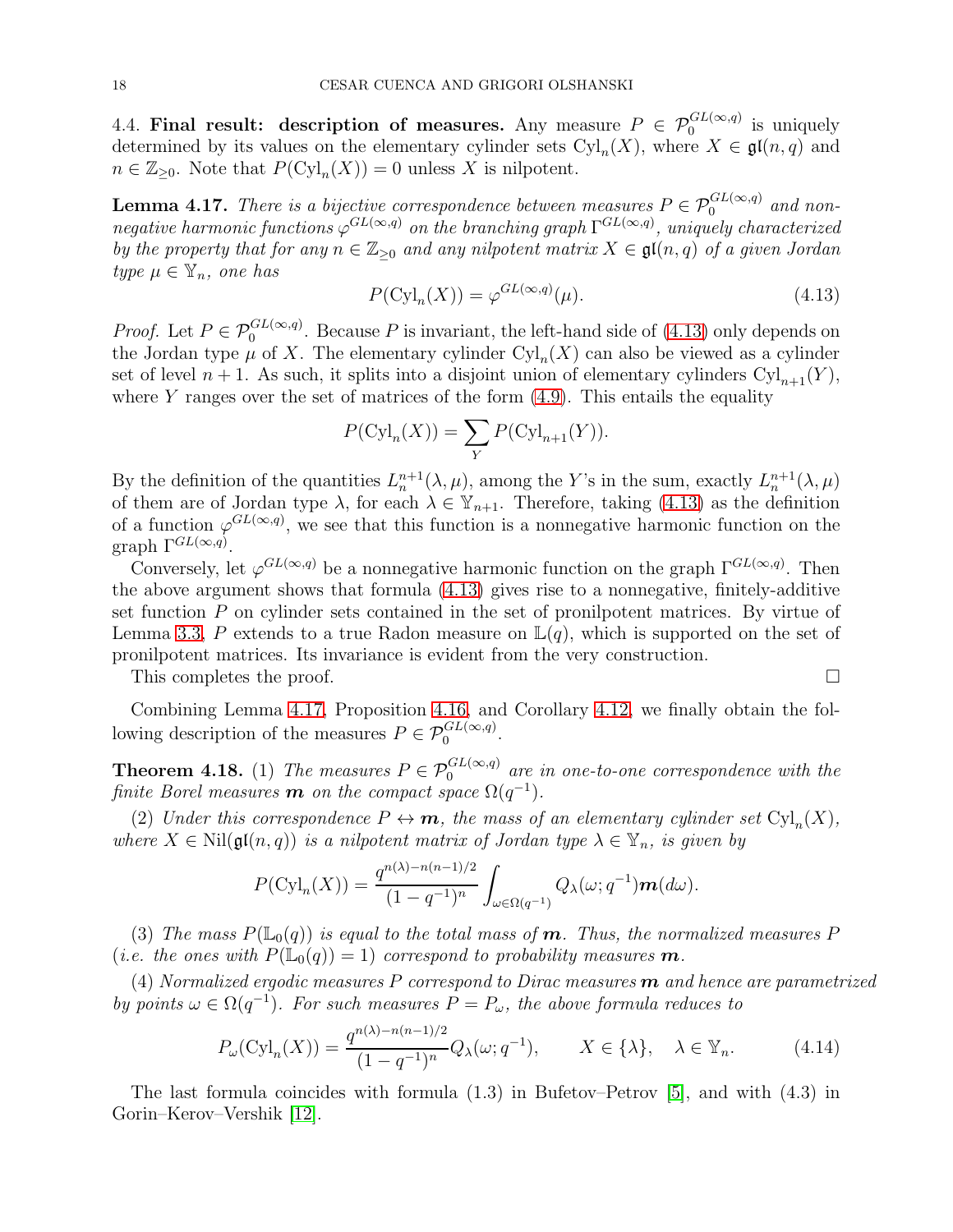4.4. **Final result: description of measures.** Any measure $P \in \mathcal{P}_0^{GL(\infty,q)}$ is uniquely determined by its values on the elementary cylinder sets $\mathrm{Cyl}_n(X)$, where $X \in \mathfrak{gl}(n,q)$ and $n \in \mathbb{Z}_{\ge 0}$. Note that $P(\mathrm{Cyl}_n(X)) = 0$ unless $X$ is nilpotent.

**Lemma 4.17.** *There is a bijective correspondence between measures $P \in \mathcal{P}_0^{GL(\infty,q)}$ and nonnegative harmonic functions $\varphi^{GL(\infty,q)}$ on the branching graph $\Gamma^{GL(\infty,q)}$, uniquely characterized by the property that for any $n \in \mathbb{Z}_{\ge 0}$ and any nilpotent matrix $X \in \mathfrak{gl}(n,q)$ of a given Jordan type $\mu \in \mathbb{Y}_n$, one has*

$$P(\mathrm{Cyl}_n(X)) = \varphi^{GL(\infty,q)}(\mu). \tag{4.13}$$

*Proof.* Let $P \in \mathcal{P}_0^{GL(\infty,q)}$. Because $P$ is invariant, the left-hand side of (4.13) only depends on the Jordan type $\mu$ of $X$. The elementary cylinder $\mathrm{Cyl}_n(X)$ can also be viewed as a cylinder set of level $n+1$. As such, it splits into a disjoint union of elementary cylinders $\mathrm{Cyl}_{n+1}(Y)$, where $Y$ ranges over the set of matrices of the form (4.9). This entails the equality

$$P(\mathrm{Cyl}_n(X)) = \sum_Y P(\mathrm{Cyl}_{n+1}(Y)).$$

By the definition of the quantities $L_n^{n+1}(\lambda,\mu)$, among the $Y$'s in the sum, exactly $L_n^{n+1}(\lambda,\mu)$ of them are of Jordan type $\lambda$, for each $\lambda \in \mathbb{Y}_{n+1}$. Therefore, taking (4.13) as the definition of a function $\varphi^{GL(\infty,q)}$, we see that this function is a nonnegative harmonic function on the graph $\Gamma^{GL(\infty,q)}$.

Conversely, let $\varphi^{GL(\infty,q)}$ be a nonnegative harmonic function on the graph $\Gamma^{GL(\infty,q)}$. Then the above argument shows that formula (4.13) gives rise to a nonnegative, finitely-additive set function $P$ on cylinder sets contained in the set of pronilpotent matrices. By virtue of Lemma 3.3, $P$ extends to a true Radon measure on $\mathbb{L}(q)$, which is supported on the set of pronilpotent matrices. Its invariance is evident from the very construction.

This completes the proof. $\square$

Combining Lemma 4.17, Proposition 4.16, and Corollary 4.12, we finally obtain the following description of the measures $P \in \mathcal{P}_0^{GL(\infty,q)}$.

**Theorem 4.18.** (1) *The measures $P \in \mathcal{P}_0^{GL(\infty,q)}$ are in one-to-one correspondence with the finite Borel measures $\boldsymbol{m}$ on the compact space $\Omega(q^{-1})$.*

(2) *Under this correspondence $P \leftrightarrow \boldsymbol{m}$, the mass of an elementary cylinder set $\mathrm{Cyl}_n(X)$, where $X \in \mathrm{Nil}(\mathfrak{gl}(n,q))$ is a nilpotent matrix of Jordan type $\lambda \in \mathbb{Y}_n$, is given by*

$$P(\mathrm{Cyl}_n(X)) = \frac{q^{n(\lambda)-n(n-1)/2}}{(1-q^{-1})^n} \int_{\omega \in \Omega(q^{-1})} Q_\lambda(\omega; q^{-1}) \boldsymbol{m}(d\omega).$$

(3) *The mass $P(\mathbb{L}_0(q))$ is equal to the total mass of $\boldsymbol{m}$. Thus, the normalized measures $P$ (i.e. the ones with $P(\mathbb{L}_0(q)) = 1$) correspond to probability measures $\boldsymbol{m}$.*

(4) *Normalized ergodic measures $P$ correspond to Dirac measures $\boldsymbol{m}$ and hence are parametrized by points $\omega \in \Omega(q^{-1})$. For such measures $P = P_\omega$, the above formula reduces to*

$$P_\omega(\mathrm{Cyl}_n(X)) = \frac{q^{n(\lambda)-n(n-1)/2}}{(1-q^{-1})^n} Q_\lambda(\omega; q^{-1}), \qquad X \in \{\lambda\}, \quad \lambda \in \mathbb{Y}_n. \tag{4.14}$$

The last formula coincides with formula (1.3) in Bufetov–Petrov [5], and with (4.3) in Gorin–Kerov–Vershik [12].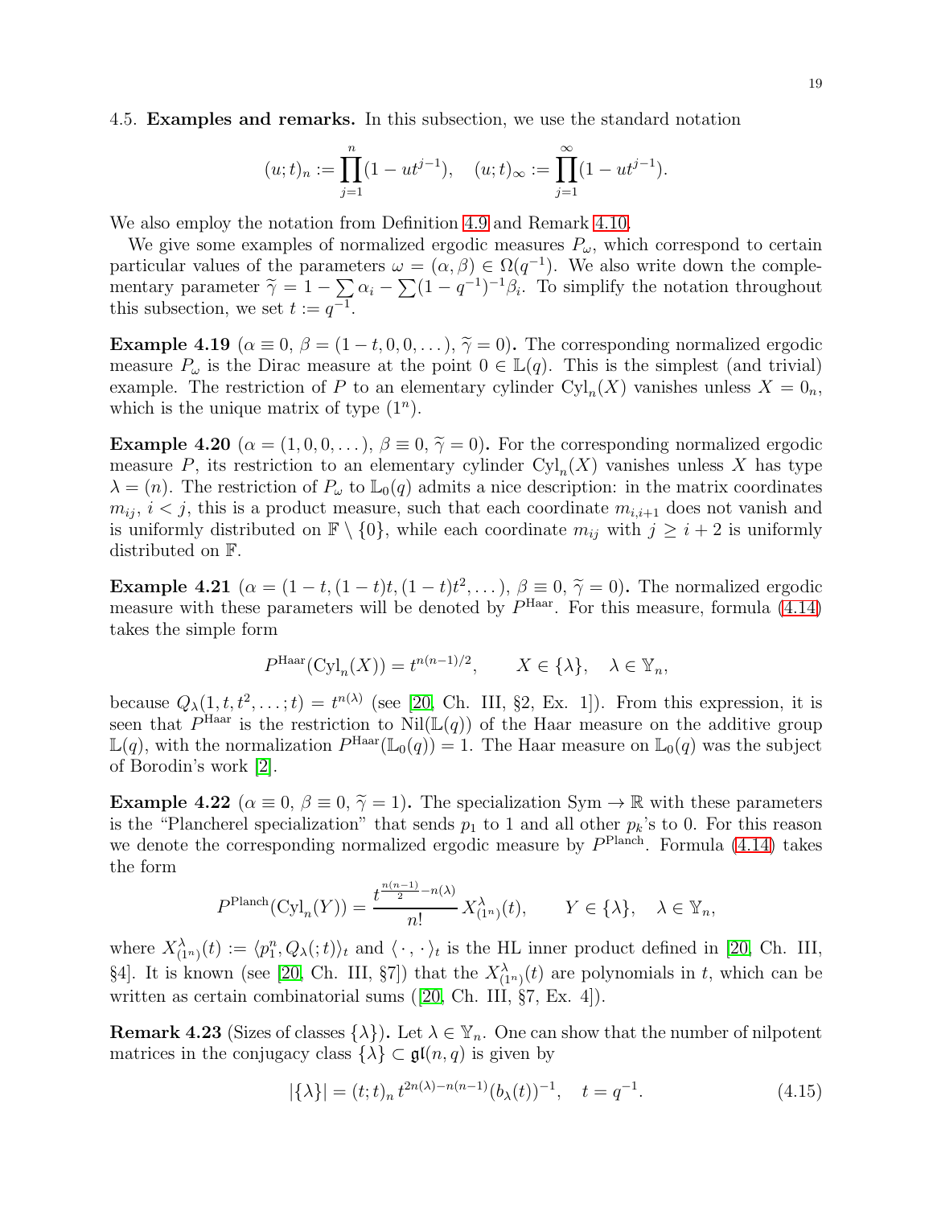4.5. **Examples and remarks.** In this subsection, we use the standard notation

$$(u;t)_n := \prod_{j=1}^{n}(1-ut^{j-1}), \quad (u;t)_\infty := \prod_{j=1}^{\infty}(1-ut^{j-1}).$$

We also employ the notation from Definition 4.9 and Remark 4.10.

We give some examples of normalized ergodic measures $P_\omega$, which correspond to certain particular values of the parameters $\omega = (\alpha, \beta) \in \Omega(q^{-1})$. We also write down the complementary parameter $\widetilde{\gamma} = 1 - \sum \alpha_i - \sum (1-q^{-1})^{-1}\beta_i$. To simplify the notation throughout this subsection, we set $t := q^{-1}$.

**Example 4.19** ($\alpha \equiv 0$, $\beta = (1-t, 0, 0, \dots)$, $\widetilde{\gamma} = 0$)**.** The corresponding normalized ergodic measure $P_\omega$ is the Dirac measure at the point $0 \in \mathbb{L}(q)$. This is the simplest (and trivial) example. The restriction of $P$ to an elementary cylinder $\mathrm{Cyl}_n(X)$ vanishes unless $X = 0_n$, which is the unique matrix of type $(1^n)$.

**Example 4.20** ($\alpha = (1, 0, 0, \dots)$, $\beta \equiv 0$, $\widetilde{\gamma} = 0$)**.** For the corresponding normalized ergodic measure $P$, its restriction to an elementary cylinder $\mathrm{Cyl}_n(X)$ vanishes unless $X$ has type $\lambda = (n)$. The restriction of $P_\omega$ to $\mathbb{L}_0(q)$ admits a nice description: in the matrix coordinates $m_{ij}$, $i < j$, this is a product measure, such that each coordinate $m_{i,i+1}$ does not vanish and is uniformly distributed on $\mathbb{F} \setminus \{0\}$, while each coordinate $m_{ij}$ with $j \geq i+2$ is uniformly distributed on $\mathbb{F}$.

**Example 4.21** ($\alpha = (1-t, (1-t)t, (1-t)t^2, \dots)$, $\beta \equiv 0$, $\widetilde{\gamma} = 0$)**.** The normalized ergodic measure with these parameters will be denoted by $P^{\mathrm{Haar}}$. For this measure, formula (4.14) takes the simple form

$$P^{\mathrm{Haar}}(\mathrm{Cyl}_n(X)) = t^{n(n-1)/2}, \qquad X \in \{\lambda\}, \quad \lambda \in \mathbb{Y}_n,$$

because $Q_\lambda(1, t, t^2, \dots; t) = t^{n(\lambda)}$ (see [20, Ch. III, §2, Ex. 1]). From this expression, it is seen that $P^{\mathrm{Haar}}$ is the restriction to $\mathrm{Nil}(\mathbb{L}(q))$ of the Haar measure on the additive group $\mathbb{L}(q)$, with the normalization $P^{\mathrm{Haar}}(\mathbb{L}_0(q)) = 1$. The Haar measure on $\mathbb{L}_0(q)$ was the subject of Borodin's work [2].

**Example 4.22** ($\alpha \equiv 0$, $\beta \equiv 0$, $\widetilde{\gamma} = 1$)**.** The specialization $\mathrm{Sym} \to \mathbb{R}$ with these parameters is the "Plancherel specialization" that sends $p_1$ to 1 and all other $p_k$'s to 0. For this reason we denote the corresponding normalized ergodic measure by $P^{\mathrm{Planch}}$. Formula (4.14) takes the form

$$P^{\mathrm{Planch}}(\mathrm{Cyl}_n(Y)) = \frac{t^{\frac{n(n-1)}{2} - n(\lambda)}}{n!} X^{\lambda}_{(1^n)}(t), \qquad Y \in \{\lambda\}, \quad \lambda \in \mathbb{Y}_n,$$

where $X^{\lambda}_{(1^n)}(t) := \langle p_1^n, Q_\lambda(\,;t)\rangle_t$ and $\langle \cdot\,, \cdot \rangle_t$ is the HL inner product defined in [20, Ch. III, §4]. It is known (see [20, Ch. III, §7]) that the $X^{\lambda}_{(1^n)}(t)$ are polynomials in $t$, which can be written as certain combinatorial sums ([20, Ch. III, §7, Ex. 4]).

**Remark 4.23** (Sizes of classes $\{\lambda\}$)**.** Let $\lambda \in \mathbb{Y}_n$. One can show that the number of nilpotent matrices in the conjugacy class $\{\lambda\} \subset \mathfrak{gl}(n, q)$ is given by

$$|\{\lambda\}| = (t;t)_n \, t^{2n(\lambda) - n(n-1)} (b_\lambda(t))^{-1}, \quad t = q^{-1}. \tag{4.15}$$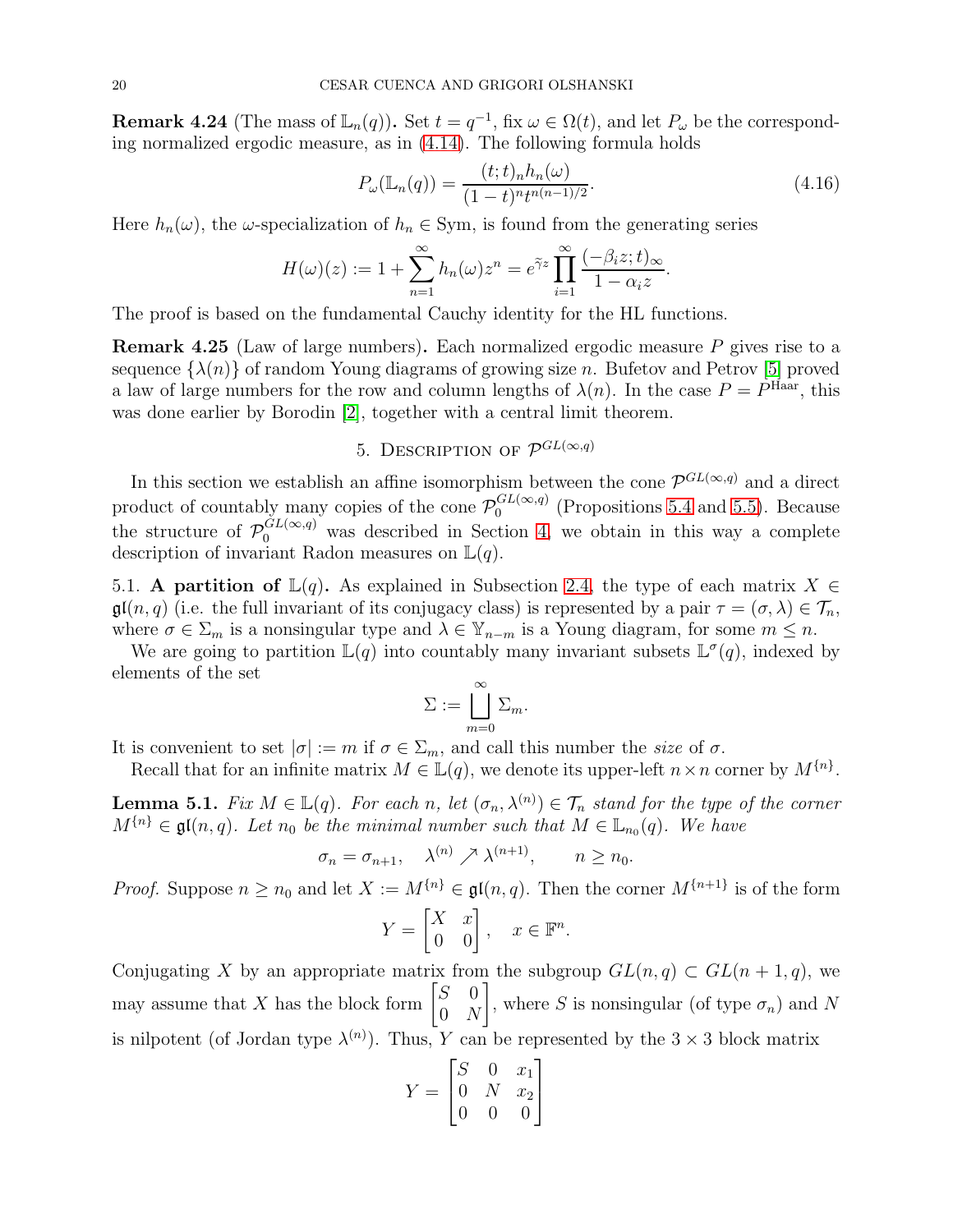**Remark 4.24** (The mass of $\mathbb{L}_n(q)$)**.** Set $t = q^{-1}$, fix $\omega \in \Omega(t)$, and let $P_\omega$ be the corresponding normalized ergodic measure, as in (4.14). The following formula holds

$$P_\omega(\mathbb{L}_n(q)) = \frac{(t;t)_n h_n(\omega)}{(1-t)^n t^{n(n-1)/2}}. \tag{4.16}$$

Here $h_n(\omega)$, the $\omega$-specialization of $h_n \in \mathrm{Sym}$, is found from the generating series

$$H(\omega)(z) := 1 + \sum_{n=1}^{\infty} h_n(\omega) z^n = e^{\widetilde{\gamma} z} \prod_{i=1}^{\infty} \frac{(-\beta_i z; t)_\infty}{1 - \alpha_i z}.$$

The proof is based on the fundamental Cauchy identity for the HL functions.

**Remark 4.25** (Law of large numbers)**.** Each normalized ergodic measure $P$ gives rise to a sequence $\{\lambda(n)\}$ of random Young diagrams of growing size $n$. Bufetov and Petrov [5] proved a law of large numbers for the row and column lengths of $\lambda(n)$. In the case $P = P^{\mathrm{Haar}}$, this was done earlier by Borodin [2], together with a central limit theorem.

## 5. Description of $\mathcal{P}^{GL(\infty,q)}$

In this section we establish an affine isomorphism between the cone $\mathcal{P}^{GL(\infty,q)}$ and a direct product of countably many copies of the cone $\mathcal{P}_0^{GL(\infty,q)}$ (Propositions 5.4 and 5.5). Because the structure of $\mathcal{P}_0^{GL(\infty,q)}$ was described in Section 4, we obtain in this way a complete description of invariant Radon measures on $\mathbb{L}(q)$.

5.1. **A partition of $\mathbb{L}(q)$.** As explained in Subsection 2.4, the type of each matrix $X \in \mathfrak{gl}(n,q)$ (i.e. the full invariant of its conjugacy class) is represented by a pair $\tau = (\sigma, \lambda) \in \mathcal{T}_n$, where $\sigma \in \Sigma_m$ is a nonsingular type and $\lambda \in \mathbb{Y}_{n-m}$ is a Young diagram, for some $m \le n$.

We are going to partition $\mathbb{L}(q)$ into countably many invariant subsets $\mathbb{L}^\sigma(q)$, indexed by elements of the set

$$\Sigma := \bigsqcup_{m=0}^{\infty} \Sigma_m.$$

It is convenient to set $|\sigma| := m$ if $\sigma \in \Sigma_m$, and call this number the *size* of $\sigma$.

Recall that for an infinite matrix $M \in \mathbb{L}(q)$, we denote its upper-left $n \times n$ corner by $M^{\{n\}}$.

**Lemma 5.1.** *Fix $M \in \mathbb{L}(q)$. For each $n$, let $(\sigma_n, \lambda^{(n)}) \in \mathcal{T}_n$ stand for the type of the corner $M^{\{n\}} \in \mathfrak{gl}(n,q)$. Let $n_0$ be the minimal number such that $M \in \mathbb{L}_{n_0}(q)$. We have*

$$\sigma_n = \sigma_{n+1}, \quad \lambda^{(n)} \nearrow \lambda^{(n+1)}, \qquad n \ge n_0.$$

*Proof.* Suppose $n \ge n_0$ and let $X := M^{\{n\}} \in \mathfrak{gl}(n,q)$. Then the corner $M^{\{n+1\}}$ is of the form

$$Y = \begin{bmatrix} X & x \\ 0 & 0 \end{bmatrix}, \quad x \in \mathbb{F}^n.$$

Conjugating $X$ by an appropriate matrix from the subgroup $GL(n,q) \subset GL(n+1,q)$, we may assume that $X$ has the block form $\begin{bmatrix} S & 0 \\ 0 & N \end{bmatrix}$, where $S$ is nonsingular (of type $\sigma_n$) and $N$ is nilpotent (of Jordan type $\lambda^{(n)}$). Thus, $Y$ can be represented by the $3 \times 3$ block matrix

$$Y = \begin{bmatrix} S & 0 & x_1 \\ 0 & N & x_2 \\ 0 & 0 & 0 \end{bmatrix}$$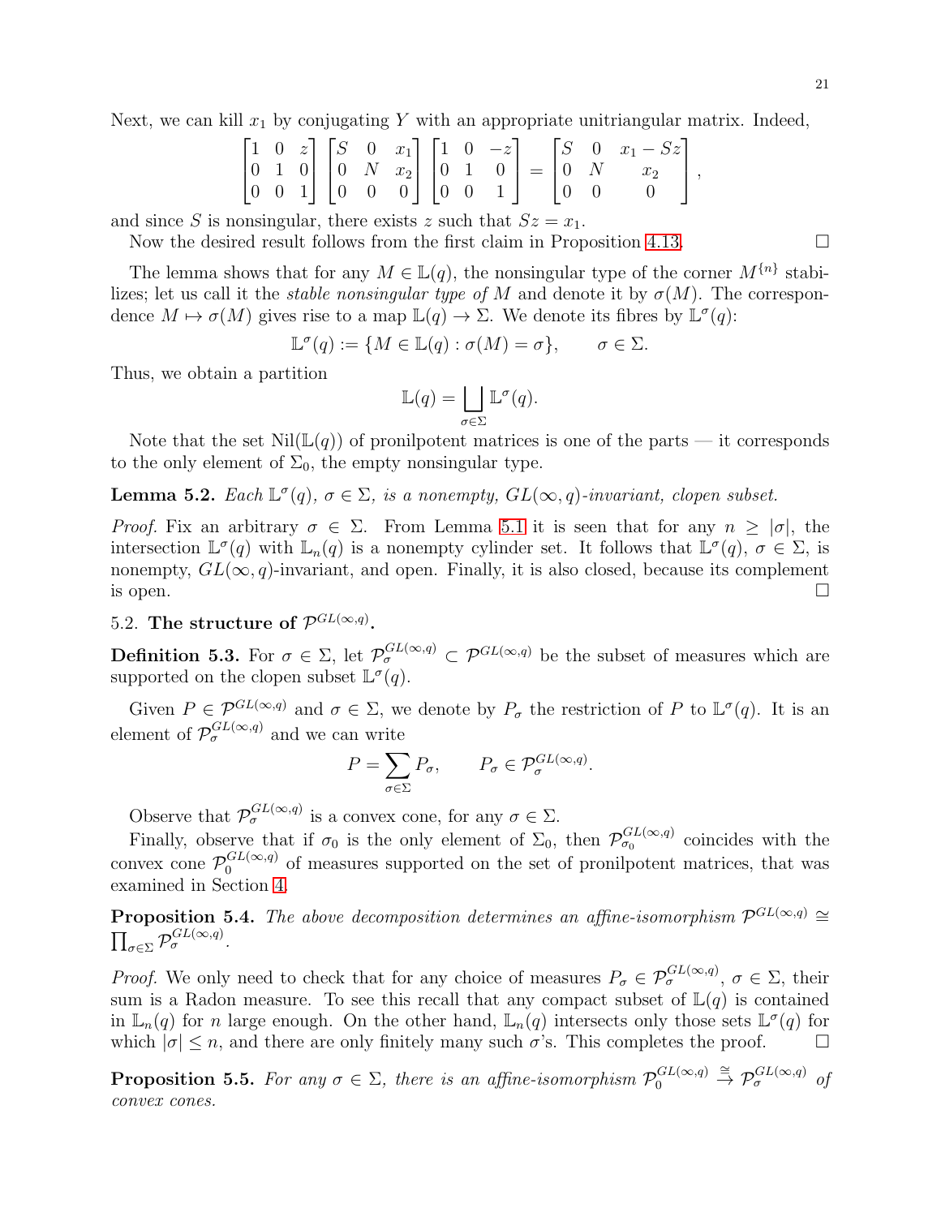Next, we can kill $x_1$ by conjugating $Y$ with an appropriate unitriangular matrix. Indeed,

$$\begin{bmatrix} 1 & 0 & z \\ 0 & 1 & 0 \\ 0 & 0 & 1 \end{bmatrix} \begin{bmatrix} S & 0 & x_1 \\ 0 & N & x_2 \\ 0 & 0 & 0 \end{bmatrix} \begin{bmatrix} 1 & 0 & -z \\ 0 & 1 & 0 \\ 0 & 0 & 1 \end{bmatrix} = \begin{bmatrix} S & 0 & x_1 - Sz \\ 0 & N & x_2 \\ 0 & 0 & 0 \end{bmatrix},$$

and since $S$ is nonsingular, there exists $z$ such that $Sz = x_1$.

Now the desired result follows from the first claim in Proposition 4.13. ☐

The lemma shows that for any $M \in \mathbb{L}(q)$, the nonsingular type of the corner $M^{\{n\}}$ stabilizes; let us call it the *stable nonsingular type of* $M$ and denote it by $\sigma(M)$. The correspondence $M \mapsto \sigma(M)$ gives rise to a map $\mathbb{L}(q) \to \Sigma$. We denote its fibres by $\mathbb{L}^\sigma(q)$:

$$\mathbb{L}^\sigma(q) := \{M \in \mathbb{L}(q) : \sigma(M) = \sigma\}, \qquad \sigma \in \Sigma.$$

Thus, we obtain a partition

$$\mathbb{L}(q) = \bigsqcup_{\sigma \in \Sigma} \mathbb{L}^\sigma(q).$$

Note that the set $\operatorname{Nil}(\mathbb{L}(q))$ of pronilpotent matrices is one of the parts — it corresponds to the only element of $\Sigma_0$, the empty nonsingular type.

**Lemma 5.2.** *Each $\mathbb{L}^\sigma(q)$, $\sigma \in \Sigma$, is a nonempty, $GL(\infty, q)$-invariant, clopen subset.*

*Proof.* Fix an arbitrary $\sigma \in \Sigma$. From Lemma 5.1 it is seen that for any $n \geq |\sigma|$, the intersection $\mathbb{L}^\sigma(q)$ with $\mathbb{L}_n(q)$ is a nonempty cylinder set. It follows that $\mathbb{L}^\sigma(q)$, $\sigma \in \Sigma$, is nonempty, $GL(\infty, q)$-invariant, and open. Finally, it is also closed, because its complement is open. ☐

## 5.2. The structure of $\mathcal{P}^{GL(\infty,q)}$.

**Definition 5.3.** For $\sigma \in \Sigma$, let $\mathcal{P}_\sigma^{GL(\infty,q)} \subset \mathcal{P}^{GL(\infty,q)}$ be the subset of measures which are supported on the clopen subset $\mathbb{L}^\sigma(q)$.

Given $P \in \mathcal{P}^{GL(\infty,q)}$ and $\sigma \in \Sigma$, we denote by $P_\sigma$ the restriction of $P$ to $\mathbb{L}^\sigma(q)$. It is an element of $\mathcal{P}_\sigma^{GL(\infty,q)}$ and we can write

$$P = \sum_{\sigma \in \Sigma} P_\sigma, \qquad P_\sigma \in \mathcal{P}_\sigma^{GL(\infty,q)}.$$

Observe that $\mathcal{P}_\sigma^{GL(\infty,q)}$ is a convex cone, for any $\sigma \in \Sigma$.

Finally, observe that if $\sigma_0$ is the only element of $\Sigma_0$, then $\mathcal{P}_{\sigma_0}^{GL(\infty,q)}$ coincides with the convex cone $\mathcal{P}_0^{GL(\infty,q)}$ of measures supported on the set of pronilpotent matrices, that was examined in Section 4.

**Proposition 5.4.** *The above decomposition determines an affine-isomorphism $\mathcal{P}^{GL(\infty,q)} \cong \prod_{\sigma \in \Sigma} \mathcal{P}_\sigma^{GL(\infty,q)}$.*

*Proof.* We only need to check that for any choice of measures $P_\sigma \in \mathcal{P}_\sigma^{GL(\infty,q)}$, $\sigma \in \Sigma$, their sum is a Radon measure. To see this recall that any compact subset of $\mathbb{L}(q)$ is contained in $\mathbb{L}_n(q)$ for $n$ large enough. On the other hand, $\mathbb{L}_n(q)$ intersects only those sets $\mathbb{L}^\sigma(q)$ for which $|\sigma| \leq n$, and there are only finitely many such $\sigma$'s. This completes the proof. ☐

**Proposition 5.5.** *For any $\sigma \in \Sigma$, there is an affine-isomorphism $\mathcal{P}_0^{GL(\infty,q)} \xrightarrow{\cong} \mathcal{P}_\sigma^{GL(\infty,q)}$ of convex cones.*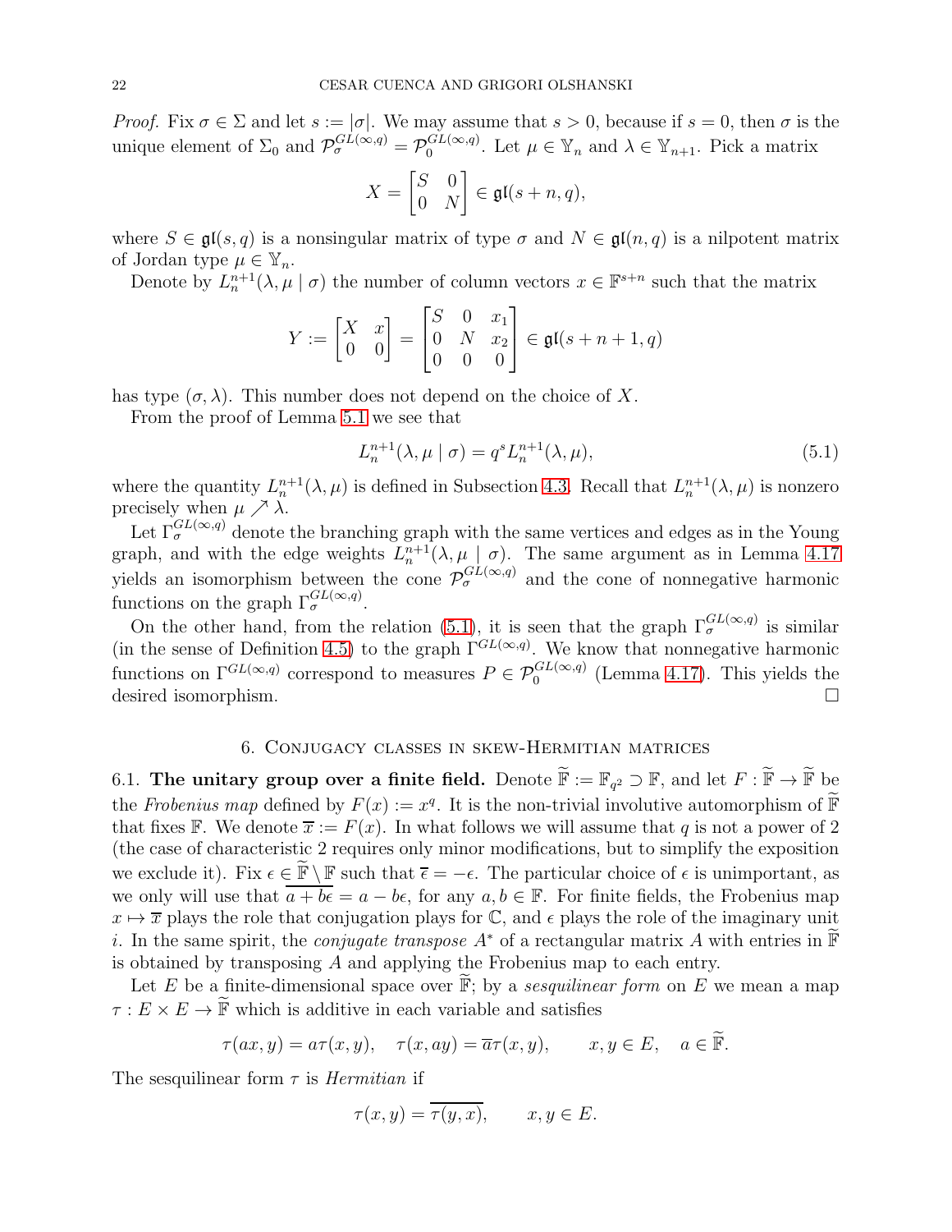*Proof.* Fix $\sigma \in \Sigma$ and let $s := |\sigma|$. We may assume that $s > 0$, because if $s = 0$, then $\sigma$ is the unique element of $\Sigma_0$ and $\mathcal{P}_\sigma^{GL(\infty,q)} = \mathcal{P}_0^{GL(\infty,q)}$. Let $\mu \in \mathbb{Y}_n$ and $\lambda \in \mathbb{Y}_{n+1}$. Pick a matrix

$$X = \begin{bmatrix} S & 0 \\ 0 & N \end{bmatrix} \in \mathfrak{gl}(s+n, q),$$

where $S \in \mathfrak{gl}(s, q)$ is a nonsingular matrix of type $\sigma$ and $N \in \mathfrak{gl}(n, q)$ is a nilpotent matrix of Jordan type $\mu \in \mathbb{Y}_n$.

Denote by $L_n^{n+1}(\lambda, \mu \mid \sigma)$ the number of column vectors $x \in \mathbb{F}^{s+n}$ such that the matrix

$$Y := \begin{bmatrix} X & x \\ 0 & 0 \end{bmatrix} = \begin{bmatrix} S & 0 & x_1 \\ 0 & N & x_2 \\ 0 & 0 & 0 \end{bmatrix} \in \mathfrak{gl}(s+n+1, q)$$

has type $(\sigma, \lambda)$. This number does not depend on the choice of $X$.

From the proof of Lemma 5.1 we see that

$$L_n^{n+1}(\lambda, \mu \mid \sigma) = q^s L_n^{n+1}(\lambda, \mu), \tag{5.1}$$

where the quantity $L_n^{n+1}(\lambda, \mu)$ is defined in Subsection 4.3. Recall that $L_n^{n+1}(\lambda, \mu)$ is nonzero precisely when $\mu \nearrow \lambda$.

Let $\Gamma_\sigma^{GL(\infty,q)}$ denote the branching graph with the same vertices and edges as in the Young graph, and with the edge weights $L_n^{n+1}(\lambda, \mu \mid \sigma)$. The same argument as in Lemma 4.17 yields an isomorphism between the cone $\mathcal{P}_\sigma^{GL(\infty,q)}$ and the cone of nonnegative harmonic functions on the graph $\Gamma_\sigma^{GL(\infty,q)}$.

On the other hand, from the relation (5.1), it is seen that the graph $\Gamma_\sigma^{GL(\infty,q)}$ is similar (in the sense of Definition 4.5) to the graph $\Gamma^{GL(\infty,q)}$. We know that nonnegative harmonic functions on $\Gamma^{GL(\infty,q)}$ correspond to measures $P \in \mathcal{P}_0^{GL(\infty,q)}$ (Lemma 4.17). This yields the desired isomorphism. □

## 6. Conjugacy classes in skew-Hermitian matrices

**6.1. The unitary group over a finite field.** Denote $\widetilde{\mathbb{F}} := \mathbb{F}_{q^2} \supset \mathbb{F}$, and let $F : \widetilde{\mathbb{F}} \to \widetilde{\mathbb{F}}$ be the *Frobenius map* defined by $F(x) := x^q$. It is the non-trivial involutive automorphism of $\widetilde{\mathbb{F}}$ that fixes $\mathbb{F}$. We denote $\overline{x} := F(x)$. In what follows we will assume that $q$ is not a power of 2 (the case of characteristic 2 requires only minor modifications, but to simplify the exposition we exclude it). Fix $\epsilon \in \widetilde{\mathbb{F}} \setminus \mathbb{F}$ such that $\overline{\epsilon} = -\epsilon$. The particular choice of $\epsilon$ is unimportant, as we only will use that $\overline{a + b\epsilon} = a - b\epsilon$, for any $a, b \in \mathbb{F}$. For finite fields, the Frobenius map $x \mapsto \overline{x}$ plays the role that conjugation plays for $\mathbb{C}$, and $\epsilon$ plays the role of the imaginary unit $i$. In the same spirit, the *conjugate transpose* $A^*$ of a rectangular matrix $A$ with entries in $\widetilde{\mathbb{F}}$ is obtained by transposing $A$ and applying the Frobenius map to each entry.

Let $E$ be a finite-dimensional space over $\widetilde{\mathbb{F}}$; by a *sesquilinear form* on $E$ we mean a map $\tau : E \times E \to \widetilde{\mathbb{F}}$ which is additive in each variable and satisfies

$$\tau(ax, y) = a\tau(x, y), \quad \tau(x, ay) = \overline{a}\tau(x, y), \qquad x, y \in E, \quad a \in \widetilde{\mathbb{F}}.$$

The sesquilinear form $\tau$ is *Hermitian* if

$$\tau(x, y) = \overline{\tau(y, x)}, \qquad x, y \in E.$$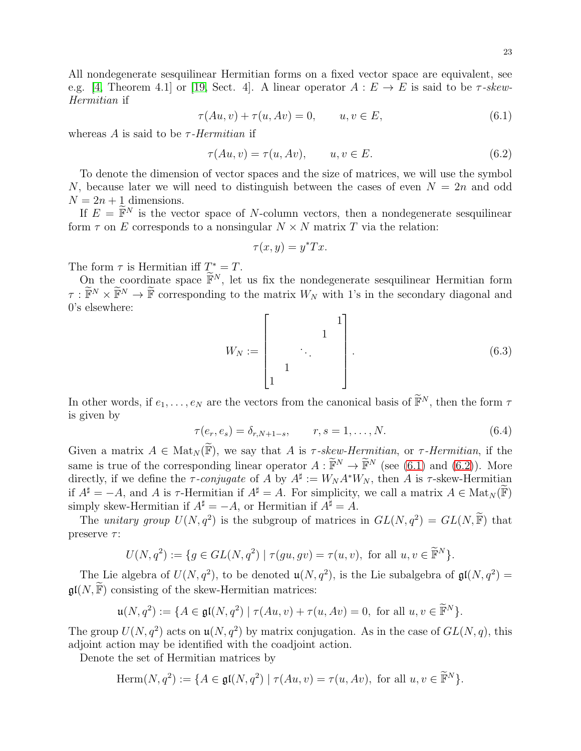All nondegenerate sesquilinear Hermitian forms on a fixed vector space are equivalent, see e.g. [4, Theorem 4.1] or [19, Sect. 4]. A linear operator $A : E \to E$ is said to be *$\tau$-skew-Hermitian* if

$$\tau(Au, v) + \tau(u, Av) = 0, \qquad u, v \in E, \tag{6.1}$$

whereas $A$ is said to be *$\tau$-Hermitian* if

$$\tau(Au, v) = \tau(u, Av), \qquad u, v \in E. \tag{6.2}$$

To denote the dimension of vector spaces and the size of matrices, we will use the symbol $N$, because later we will need to distinguish between the cases of even $N = 2n$ and odd $N = 2n + 1$ dimensions.

If $E = \widetilde{\mathbb{F}}^N$ is the vector space of $N$-column vectors, then a nondegenerate sesquilinear form $\tau$ on $E$ corresponds to a nonsingular $N \times N$ matrix $T$ via the relation:

$$\tau(x, y) = y^* T x.$$

The form $\tau$ is Hermitian iff $T^* = T$.

On the coordinate space $\widetilde{\mathbb{F}}^N$, let us fix the nondegenerate sesquilinear Hermitian form $\tau : \widetilde{\mathbb{F}}^N \times \widetilde{\mathbb{F}}^N \to \widetilde{\mathbb{F}}$ corresponding to the matrix $W_N$ with 1's in the secondary diagonal and 0's elsewhere:

$$W_N := \begin{bmatrix} & & & & 1 \\ & & & 1 & \\ & & \iddots & & \\ & 1 & & & \\ 1 & & & & \end{bmatrix}. \tag{6.3}$$

In other words, if $e_1, \dots, e_N$ are the vectors from the canonical basis of $\widetilde{\mathbb{F}}^N$, then the form $\tau$ is given by

$$\tau(e_r, e_s) = \delta_{r,N+1-s}, \qquad r, s = 1, \dots, N. \tag{6.4}$$

Given a matrix $A \in \mathrm{Mat}_N(\widetilde{\mathbb{F}})$, we say that $A$ is *$\tau$-skew-Hermitian*, or *$\tau$-Hermitian*, if the same is true of the corresponding linear operator $A : \widetilde{\mathbb{F}}^N \to \widetilde{\mathbb{F}}^N$ (see (6.1) and (6.2)). More directly, if we define the *$\tau$-conjugate* of $A$ by $A^\sharp := W_N A^* W_N$, then $A$ is $\tau$-skew-Hermitian if $A^\sharp = -A$, and $A$ is $\tau$-Hermitian if $A^\sharp = A$. For simplicity, we call a matrix $A \in \mathrm{Mat}_N(\widetilde{\mathbb{F}})$ simply skew-Hermitian if $A^\sharp = -A$, or Hermitian if $A^\sharp = A$.

The *unitary group* $U(N, q^2)$ is the subgroup of matrices in $GL(N, q^2) = GL(N, \widetilde{\mathbb{F}})$ that preserve $\tau$:

$$U(N, q^2) := \{g \in GL(N, q^2) \mid \tau(gu, gv) = \tau(u, v), \text{ for all } u, v \in \widetilde{\mathbb{F}}^N\}.$$

The Lie algebra of $U(N, q^2)$, to be denoted $\mathfrak{u}(N, q^2)$, is the Lie subalgebra of $\mathfrak{gl}(N, q^2) = \mathfrak{gl}(N, \widetilde{\mathbb{F}})$ consisting of the skew-Hermitian matrices:

$$\mathfrak{u}(N, q^2) := \{A \in \mathfrak{gl}(N, q^2) \mid \tau(Au, v) + \tau(u, Av) = 0, \text{ for all } u, v \in \widetilde{\mathbb{F}}^N\}.$$

The group $U(N, q^2)$ acts on $\mathfrak{u}(N, q^2)$ by matrix conjugation. As in the case of $GL(N, q)$, this adjoint action may be identified with the coadjoint action.

Denote the set of Hermitian matrices by

$$\mathrm{Herm}(N, q^2) := \{A \in \mathfrak{gl}(N, q^2) \mid \tau(Au, v) = \tau(u, Av), \text{ for all } u, v \in \widetilde{\mathbb{F}}^N\}.$$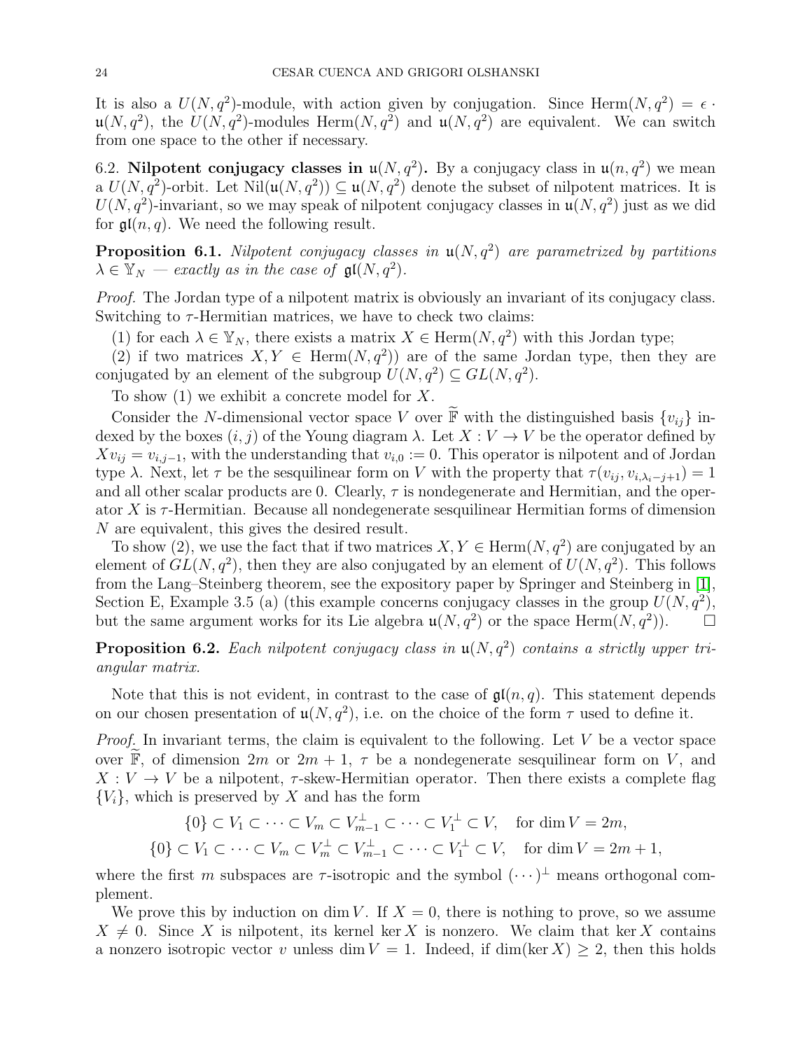It is also a $U(N, q^2)$-module, with action given by conjugation. Since $\mathrm{Herm}(N, q^2) = \epsilon \cdot \mathfrak{u}(N, q^2)$, the $U(N, q^2)$-modules $\mathrm{Herm}(N, q^2)$ and $\mathfrak{u}(N, q^2)$ are equivalent. We can switch from one space to the other if necessary.

### 6.2. Nilpotent conjugacy classes in $\mathfrak{u}(N, q^2)$.

By a conjugacy class in $\mathfrak{u}(n, q^2)$ we mean a $U(N, q^2)$-orbit. Let $\mathrm{Nil}(\mathfrak{u}(N, q^2)) \subseteq \mathfrak{u}(N, q^2)$ denote the subset of nilpotent matrices. It is $U(N, q^2)$-invariant, so we may speak of nilpotent conjugacy classes in $\mathfrak{u}(N, q^2)$ just as we did for $\mathfrak{gl}(n, q)$. We need the following result.

**Proposition 6.1.** *Nilpotent conjugacy classes in $\mathfrak{u}(N, q^2)$ are parametrized by partitions $\lambda \in \mathbb{Y}_N$ — exactly as in the case of $\mathfrak{gl}(N, q^2)$.*

*Proof.* The Jordan type of a nilpotent matrix is obviously an invariant of its conjugacy class. Switching to $\tau$-Hermitian matrices, we have to check two claims:

(1) for each $\lambda \in \mathbb{Y}_N$, there exists a matrix $X \in \mathrm{Herm}(N, q^2)$ with this Jordan type;

(2) if two matrices $X, Y \in \mathrm{Herm}(N, q^2))$ are of the same Jordan type, then they are conjugated by an element of the subgroup $U(N, q^2) \subseteq GL(N, q^2)$.

To show (1) we exhibit a concrete model for $X$.

Consider the $N$-dimensional vector space $V$ over $\widetilde{\mathbb{F}}$ with the distinguished basis $\{v_{ij}\}$ indexed by the boxes $(i, j)$ of the Young diagram $\lambda$. Let $X : V \to V$ be the operator defined by $Xv_{ij} = v_{i,j-1}$, with the understanding that $v_{i,0} := 0$. This operator is nilpotent and of Jordan type $\lambda$. Next, let $\tau$ be the sesquilinear form on $V$ with the property that $\tau(v_{ij}, v_{i,\lambda_i - j+1}) = 1$ and all other scalar products are 0. Clearly, $\tau$ is nondegenerate and Hermitian, and the operator $X$ is $\tau$-Hermitian. Because all nondegenerate sesquilinear Hermitian forms of dimension $N$ are equivalent, this gives the desired result.

To show (2), we use the fact that if two matrices $X, Y \in \mathrm{Herm}(N, q^2)$ are conjugated by an element of $GL(N, q^2)$, then they are also conjugated by an element of $U(N, q^2)$. This follows from the Lang–Steinberg theorem, see the expository paper by Springer and Steinberg in [1], Section E, Example 3.5 (a) (this example concerns conjugacy classes in the group $U(N, q^2)$, but the same argument works for its Lie algebra $\mathfrak{u}(N, q^2)$ or the space $\mathrm{Herm}(N, q^2)$). $\square$

**Proposition 6.2.** *Each nilpotent conjugacy class in $\mathfrak{u}(N, q^2)$ contains a strictly upper triangular matrix.*

Note that this is not evident, in contrast to the case of $\mathfrak{gl}(n, q)$. This statement depends on our chosen presentation of $\mathfrak{u}(N, q^2)$, i.e. on the choice of the form $\tau$ used to define it.

*Proof.* In invariant terms, the claim is equivalent to the following. Let $V$ be a vector space over $\widetilde{\mathbb{F}}$, of dimension $2m$ or $2m+1$, $\tau$ be a nondegenerate sesquilinear form on $V$, and $X : V \to V$ be a nilpotent, $\tau$-skew-Hermitian operator. Then there exists a complete flag $\{V_i\}$, which is preserved by $X$ and has the form

$$\{0\} \subset V_1 \subset \cdots \subset V_m \subset V_{m-1}^{\perp} \subset \cdots \subset V_1^{\perp} \subset V, \quad \text{for } \dim V = 2m,$$

$$\{0\} \subset V_1 \subset \cdots \subset V_m \subset V_m^{\perp} \subset V_{m-1}^{\perp} \subset \cdots \subset V_1^{\perp} \subset V, \quad \text{for } \dim V = 2m+1,$$

where the first $m$ subspaces are $\tau$-isotropic and the symbol $(\cdots)^{\perp}$ means orthogonal complement.

We prove this by induction on $\dim V$. If $X = 0$, there is nothing to prove, so we assume $X \neq 0$. Since $X$ is nilpotent, its kernel $\ker X$ is nonzero. We claim that $\ker X$ contains a nonzero isotropic vector $v$ unless $\dim V = 1$. Indeed, if $\dim(\ker X) \geq 2$, then this holds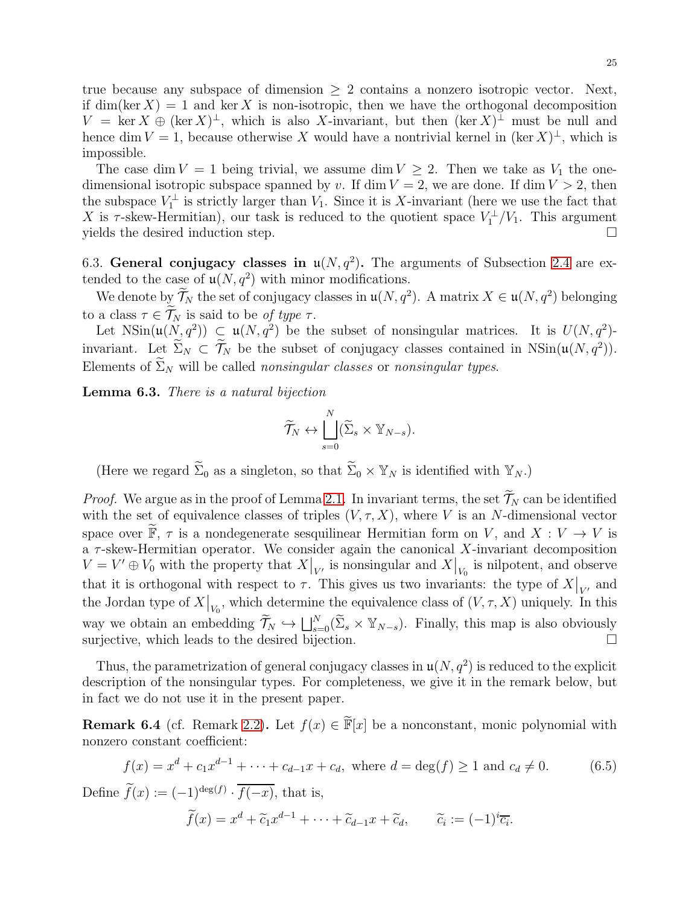true because any subspace of dimension $\geq 2$ contains a nonzero isotropic vector. Next, if $\dim(\ker X) = 1$ and $\ker X$ is non-isotropic, then we have the orthogonal decomposition $V = \ker X \oplus (\ker X)^\perp$, which is also $X$-invariant, but then $(\ker X)^\perp$ must be null and hence $\dim V = 1$, because otherwise $X$ would have a nontrivial kernel in $(\ker X)^\perp$, which is impossible.

The case $\dim V = 1$ being trivial, we assume $\dim V \geq 2$. Then we take as $V_1$ the one-dimensional isotropic subspace spanned by $v$. If $\dim V = 2$, we are done. If $\dim V > 2$, then the subspace $V_1^\perp$ is strictly larger than $V_1$. Since it is $X$-invariant (here we use the fact that $X$ is $\tau$-skew-Hermitian), our task is reduced to the quotient space $V_1^\perp / V_1$. This argument yields the desired induction step. □

6.3. **General conjugacy classes in $\mathfrak{u}(N, q^2)$.** The arguments of Subsection 2.4 are extended to the case of $\mathfrak{u}(N, q^2)$ with minor modifications.

We denote by $\widetilde{\mathcal{T}}_N$ the set of conjugacy classes in $\mathfrak{u}(N, q^2)$. A matrix $X \in \mathfrak{u}(N, q^2)$ belonging to a class $\tau \in \widetilde{\mathcal{T}}_N$ is said to be *of type* $\tau$.

Let $\mathrm{NSin}(\mathfrak{u}(N, q^2)) \subset \mathfrak{u}(N, q^2)$ be the subset of nonsingular matrices. It is $U(N, q^2)$-invariant. Let $\widetilde{\Sigma}_N \subset \widetilde{\mathcal{T}}_N$ be the subset of conjugacy classes contained in $\mathrm{NSin}(\mathfrak{u}(N, q^2))$. Elements of $\widetilde{\Sigma}_N$ will be called *nonsingular classes* or *nonsingular types*.

**Lemma 6.3.** *There is a natural bijection*

$$\widetilde{\mathcal{T}}_N \leftrightarrow \bigsqcup_{s=0}^{N} (\widetilde{\Sigma}_s \times \mathbb{Y}_{N-s}).$$

(Here we regard $\widetilde{\Sigma}_0$ as a singleton, so that $\widetilde{\Sigma}_0 \times \mathbb{Y}_N$ is identified with $\mathbb{Y}_N$.)

*Proof.* We argue as in the proof of Lemma 2.1. In invariant terms, the set $\widetilde{\mathcal{T}}_N$ can be identified with the set of equivalence classes of triples $(V, \tau, X)$, where $V$ is an $N$-dimensional vector space over $\widetilde{\mathbb{F}}$, $\tau$ is a nondegenerate sesquilinear Hermitian form on $V$, and $X : V \to V$ is a $\tau$-skew-Hermitian operator. We consider again the canonical $X$-invariant decomposition $V = V' \oplus V_0$ with the property that $X\big|_{V'}$ is nonsingular and $X\big|_{V_0}$ is nilpotent, and observe that it is orthogonal with respect to $\tau$. This gives us two invariants: the type of $X\big|_{V'}$ and the Jordan type of $X\big|_{V_0}$, which determine the equivalence class of $(V, \tau, X)$ uniquely. In this way we obtain an embedding $\widetilde{\mathcal{T}}_N \hookrightarrow \bigsqcup_{s=0}^{N} (\widetilde{\Sigma}_s \times \mathbb{Y}_{N-s})$. Finally, this map is also obviously surjective, which leads to the desired bijection. □

Thus, the parametrization of general conjugacy classes in $\mathfrak{u}(N, q^2)$ is reduced to the explicit description of the nonsingular types. For completeness, we give it in the remark below, but in fact we do not use it in the present paper.

**Remark 6.4** (cf. Remark 2.2)**.** Let $f(x) \in \widetilde{\mathbb{F}}[x]$ be a nonconstant, monic polynomial with nonzero constant coefficient:

$$f(x) = x^d + c_1 x^{d-1} + \cdots + c_{d-1} x + c_d, \text{ where } d = \deg(f) \geq 1 \text{ and } c_d \neq 0. \tag{6.5}$$

Define $\widetilde{f}(x) := (-1)^{\deg(f)} \cdot \overline{f(-x)}$, that is,

$$\widetilde{f}(x) = x^d + \widetilde{c}_1 x^{d-1} + \cdots + \widetilde{c}_{d-1} x + \widetilde{c}_d, \qquad \widetilde{c}_i := (-1)^i \overline{c_i}.$$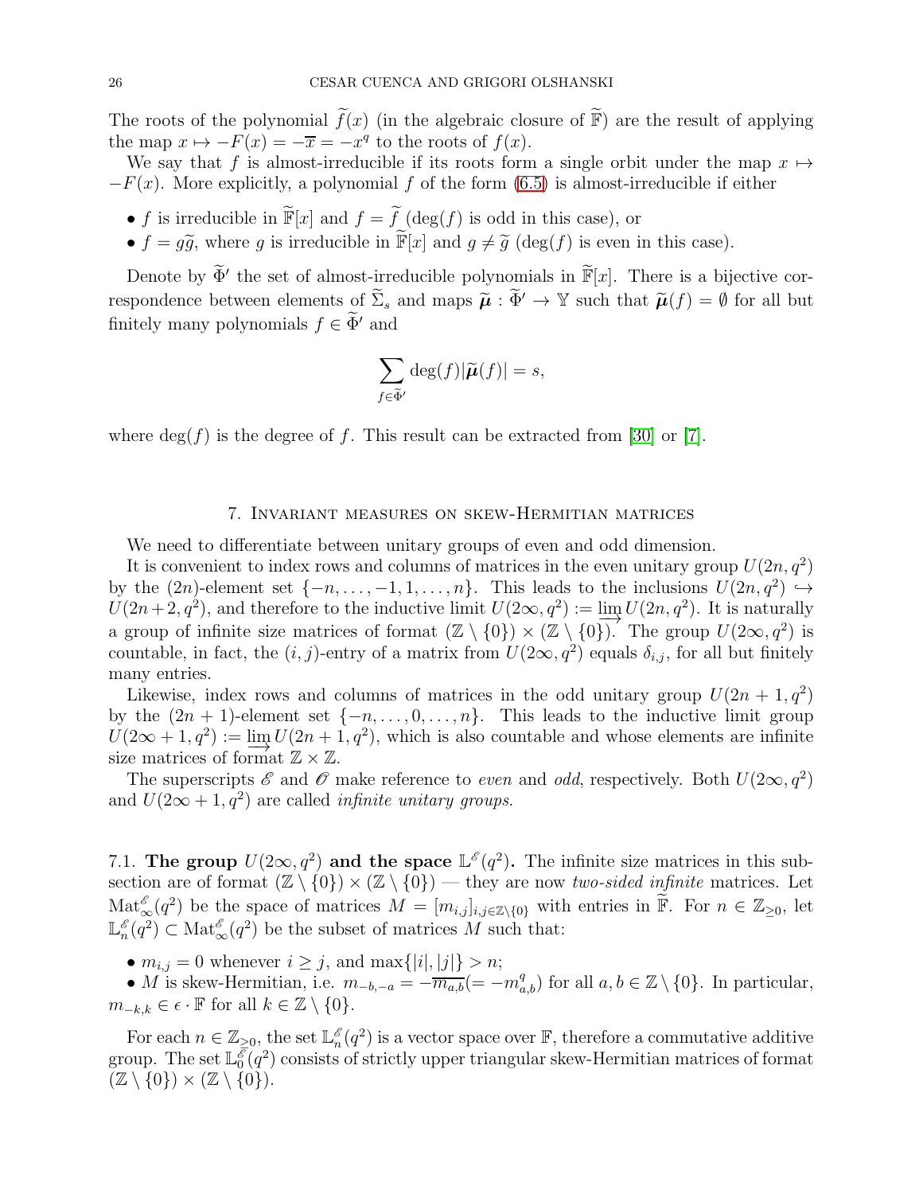The roots of the polynomial $\widetilde{f}(x)$ (in the algebraic closure of $\widetilde{\mathbb{F}}$) are the result of applying the map $x \mapsto -F(x) = -\overline{x} = -x^q$ to the roots of $f(x)$.

We say that $f$ is almost-irreducible if its roots form a single orbit under the map $x \mapsto -F(x)$. More explicitly, a polynomial $f$ of the form (6.5) is almost-irreducible if either

- $f$ is irreducible in $\widetilde{\mathbb{F}}[x]$ and $f = \widetilde{f}$ ($\deg(f)$ is odd in this case), or
- $f = g\widetilde{g}$, where $g$ is irreducible in $\widetilde{\mathbb{F}}[x]$ and $g \neq \widetilde{g}$ ($\deg(f)$ is even in this case).

Denote by $\widetilde{\Phi}'$ the set of almost-irreducible polynomials in $\widetilde{\mathbb{F}}[x]$. There is a bijective correspondence between elements of $\widetilde{\Sigma}_s$ and maps $\widetilde{\boldsymbol{\mu}} : \widetilde{\Phi}' \to \mathbb{Y}$ such that $\widetilde{\boldsymbol{\mu}}(f) = \emptyset$ for all but finitely many polynomials $f \in \widetilde{\Phi}'$ and

$$\sum_{f \in \widetilde{\Phi}'} \deg(f) |\widetilde{\boldsymbol{\mu}}(f)| = s,$$

where $\deg(f)$ is the degree of $f$. This result can be extracted from [30] or [7].

## 7. Invariant measures on skew-Hermitian matrices

We need to differentiate between unitary groups of even and odd dimension.

It is convenient to index rows and columns of matrices in the even unitary group $U(2n, q^2)$ by the $(2n)$-element set $\{-n, \ldots, -1, 1, \ldots, n\}$. This leads to the inclusions $U(2n, q^2) \hookrightarrow U(2n+2, q^2)$, and therefore to the inductive limit $U(2\infty, q^2) := \varinjlim U(2n, q^2)$. It is naturally a group of infinite size matrices of format $(\mathbb{Z} \setminus \{0\}) \times (\mathbb{Z} \setminus \{0\})$. The group $U(2\infty, q^2)$ is countable, in fact, the $(i, j)$-entry of a matrix from $U(2\infty, q^2)$ equals $\delta_{i,j}$, for all but finitely many entries.

Likewise, index rows and columns of matrices in the odd unitary group $U(2n + 1, q^2)$ by the $(2n + 1)$-element set $\{-n, \ldots, 0, \ldots, n\}$. This leads to the inductive limit group $U(2\infty + 1, q^2) := \varinjlim U(2n + 1, q^2)$, which is also countable and whose elements are infinite size matrices of format $\mathbb{Z} \times \mathbb{Z}$.

The superscripts $\mathscr{E}$ and $\mathscr{O}$ make reference to *even* and *odd*, respectively. Both $U(2\infty, q^2)$ and $U(2\infty + 1, q^2)$ are called *infinite unitary groups*.

### 7.1. The group $U(2\infty, q^2)$ and the space $\mathbb{L}^{\mathscr{E}}(q^2)$.

The infinite size matrices in this subsection are of format $(\mathbb{Z} \setminus \{0\}) \times (\mathbb{Z} \setminus \{0\})$ — they are now *two-sided infinite* matrices. Let $\mathrm{Mat}^{\mathscr{E}}_{\infty}(q^2)$ be the space of matrices $M = [m_{i,j}]_{i,j \in \mathbb{Z} \setminus \{0\}}$ with entries in $\widetilde{\mathbb{F}}$. For $n \in \mathbb{Z}_{\geq 0}$, let $\mathbb{L}^{\mathscr{E}}_n(q^2) \subset \mathrm{Mat}^{\mathscr{E}}_{\infty}(q^2)$ be the subset of matrices $M$ such that:

- $m_{i,j} = 0$ whenever $i \geq j$, and $\max\{|i|, |j|\} > n$;
- $M$ is skew-Hermitian, i.e. $m_{-b,-a} = -\overline{m_{a,b}} (= -m^q_{a,b})$ for all $a, b \in \mathbb{Z} \setminus \{0\}$. In particular, $m_{-k,k} \in \epsilon \cdot \mathbb{F}$ for all $k \in \mathbb{Z} \setminus \{0\}$.

For each $n \in \mathbb{Z}_{\geq 0}$, the set $\mathbb{L}^{\mathscr{E}}_n(q^2)$ is a vector space over $\mathbb{F}$, therefore a commutative additive group. The set $\mathbb{L}^{\mathscr{E}}_0(q^2)$ consists of strictly upper triangular skew-Hermitian matrices of format $(\mathbb{Z} \setminus \{0\}) \times (\mathbb{Z} \setminus \{0\})$.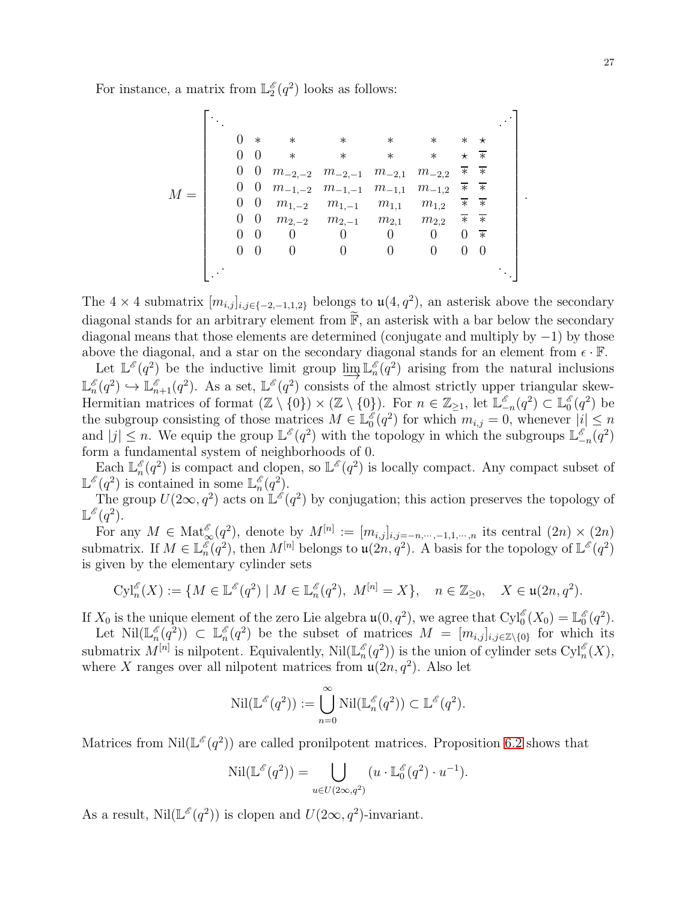For instance, a matrix from $\mathbb{L}^{\mathscr{E}}_2(q^2)$ looks as follows:

$$M = \begin{bmatrix} \ddots & & & & & & & & & \iddots \\ & 0 & * & * & * & * & * & * & \star & \\ & 0 & 0 & * & * & * & * & \star & \overline{*} & \\ & 0 & 0 & m_{-2,-2} & m_{-2,-1} & m_{-2,1} & m_{-2,2} & \overline{*} & \overline{*} & \\ & 0 & 0 & m_{-1,-2} & m_{-1,-1} & m_{-1,1} & m_{-1,2} & \overline{*} & \overline{*} & \\ & 0 & 0 & m_{1,-2} & m_{1,-1} & m_{1,1} & m_{1,2} & \overline{*} & \overline{*} & \\ & 0 & 0 & m_{2,-2} & m_{2,-1} & m_{2,1} & m_{2,2} & \overline{*} & \overline{*} & \\ & 0 & 0 & 0 & 0 & 0 & 0 & 0 & \overline{*} & \\ & 0 & 0 & 0 & 0 & 0 & 0 & 0 & 0 & \\ \iddots & & & & & & & & & \ddots \end{bmatrix}.$$

The $4 \times 4$ submatrix $[m_{i,j}]_{i,j \in \{-2,-1,1,2\}}$ belongs to $\mathfrak{u}(4, q^2)$, an asterisk above the secondary diagonal stands for an arbitrary element from $\widetilde{\mathbb{F}}$, an asterisk with a bar below the secondary diagonal means that those elements are determined (conjugate and multiply by $-1$) by those above the diagonal, and a star on the secondary diagonal stands for an element from $\epsilon \cdot \mathbb{F}$.

Let $\mathbb{L}^{\mathscr{E}}(q^2)$ be the inductive limit group $\varinjlim \mathbb{L}^{\mathscr{E}}_n(q^2)$ arising from the natural inclusions $\mathbb{L}^{\mathscr{E}}_n(q^2) \hookrightarrow \mathbb{L}^{\mathscr{E}}_{n+1}(q^2)$. As a set, $\mathbb{L}^{\mathscr{E}}(q^2)$ consists of the almost strictly upper triangular skew-Hermitian matrices of format $(\mathbb{Z} \setminus \{0\}) \times (\mathbb{Z} \setminus \{0\})$. For $n \in \mathbb{Z}_{\geq 1}$, let $\mathbb{L}^{\mathscr{E}}_{-n}(q^2) \subset \mathbb{L}^{\mathscr{E}}_0(q^2)$ be the subgroup consisting of those matrices $M \in \mathbb{L}^{\mathscr{E}}_0(q^2)$ for which $m_{i,j} = 0$, whenever $|i| \leq n$ and $|j| \leq n$. We equip the group $\mathbb{L}^{\mathscr{E}}(q^2)$ with the topology in which the subgroups $\mathbb{L}^{\mathscr{E}}_{-n}(q^2)$ form a fundamental system of neighborhoods of 0.

Each $\mathbb{L}^{\mathscr{E}}_n(q^2)$ is compact and clopen, so $\mathbb{L}^{\mathscr{E}}(q^2)$ is locally compact. Any compact subset of $\mathbb{L}^{\mathscr{E}}(q^2)$ is contained in some $\mathbb{L}^{\mathscr{E}}_n(q^2)$.

The group $U(2\infty, q^2)$ acts on $\mathbb{L}^{\mathscr{E}}(q^2)$ by conjugation; this action preserves the topology of $\mathbb{L}^{\mathscr{E}}(q^2)$.

For any $M \in \mathrm{Mat}^{\mathscr{E}}_\infty(q^2)$, denote by $M^{[n]} := [m_{i,j}]_{i,j=-n,\cdots,-1,1,\cdots,n}$ its central $(2n) \times (2n)$ submatrix. If $M \in \mathbb{L}^{\mathscr{E}}_n(q^2)$, then $M^{[n]}$ belongs to $\mathfrak{u}(2n, q^2)$. A basis for the topology of $\mathbb{L}^{\mathscr{E}}(q^2)$ is given by the elementary cylinder sets

$$\mathrm{Cyl}^{\mathscr{E}}_n(X) := \{M \in \mathbb{L}^{\mathscr{E}}(q^2) \mid M \in \mathbb{L}^{\mathscr{E}}_n(q^2),\ M^{[n]} = X\}, \quad n \in \mathbb{Z}_{\geq 0}, \quad X \in \mathfrak{u}(2n, q^2).$$

If $X_0$ is the unique element of the zero Lie algebra $\mathfrak{u}(0, q^2)$, we agree that $\mathrm{Cyl}^{\mathscr{E}}_0(X_0) = \mathbb{L}^{\mathscr{E}}_0(q^2)$.

Let $\mathrm{Nil}(\mathbb{L}^{\mathscr{E}}_n(q^2)) \subset \mathbb{L}^{\mathscr{E}}_n(q^2)$ be the subset of matrices $M = [m_{i,j}]_{i,j \in \mathbb{Z} \setminus \{0\}}$ for which its submatrix $M^{[n]}$ is nilpotent. Equivalently, $\mathrm{Nil}(\mathbb{L}^{\mathscr{E}}_n(q^2))$ is the union of cylinder sets $\mathrm{Cyl}^{\mathscr{E}}_n(X)$, where $X$ ranges over all nilpotent matrices from $\mathfrak{u}(2n, q^2)$. Also let

$$\mathrm{Nil}(\mathbb{L}^{\mathscr{E}}(q^2)) := \bigcup_{n=0}^{\infty} \mathrm{Nil}(\mathbb{L}^{\mathscr{E}}_n(q^2)) \subset \mathbb{L}^{\mathscr{E}}(q^2).$$

Matrices from $\mathrm{Nil}(\mathbb{L}^{\mathscr{E}}(q^2))$ are called pronilpotent matrices. Proposition 6.2 shows that

$$\mathrm{Nil}(\mathbb{L}^{\mathscr{E}}(q^2)) = \bigcup_{u \in U(2\infty, q^2)} (u \cdot \mathbb{L}^{\mathscr{E}}_0(q^2) \cdot u^{-1}).$$

As a result, $\mathrm{Nil}(\mathbb{L}^{\mathscr{E}}(q^2))$ is clopen and $U(2\infty, q^2)$-invariant.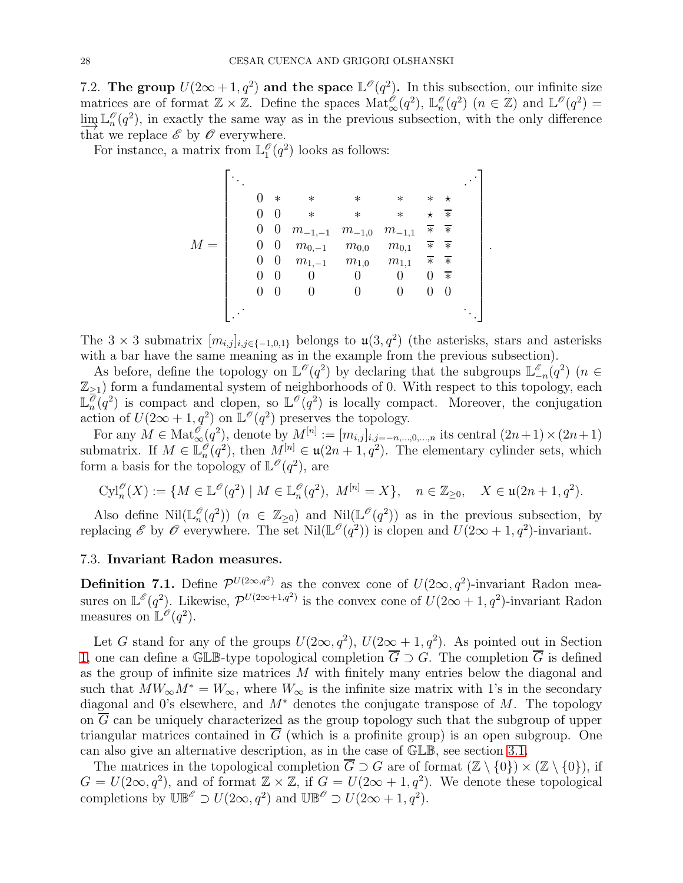### 7.2. The group $U(2\infty+1, q^2)$ and the space $\mathbb{L}^{\mathscr{O}}(q^2)$.

In this subsection, our infinite size matrices are of format $\mathbb{Z}\times\mathbb{Z}$. Define the spaces $\mathrm{Mat}^{\mathscr{O}}_\infty(q^2)$, $\mathbb{L}^{\mathscr{O}}_n(q^2)$ $(n\in\mathbb{Z})$ and $\mathbb{L}^{\mathscr{O}}(q^2)=\varinjlim \mathbb{L}^{\mathscr{O}}_n(q^2)$, in exactly the same way as in the previous subsection, with the only difference that we replace $\mathscr{E}$ by $\mathscr{O}$ everywhere.

For instance, a matrix from $\mathbb{L}^{\mathscr{O}}_1(q^2)$ looks as follows:

$$M=\begin{bmatrix} \ddots & & & & & & & & \iddots \\ & 0 & * & * & * & * & * & \star & \\ & 0 & 0 & * & * & * & \star & \overline{*} & \\ & 0 & 0 & m_{-1,-1} & m_{-1,0} & m_{-1,1} & \overline{*} & \overline{*} & \\ & 0 & 0 & m_{0,-1} & m_{0,0} & m_{0,1} & \overline{*} & \overline{*} & \\ & 0 & 0 & m_{1,-1} & m_{1,0} & m_{1,1} & \overline{*} & \overline{*} & \\ & 0 & 0 & 0 & 0 & 0 & 0 & \overline{*} & \\ & 0 & 0 & 0 & 0 & 0 & 0 & 0 & \\ \iddots & & & & & & & & \ddots \end{bmatrix}.$$

The $3\times 3$ submatrix $[m_{i,j}]_{i,j\in\{-1,0,1\}}$ belongs to $\mathfrak{u}(3,q^2)$ (the asterisks, stars and asterisks with a bar have the same meaning as in the example from the previous subsection).

As before, define the topology on $\mathbb{L}^{\mathscr{O}}(q^2)$ by declaring that the subgroups $\mathbb{L}^{\mathscr{E}}_{-n}(q^2)$ $(n\in\mathbb{Z}_{\geq 1})$ form a fundamental system of neighborhoods of 0. With respect to this topology, each $\mathbb{L}^{\mathscr{O}}_n(q^2)$ is compact and clopen, so $\mathbb{L}^{\mathscr{O}}(q^2)$ is locally compact. Moreover, the conjugation action of $U(2\infty+1,q^2)$ on $\mathbb{L}^{\mathscr{O}}(q^2)$ preserves the topology.

For any $M\in\mathrm{Mat}^{\mathscr{O}}_\infty(q^2)$, denote by $M^{[n]}:=[m_{i,j}]_{i,j=-n,\dots,0,\dots,n}$ its central $(2n+1)\times(2n+1)$ submatrix. If $M\in\mathbb{L}^{\mathscr{O}}_n(q^2)$, then $M^{[n]}\in\mathfrak{u}(2n+1,q^2)$. The elementary cylinder sets, which form a basis for the topology of $\mathbb{L}^{\mathscr{O}}(q^2)$, are

$$\mathrm{Cyl}^{\mathscr{O}}_n(X):=\{M\in\mathbb{L}^{\mathscr{O}}(q^2)\mid M\in\mathbb{L}^{\mathscr{O}}_n(q^2),\ M^{[n]}=X\},\quad n\in\mathbb{Z}_{\geq 0},\quad X\in\mathfrak{u}(2n+1,q^2).$$

Also define $\mathrm{Nil}(\mathbb{L}^{\mathscr{O}}_n(q^2))$ $(n\in\mathbb{Z}_{\geq 0})$ and $\mathrm{Nil}(\mathbb{L}^{\mathscr{O}}(q^2))$ as in the previous subsection, by replacing $\mathscr{E}$ by $\mathscr{O}$ everywhere. The set $\mathrm{Nil}(\mathbb{L}^{\mathscr{O}}(q^2))$ is clopen and $U(2\infty+1,q^2)$-invariant.

### 7.3. Invariant Radon measures.

**Definition 7.1.** Define $\mathcal{P}^{U(2\infty,q^2)}$ as the convex cone of $U(2\infty,q^2)$-invariant Radon measures on $\mathbb{L}^{\mathscr{E}}(q^2)$. Likewise, $\mathcal{P}^{U(2\infty+1,q^2)}$ is the convex cone of $U(2\infty+1,q^2)$-invariant Radon measures on $\mathbb{L}^{\mathscr{O}}(q^2)$.

Let $G$ stand for any of the groups $U(2\infty,q^2)$, $U(2\infty+1,q^2)$. As pointed out in Section 1, one can define a $\mathbb{GLB}$-type topological completion $\overline{G}\supset G$. The completion $\overline{G}$ is defined as the group of infinite size matrices $M$ with finitely many entries below the diagonal and such that $MW_\infty M^*=W_\infty$, where $W_\infty$ is the infinite size matrix with 1's in the secondary diagonal and 0's elsewhere, and $M^*$ denotes the conjugate transpose of $M$. The topology on $\overline{G}$ can be uniquely characterized as the group topology such that the subgroup of upper triangular matrices contained in $\overline{G}$ (which is a profinite group) is an open subgroup. One can also give an alternative description, as in the case of $\mathbb{GLB}$, see section 3.1.

The matrices in the topological completion $\overline{G}\supset G$ are of format $(\mathbb{Z}\setminus\{0\})\times(\mathbb{Z}\setminus\{0\})$, if $G=U(2\infty,q^2)$, and of format $\mathbb{Z}\times\mathbb{Z}$, if $G=U(2\infty+1,q^2)$. We denote these topological completions by $\mathbb{UB}^{\mathscr{E}}\supset U(2\infty,q^2)$ and $\mathbb{UB}^{\mathscr{O}}\supset U(2\infty+1,q^2)$.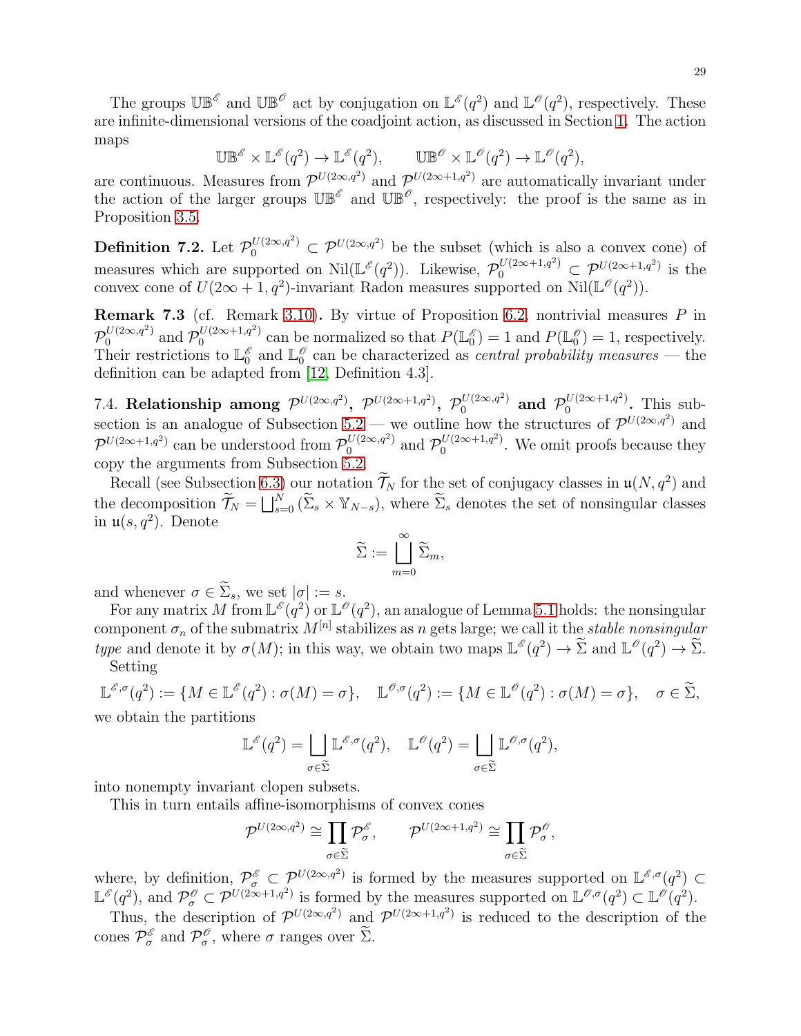The groups $\mathbb{UB}^{\mathscr{E}}$ and $\mathbb{UB}^{\mathscr{O}}$ act by conjugation on $\mathbb{L}^{\mathscr{E}}(q^2)$ and $\mathbb{L}^{\mathscr{O}}(q^2)$, respectively. These are infinite-dimensional versions of the coadjoint action, as discussed in Section 1. The action maps

$$\mathbb{UB}^{\mathscr{E}} \times \mathbb{L}^{\mathscr{E}}(q^2) \to \mathbb{L}^{\mathscr{E}}(q^2), \qquad \mathbb{UB}^{\mathscr{O}} \times \mathbb{L}^{\mathscr{O}}(q^2) \to \mathbb{L}^{\mathscr{O}}(q^2),$$

are continuous. Measures from $\mathcal{P}^{U(2\infty,q^2)}$ and $\mathcal{P}^{U(2\infty+1,q^2)}$ are automatically invariant under the action of the larger groups $\mathbb{UB}^{\mathscr{E}}$ and $\mathbb{UB}^{\mathscr{O}}$, respectively: the proof is the same as in Proposition 3.5.

**Definition 7.2.** Let $\mathcal{P}_0^{U(2\infty,q^2)} \subset \mathcal{P}^{U(2\infty,q^2)}$ be the subset (which is also a convex cone) of measures which are supported on $\operatorname{Nil}(\mathbb{L}^{\mathscr{E}}(q^2))$. Likewise, $\mathcal{P}_0^{U(2\infty+1,q^2)} \subset \mathcal{P}^{U(2\infty+1,q^2)}$ is the convex cone of $U(2\infty+1,q^2)$-invariant Radon measures supported on $\operatorname{Nil}(\mathbb{L}^{\mathscr{O}}(q^2))$.

**Remark 7.3** (cf. Remark 3.10)**.** By virtue of Proposition 6.2, nontrivial measures $P$ in $\mathcal{P}_0^{U(2\infty,q^2)}$ and $\mathcal{P}_0^{U(2\infty+1,q^2)}$ can be normalized so that $P(\mathbb{L}_0^{\mathscr{E}}) = 1$ and $P(\mathbb{L}_0^{\mathscr{O}}) = 1$, respectively. Their restrictions to $\mathbb{L}_0^{\mathscr{E}}$ and $\mathbb{L}_0^{\mathscr{O}}$ can be characterized as *central probability measures* — the definition can be adapted from [12, Definition 4.3].

7.4. **Relationship among $\mathcal{P}^{U(2\infty,q^2)}$, $\mathcal{P}^{U(2\infty+1,q^2)}$, $\mathcal{P}_0^{U(2\infty,q^2)}$ and $\mathcal{P}_0^{U(2\infty+1,q^2)}$.** This subsection is an analogue of Subsection 5.2 — we outline how the structures of $\mathcal{P}^{U(2\infty,q^2)}$ and $\mathcal{P}^{U(2\infty+1,q^2)}$ can be understood from $\mathcal{P}_0^{U(2\infty,q^2)}$ and $\mathcal{P}_0^{U(2\infty+1,q^2)}$. We omit proofs because they copy the arguments from Subsection 5.2.

Recall (see Subsection 6.3) our notation $\widetilde{\mathcal{T}}_N$ for the set of conjugacy classes in $\mathfrak{u}(N,q^2)$ and the decomposition $\widetilde{\mathcal{T}}_N = \bigsqcup_{s=0}^{N} (\widetilde{\Sigma}_s \times \mathbb{Y}_{N-s})$, where $\widetilde{\Sigma}_s$ denotes the set of nonsingular classes in $\mathfrak{u}(s,q^2)$. Denote

$$\widetilde{\Sigma} := \bigsqcup_{m=0}^{\infty} \widetilde{\Sigma}_m,$$

and whenever $\sigma \in \widetilde{\Sigma}_s$, we set $|\sigma| := s$.

For any matrix $M$ from $\mathbb{L}^{\mathscr{E}}(q^2)$ or $\mathbb{L}^{\mathscr{O}}(q^2)$, an analogue of Lemma 5.1 holds: the nonsingular component $\sigma_n$ of the submatrix $M^{[n]}$ stabilizes as $n$ gets large; we call it the *stable nonsingular type* and denote it by $\sigma(M)$; in this way, we obtain two maps $\mathbb{L}^{\mathscr{E}}(q^2) \to \widetilde{\Sigma}$ and $\mathbb{L}^{\mathscr{O}}(q^2) \to \widetilde{\Sigma}$.

Setting

$$\mathbb{L}^{\mathscr{E},\sigma}(q^2) := \{M \in \mathbb{L}^{\mathscr{E}}(q^2) : \sigma(M) = \sigma\}, \quad \mathbb{L}^{\mathscr{O},\sigma}(q^2) := \{M \in \mathbb{L}^{\mathscr{O}}(q^2) : \sigma(M) = \sigma\}, \quad \sigma \in \widetilde{\Sigma},$$

we obtain the partitions

$$\mathbb{L}^{\mathscr{E}}(q^2) = \bigsqcup_{\sigma \in \widetilde{\Sigma}} \mathbb{L}^{\mathscr{E},\sigma}(q^2), \quad \mathbb{L}^{\mathscr{O}}(q^2) = \bigsqcup_{\sigma \in \widetilde{\Sigma}} \mathbb{L}^{\mathscr{O},\sigma}(q^2),$$

into nonempty invariant clopen subsets.

This in turn entails affine-isomorphisms of convex cones

$$\mathcal{P}^{U(2\infty,q^2)} \cong \prod_{\sigma \in \widetilde{\Sigma}} \mathcal{P}_\sigma^{\mathscr{E}}, \qquad \mathcal{P}^{U(2\infty+1,q^2)} \cong \prod_{\sigma \in \widetilde{\Sigma}} \mathcal{P}_\sigma^{\mathscr{O}},$$

where, by definition, $\mathcal{P}_\sigma^{\mathscr{E}} \subset \mathcal{P}^{U(2\infty,q^2)}$ is formed by the measures supported on $\mathbb{L}^{\mathscr{E},\sigma}(q^2) \subset \mathbb{L}^{\mathscr{E}}(q^2)$, and $\mathcal{P}_\sigma^{\mathscr{O}} \subset \mathcal{P}^{U(2\infty+1,q^2)}$ is formed by the measures supported on $\mathbb{L}^{\mathscr{O},\sigma}(q^2) \subset \mathbb{L}^{\mathscr{O}}(q^2)$.

Thus, the description of $\mathcal{P}^{U(2\infty,q^2)}$ and $\mathcal{P}^{U(2\infty+1,q^2)}$ is reduced to the description of the cones $\mathcal{P}_\sigma^{\mathscr{E}}$ and $\mathcal{P}_\sigma^{\mathscr{O}}$, where $\sigma$ ranges over $\widetilde{\Sigma}$.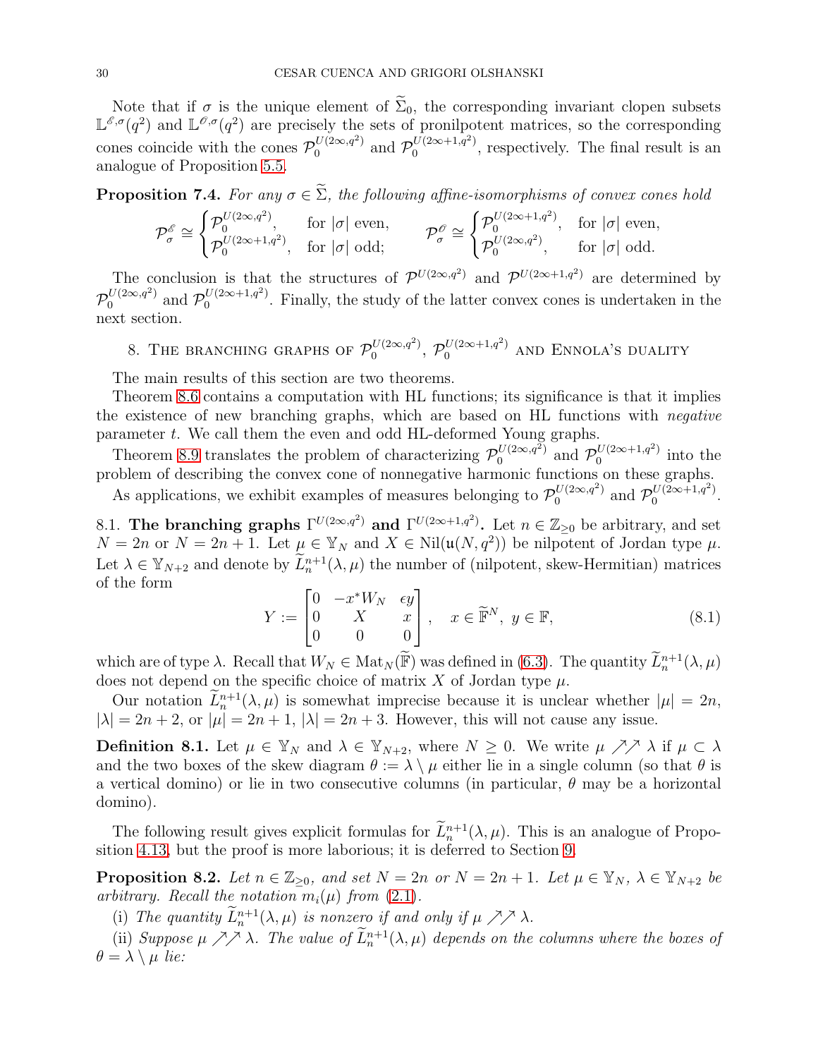Note that if $\sigma$ is the unique element of $\widetilde{\Sigma}_0$, the corresponding invariant clopen subsets $\mathbb{L}^{\mathscr{E},\sigma}(q^2)$ and $\mathbb{L}^{\mathscr{O},\sigma}(q^2)$ are precisely the sets of pronilpotent matrices, so the corresponding cones coincide with the cones $\mathcal{P}_0^{U(2\infty,q^2)}$ and $\mathcal{P}_0^{U(2\infty+1,q^2)}$, respectively. The final result is an analogue of Proposition 5.5.

**Proposition 7.4.** *For any $\sigma \in \widetilde{\Sigma}$, the following affine-isomorphisms of convex cones hold*

$$\mathcal{P}_\sigma^{\mathscr{E}} \cong \begin{cases} \mathcal{P}_0^{U(2\infty,q^2)}, & \text{for } |\sigma| \text{ even,} \\ \mathcal{P}_0^{U(2\infty+1,q^2)}, & \text{for } |\sigma| \text{ odd;} \end{cases} \qquad \mathcal{P}_\sigma^{\mathscr{O}} \cong \begin{cases} \mathcal{P}_0^{U(2\infty+1,q^2)}, & \text{for } |\sigma| \text{ even,} \\ \mathcal{P}_0^{U(2\infty,q^2)}, & \text{for } |\sigma| \text{ odd.} \end{cases}$$

The conclusion is that the structures of $\mathcal{P}^{U(2\infty,q^2)}$ and $\mathcal{P}^{U(2\infty+1,q^2)}$ are determined by $\mathcal{P}_0^{U(2\infty,q^2)}$ and $\mathcal{P}_0^{U(2\infty+1,q^2)}$. Finally, the study of the latter convex cones is undertaken in the next section.

## 8. The branching graphs of $\mathcal{P}_0^{U(2\infty,q^2)}$, $\mathcal{P}_0^{U(2\infty+1,q^2)}$ and Ennola's duality

The main results of this section are two theorems.

Theorem 8.6 contains a computation with HL functions; its significance is that it implies the existence of new branching graphs, which are based on HL functions with *negative* parameter $t$. We call them the even and odd HL-deformed Young graphs.

Theorem 8.9 translates the problem of characterizing $\mathcal{P}_0^{U(2\infty,q^2)}$ and $\mathcal{P}_0^{U(2\infty+1,q^2)}$ into the problem of describing the convex cone of nonnegative harmonic functions on these graphs.

As applications, we exhibit examples of measures belonging to $\mathcal{P}_0^{U(2\infty,q^2)}$ and $\mathcal{P}_0^{U(2\infty+1,q^2)}$.

8.1. **The branching graphs $\Gamma^{U(2\infty,q^2)}$ and $\Gamma^{U(2\infty+1,q^2)}$.** Let $n \in \mathbb{Z}_{\geq 0}$ be arbitrary, and set $N = 2n$ or $N = 2n+1$. Let $\mu \in \mathbb{Y}_N$ and $X \in \mathrm{Nil}(\mathfrak{u}(N, q^2))$ be nilpotent of Jordan type $\mu$. Let $\lambda \in \mathbb{Y}_{N+2}$ and denote by $\widetilde{L}_n^{n+1}(\lambda, \mu)$ the number of (nilpotent, skew-Hermitian) matrices of the form

$$Y := \begin{bmatrix} 0 & -x^* W_N & \epsilon y \\ 0 & X & x \\ 0 & 0 & 0 \end{bmatrix}, \quad x \in \widetilde{\mathbb{F}}^N,\ y \in \mathbb{F}, \tag{8.1}$$

which are of type $\lambda$. Recall that $W_N \in \mathrm{Mat}_N(\widetilde{\mathbb{F}})$ was defined in (6.3). The quantity $\widetilde{L}_n^{n+1}(\lambda, \mu)$ does not depend on the specific choice of matrix $X$ of Jordan type $\mu$.

Our notation $\widetilde{L}_n^{n+1}(\lambda, \mu)$ is somewhat imprecise because it is unclear whether $|\mu| = 2n$, $|\lambda| = 2n+2$, or $|\mu| = 2n+1$, $|\lambda| = 2n+3$. However, this will not cause any issue.

**Definition 8.1.** Let $\mu \in \mathbb{Y}_N$ and $\lambda \in \mathbb{Y}_{N+2}$, where $N \geq 0$. We write $\mu \nearrow\!\!\nearrow \lambda$ if $\mu \subset \lambda$ and the two boxes of the skew diagram $\theta := \lambda \setminus \mu$ either lie in a single column (so that $\theta$ is a vertical domino) or lie in two consecutive columns (in particular, $\theta$ may be a horizontal domino).

The following result gives explicit formulas for $\widetilde{L}_n^{n+1}(\lambda, \mu)$. This is an analogue of Proposition 4.13, but the proof is more laborious; it is deferred to Section 9.

**Proposition 8.2.** *Let $n \in \mathbb{Z}_{\geq 0}$, and set $N = 2n$ or $N = 2n+1$. Let $\mu \in \mathbb{Y}_N$, $\lambda \in \mathbb{Y}_{N+2}$ be arbitrary. Recall the notation $m_i(\mu)$ from (2.1).*

(i) *The quantity $\widetilde{L}_n^{n+1}(\lambda, \mu)$ is nonzero if and only if $\mu \nearrow\!\!\nearrow \lambda$.*

(ii) *Suppose $\mu \nearrow\!\!\nearrow \lambda$. The value of $\widetilde{L}_n^{n+1}(\lambda, \mu)$ depends on the columns where the boxes of $\theta = \lambda \setminus \mu$ lie:*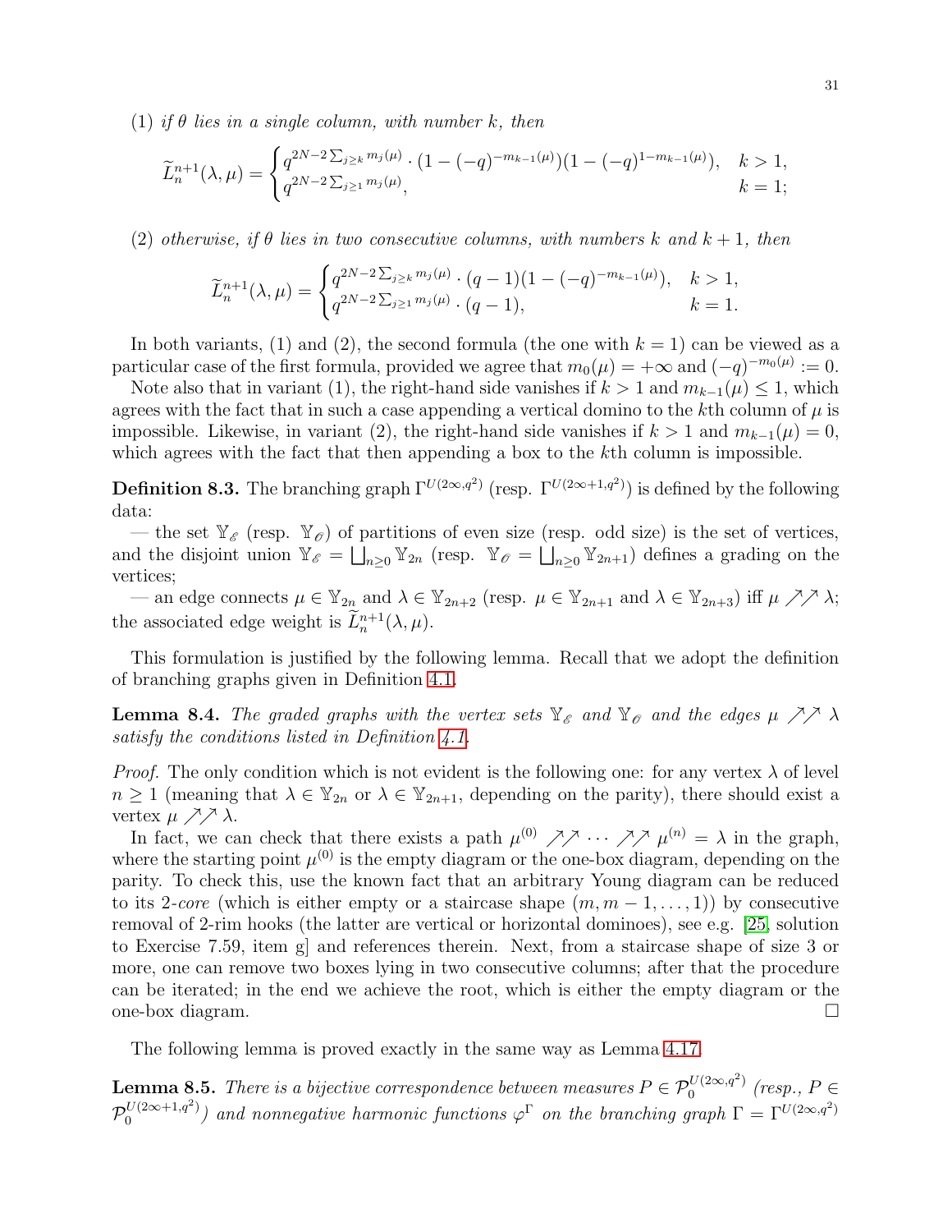(1) *if $\theta$ lies in a single column, with number $k$, then*

$$\widetilde{L}_n^{n+1}(\lambda,\mu) = \begin{cases} q^{2N-2\sum_{j\ge k} m_j(\mu)} \cdot (1-(-q)^{-m_{k-1}(\mu)})(1-(-q)^{1-m_{k-1}(\mu)}), & k>1, \\ q^{2N-2\sum_{j\ge 1} m_j(\mu)}, & k=1; \end{cases}$$

(2) *otherwise, if $\theta$ lies in two consecutive columns, with numbers $k$ and $k+1$, then*

$$\widetilde{L}_n^{n+1}(\lambda,\mu) = \begin{cases} q^{2N-2\sum_{j\ge k} m_j(\mu)} \cdot (q-1)(1-(-q)^{-m_{k-1}(\mu)}), & k>1, \\ q^{2N-2\sum_{j\ge 1} m_j(\mu)} \cdot (q-1), & k=1. \end{cases}$$

In both variants, (1) and (2), the second formula (the one with $k=1$) can be viewed as a particular case of the first formula, provided we agree that $m_0(\mu)=+\infty$ and $(-q)^{-m_0(\mu)} := 0$.

Note also that in variant (1), the right-hand side vanishes if $k>1$ and $m_{k-1}(\mu)\le 1$, which agrees with the fact that in such a case appending a vertical domino to the $k$th column of $\mu$ is impossible. Likewise, in variant (2), the right-hand side vanishes if $k>1$ and $m_{k-1}(\mu)=0$, which agrees with the fact that then appending a box to the $k$th column is impossible.

**Definition 8.3.** The branching graph $\Gamma^{U(2\infty,q^2)}$ (resp. $\Gamma^{U(2\infty+1,q^2)}$) is defined by the following data:

— the set $\mathbb{Y}_{\mathscr{E}}$ (resp. $\mathbb{Y}_{\mathscr{O}}$) of partitions of even size (resp. odd size) is the set of vertices, and the disjoint union $\mathbb{Y}_{\mathscr{E}} = \bigsqcup_{n\ge 0} \mathbb{Y}_{2n}$ (resp. $\mathbb{Y}_{\mathscr{O}} = \bigsqcup_{n\ge 0} \mathbb{Y}_{2n+1}$) defines a grading on the vertices;

— an edge connects $\mu \in \mathbb{Y}_{2n}$ and $\lambda \in \mathbb{Y}_{2n+2}$ (resp. $\mu\in\mathbb{Y}_{2n+1}$ and $\lambda\in\mathbb{Y}_{2n+3}$) iff $\mu \nearrow\!\!\nearrow \lambda$; the associated edge weight is $\widetilde{L}_n^{n+1}(\lambda,\mu)$.

This formulation is justified by the following lemma. Recall that we adopt the definition of branching graphs given in Definition 4.1.

**Lemma 8.4.** *The graded graphs with the vertex sets $\mathbb{Y}_{\mathscr{E}}$ and $\mathbb{Y}_{\mathscr{O}}$ and the edges $\mu \nearrow\!\!\nearrow \lambda$ satisfy the conditions listed in Definition 4.1.*

*Proof.* The only condition which is not evident is the following one: for any vertex $\lambda$ of level $n\ge 1$ (meaning that $\lambda\in\mathbb{Y}_{2n}$ or $\lambda\in\mathbb{Y}_{2n+1}$, depending on the parity), there should exist a vertex $\mu \nearrow\!\!\nearrow \lambda$.

In fact, we can check that there exists a path $\mu^{(0)} \nearrow\!\!\nearrow \cdots \nearrow\!\!\nearrow \mu^{(n)} = \lambda$ in the graph, where the starting point $\mu^{(0)}$ is the empty diagram or the one-box diagram, depending on the parity. To check this, use the known fact that an arbitrary Young diagram can be reduced to its 2-*core* (which is either empty or a staircase shape $(m, m-1,\dots,1)$) by consecutive removal of 2-rim hooks (the latter are vertical or horizontal dominoes), see e.g. [25, solution to Exercise 7.59, item g] and references therein. Next, from a staircase shape of size 3 or more, one can remove two boxes lying in two consecutive columns; after that the procedure can be iterated; in the end we achieve the root, which is either the empty diagram or the one-box diagram. □

The following lemma is proved exactly in the same way as Lemma 4.17.

**Lemma 8.5.** *There is a bijective correspondence between measures $P\in\mathcal{P}_0^{U(2\infty,q^2)}$ (resp., $P\in\mathcal{P}_0^{U(2\infty+1,q^2)}$) and nonnegative harmonic functions $\varphi^\Gamma$ on the branching graph $\Gamma=\Gamma^{U(2\infty,q^2)}$*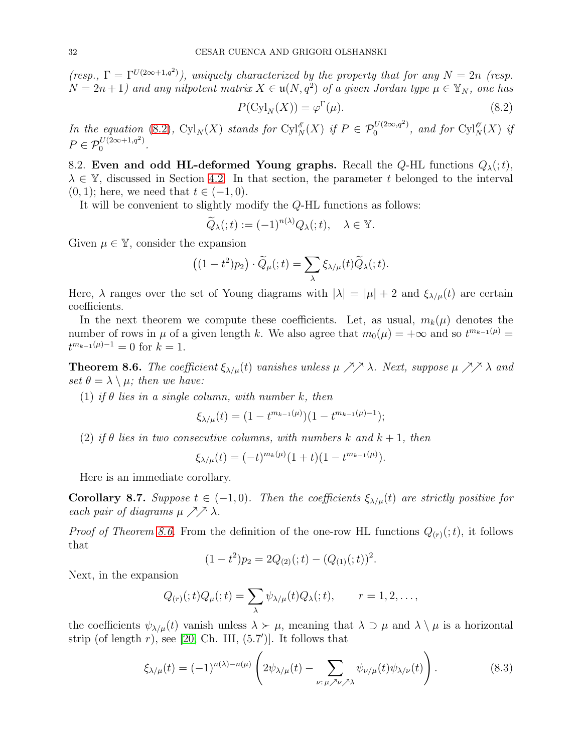*(resp., $\Gamma = \Gamma^{U(2\infty+1,q^2)}$), uniquely characterized by the property that for any $N = 2n$ (resp. $N = 2n+1$) and any nilpotent matrix $X \in \mathfrak{u}(N, q^2)$ of a given Jordan type $\mu \in \mathbb{Y}_N$, one has*

$$P(\mathrm{Cyl}_N(X)) = \varphi^\Gamma(\mu). \tag{8.2}$$

*In the equation (8.2), $\mathrm{Cyl}_N(X)$ stands for $\mathrm{Cyl}_N^{\mathscr{E}}(X)$ if $P \in \mathcal{P}_0^{U(2\infty,q^2)}$, and for $\mathrm{Cyl}_N^{\mathscr{O}}(X)$ if $P \in \mathcal{P}_0^{U(2\infty+1,q^2)}$.*

## 8.2. Even and odd HL-deformed Young graphs.

Recall the $Q$-HL functions $Q_\lambda(;t)$, $\lambda \in \mathbb{Y}$, discussed in Section 4.2. In that section, the parameter $t$ belonged to the interval $(0,1)$; here, we need that $t \in (-1, 0)$.

It will be convenient to slightly modify the $Q$-HL functions as follows:

$$\widetilde{Q}_\lambda(;t) := (-1)^{n(\lambda)} Q_\lambda(;t), \quad \lambda \in \mathbb{Y}.$$

Given $\mu \in \mathbb{Y}$, consider the expansion

$$\big((1-t^2)p_2\big) \cdot \widetilde{Q}_\mu(;t) = \sum_\lambda \xi_{\lambda/\mu}(t) \widetilde{Q}_\lambda(;t).$$

Here, $\lambda$ ranges over the set of Young diagrams with $|\lambda| = |\mu| + 2$ and $\xi_{\lambda/\mu}(t)$ are certain coefficients.

In the next theorem we compute these coefficients. Let, as usual, $m_k(\mu)$ denotes the number of rows in $\mu$ of a given length $k$. We also agree that $m_0(\mu) = +\infty$ and so $t^{m_{k-1}(\mu)} = t^{m_{k-1}(\mu)-1} = 0$ for $k = 1$.

**Theorem 8.6.** *The coefficient $\xi_{\lambda/\mu}(t)$ vanishes unless $\mu \nearrow\!\!\nearrow \lambda$. Next, suppose $\mu \nearrow\!\!\nearrow \lambda$ and set $\theta = \lambda \setminus \mu$; then we have:*

(1) *if $\theta$ lies in a single column, with number $k$, then*

$$\xi_{\lambda/\mu}(t) = (1 - t^{m_{k-1}(\mu)})(1 - t^{m_{k-1}(\mu)-1});$$

(2) *if $\theta$ lies in two consecutive columns, with numbers $k$ and $k+1$, then*

$$\xi_{\lambda/\mu}(t) = (-t)^{m_k(\mu)}(1+t)(1 - t^{m_{k-1}(\mu)}).$$

Here is an immediate corollary.

**Corollary 8.7.** *Suppose $t \in (-1, 0)$. Then the coefficients $\xi_{\lambda/\mu}(t)$ are strictly positive for each pair of diagrams $\mu \nearrow\!\!\nearrow \lambda$.*

*Proof of Theorem 8.6.* From the definition of the one-row HL functions $Q_{(r)}(;t)$, it follows that

$$(1-t^2)p_2 = 2Q_{(2)}(;t) - (Q_{(1)}(;t))^2.$$

Next, in the expansion

$$Q_{(r)}(;t) Q_\mu(;t) = \sum_\lambda \psi_{\lambda/\mu}(t) Q_\lambda(;t), \qquad r = 1, 2, \dots,$$

the coefficients $\psi_{\lambda/\mu}(t)$ vanish unless $\lambda \succ \mu$, meaning that $\lambda \supset \mu$ and $\lambda \setminus \mu$ is a horizontal strip (of length $r$), see [20, Ch. III, (5.7′)]. It follows that

$$\xi_{\lambda/\mu}(t) = (-1)^{n(\lambda)-n(\mu)} \left( 2\psi_{\lambda/\mu}(t) - \sum_{\nu:\, \mu \nearrow \nu \nearrow \lambda} \psi_{\nu/\mu}(t)\psi_{\lambda/\nu}(t) \right). \tag{8.3}$$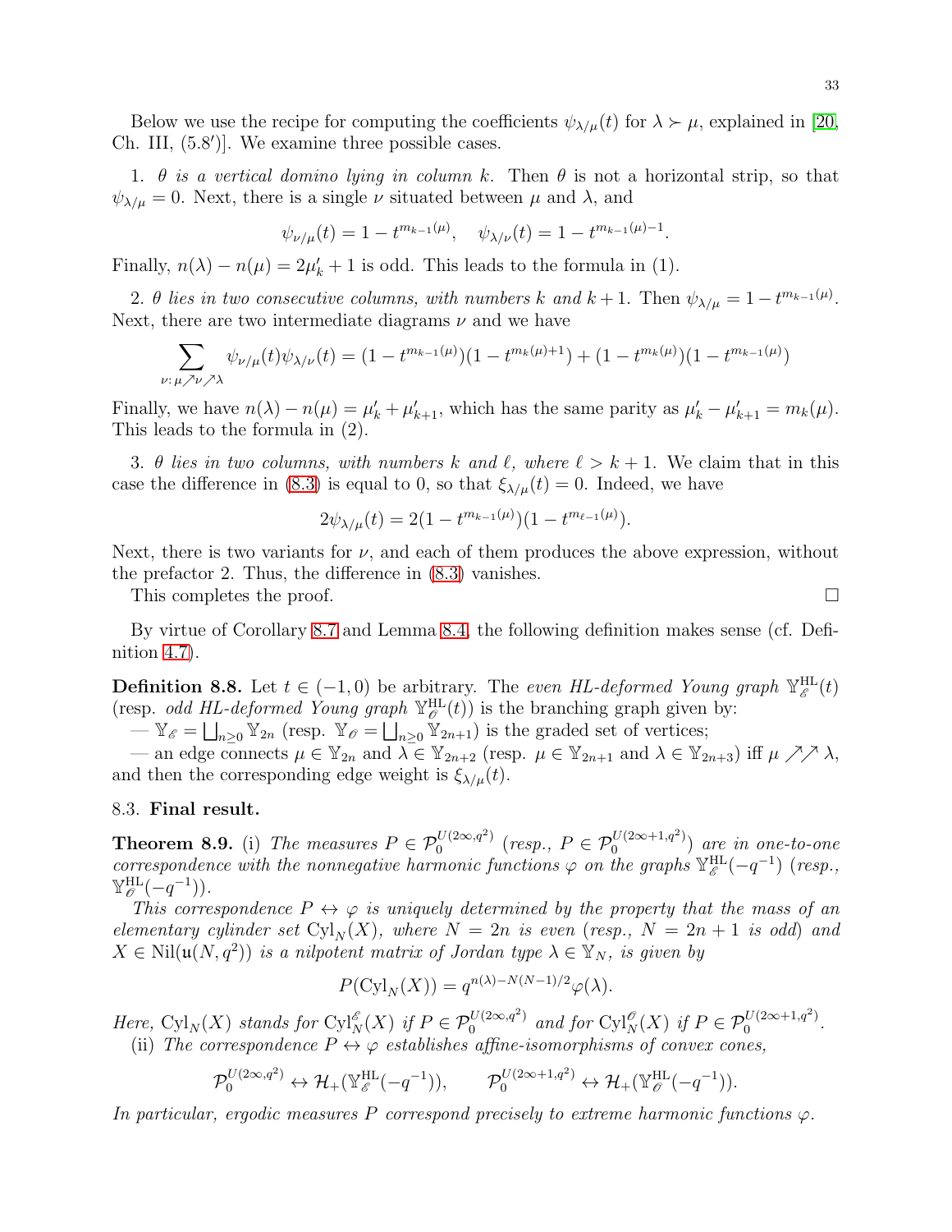Below we use the recipe for computing the coefficients $\psi_{\lambda/\mu}(t)$ for $\lambda \succ \mu$, explained in [20, Ch. III, (5.8′)]. We examine three possible cases.

1. *$\theta$ is a vertical domino lying in column $k$.* Then $\theta$ is not a horizontal strip, so that $\psi_{\lambda/\mu} = 0$. Next, there is a single $\nu$ situated between $\mu$ and $\lambda$, and

$$\psi_{\nu/\mu}(t) = 1 - t^{m_{k-1}(\mu)}, \quad \psi_{\lambda/\nu}(t) = 1 - t^{m_{k-1}(\mu)-1}.$$

Finally, $n(\lambda) - n(\mu) = 2\mu'_k + 1$ is odd. This leads to the formula in (1).

2. *$\theta$ lies in two consecutive columns, with numbers $k$ and $k+1$.* Then $\psi_{\lambda/\mu} = 1 - t^{m_{k-1}(\mu)}$. Next, there are two intermediate diagrams $\nu$ and we have

$$\sum_{\nu:\, \mu \nearrow \nu \nearrow \lambda} \psi_{\nu/\mu}(t)\psi_{\lambda/\nu}(t) = (1 - t^{m_{k-1}(\mu)})(1 - t^{m_k(\mu)+1}) + (1 - t^{m_k(\mu)})(1 - t^{m_{k-1}(\mu)})$$

Finally, we have $n(\lambda) - n(\mu) = \mu'_k + \mu'_{k+1}$, which has the same parity as $\mu'_k - \mu'_{k+1} = m_k(\mu)$. This leads to the formula in (2).

3. *$\theta$ lies in two columns, with numbers $k$ and $\ell$, where $\ell > k+1$.* We claim that in this case the difference in (8.3) is equal to 0, so that $\xi_{\lambda/\mu}(t) = 0$. Indeed, we have

$$2\psi_{\lambda/\mu}(t) = 2(1 - t^{m_{k-1}(\mu)})(1 - t^{m_{\ell-1}(\mu)}).$$

Next, there is two variants for $\nu$, and each of them produces the above expression, without the prefactor 2. Thus, the difference in (8.3) vanishes.

This completes the proof. $\square$

By virtue of Corollary 8.7 and Lemma 8.4, the following definition makes sense (cf. Definition 4.7).

**Definition 8.8.** Let $t \in (-1, 0)$ be arbitrary. The *even HL-deformed Young graph* $\mathbb{Y}^{\mathrm{HL}}_{\mathscr{E}}(t)$ (resp. *odd HL-deformed Young graph* $\mathbb{Y}^{\mathrm{HL}}_{\mathscr{O}}(t)$) is the branching graph given by:

— $\mathbb{Y}_{\mathscr{E}} = \bigsqcup_{n\ge 0} \mathbb{Y}_{2n}$ (resp. $\mathbb{Y}_{\mathscr{O}} = \bigsqcup_{n\ge 0} \mathbb{Y}_{2n+1}$) is the graded set of vertices;

— an edge connects $\mu \in \mathbb{Y}_{2n}$ and $\lambda \in \mathbb{Y}_{2n+2}$ (resp. $\mu \in \mathbb{Y}_{2n+1}$ and $\lambda \in \mathbb{Y}_{2n+3}$) iff $\mu \nearrow\nearrow \lambda$, and then the corresponding edge weight is $\xi_{\lambda/\mu}(t)$.

## 8.3. Final result.

**Theorem 8.9.** (i) *The measures $P \in \mathcal{P}_0^{U(2\infty,q^2)}$ (resp., $P \in \mathcal{P}_0^{U(2\infty+1,q^2)}$) are in one-to-one correspondence with the nonnegative harmonic functions $\varphi$ on the graphs $\mathbb{Y}^{\mathrm{HL}}_{\mathscr{E}}(-q^{-1})$ (resp., $\mathbb{Y}^{\mathrm{HL}}_{\mathscr{O}}(-q^{-1})$).*

*This correspondence $P \leftrightarrow \varphi$ is uniquely determined by the property that the mass of an elementary cylinder set $\mathrm{Cyl}_N(X)$, where $N = 2n$ is even (resp., $N = 2n+1$ is odd) and $X \in \mathrm{Nil}(\mathfrak{u}(N, q^2))$ is a nilpotent matrix of Jordan type $\lambda \in \mathbb{Y}_N$, is given by*

$$P(\mathrm{Cyl}_N(X)) = q^{n(\lambda) - N(N-1)/2}\varphi(\lambda).$$

*Here, $\mathrm{Cyl}_N(X)$ stands for $\mathrm{Cyl}^{\mathscr{E}}_N(X)$ if $P \in \mathcal{P}_0^{U(2\infty,q^2)}$ and for $\mathrm{Cyl}^{\mathscr{O}}_N(X)$ if $P \in \mathcal{P}_0^{U(2\infty+1,q^2)}$.*

(ii) *The correspondence $P \leftrightarrow \varphi$ establishes affine-isomorphisms of convex cones,*

$$\mathcal{P}_0^{U(2\infty,q^2)} \leftrightarrow \mathcal{H}_+(\mathbb{Y}^{\mathrm{HL}}_{\mathscr{E}}(-q^{-1})), \qquad \mathcal{P}_0^{U(2\infty+1,q^2)} \leftrightarrow \mathcal{H}_+(\mathbb{Y}^{\mathrm{HL}}_{\mathscr{O}}(-q^{-1})).$$

*In particular, ergodic measures $P$ correspond precisely to extreme harmonic functions $\varphi$.*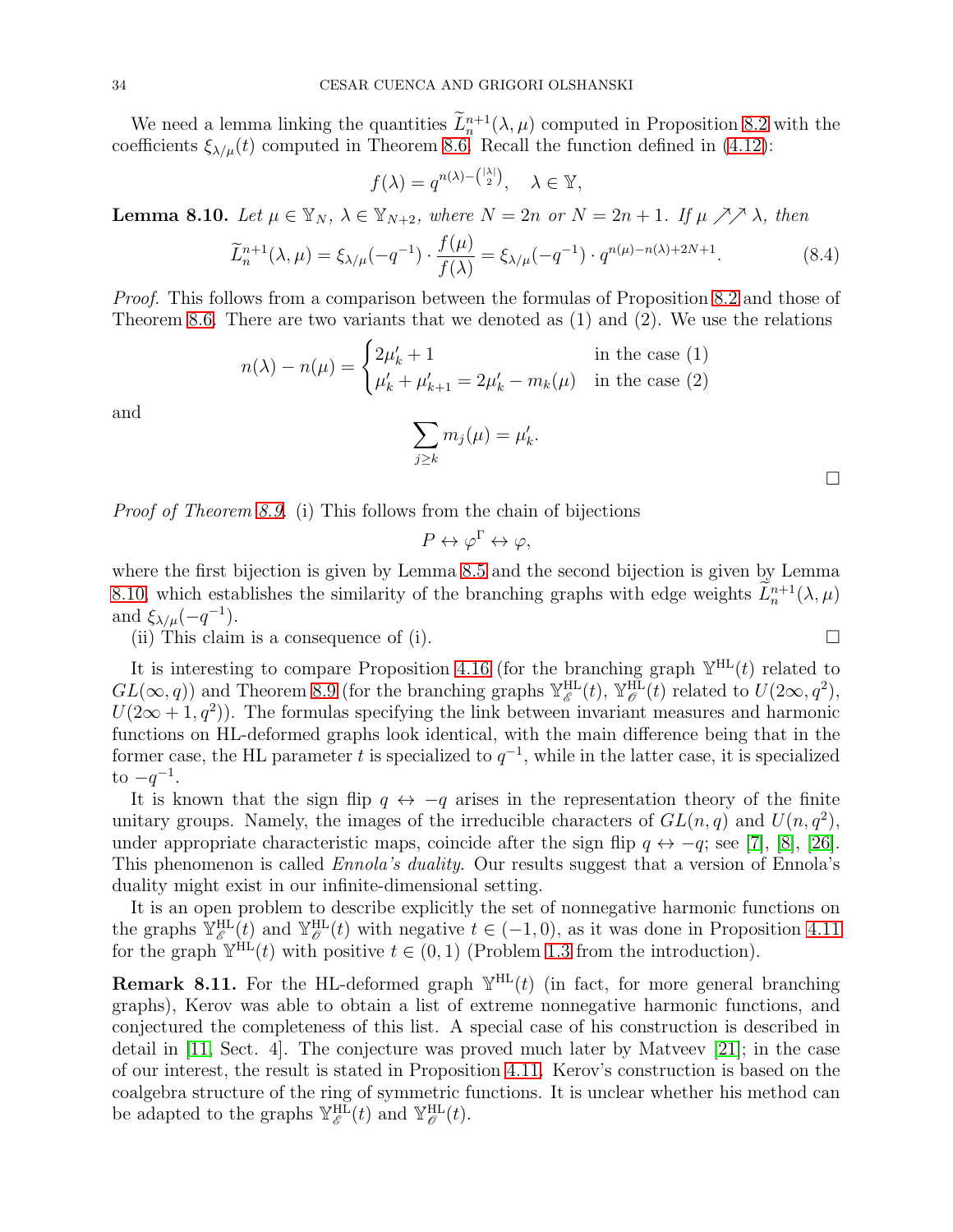We need a lemma linking the quantities $\widetilde{L}_n^{n+1}(\lambda,\mu)$ computed in Proposition 8.2 with the coefficients $\xi_{\lambda/\mu}(t)$ computed in Theorem 8.6. Recall the function defined in (4.12):

$$f(\lambda) = q^{n(\lambda)-\binom{|\lambda|}{2}}, \quad \lambda \in \mathbb{Y},$$

**Lemma 8.10.** *Let $\mu \in \mathbb{Y}_N$, $\lambda \in \mathbb{Y}_{N+2}$, where $N = 2n$ or $N = 2n+1$. If $\mu \nearrow\!\nearrow \lambda$, then*

$$\widetilde{L}_n^{n+1}(\lambda,\mu) = \xi_{\lambda/\mu}(-q^{-1}) \cdot \frac{f(\mu)}{f(\lambda)} = \xi_{\lambda/\mu}(-q^{-1}) \cdot q^{n(\mu)-n(\lambda)+2N+1}. \tag{8.4}$$

*Proof.* This follows from a comparison between the formulas of Proposition 8.2 and those of Theorem 8.6. There are two variants that we denoted as (1) and (2). We use the relations

$$n(\lambda) - n(\mu) = \begin{cases} 2\mu'_k + 1 & \text{in the case (1)} \\ \mu'_k + \mu'_{k+1} = 2\mu'_k - m_k(\mu) & \text{in the case (2)} \end{cases}$$

and

$$\sum_{j \ge k} m_j(\mu) = \mu'_k.$$

$\square$

*Proof of Theorem 8.9.* (i) This follows from the chain of bijections

$$P \leftrightarrow \varphi^\Gamma \leftrightarrow \varphi,$$

where the first bijection is given by Lemma 8.5 and the second bijection is given by Lemma 8.10, which establishes the similarity of the branching graphs with edge weights $\widetilde{L}_n^{n+1}(\lambda,\mu)$ and $\xi_{\lambda/\mu}(-q^{-1})$.

(ii) This claim is a consequence of (i). $\square$

It is interesting to compare Proposition 4.16 (for the branching graph $\mathbb{Y}^{\mathrm{HL}}(t)$ related to $GL(\infty,q)$) and Theorem 8.9 (for the branching graphs $\mathbb{Y}^{\mathrm{HL}}_{\mathscr{E}}(t)$, $\mathbb{Y}^{\mathrm{HL}}_{\mathscr{O}}(t)$ related to $U(2\infty,q^2)$, $U(2\infty+1,q^2)$). The formulas specifying the link between invariant measures and harmonic functions on HL-deformed graphs look identical, with the main difference being that in the former case, the HL parameter $t$ is specialized to $q^{-1}$, while in the latter case, it is specialized to $-q^{-1}$.

It is known that the sign flip $q \leftrightarrow -q$ arises in the representation theory of the finite unitary groups. Namely, the images of the irreducible characters of $GL(n,q)$ and $U(n,q^2)$, under appropriate characteristic maps, coincide after the sign flip $q \leftrightarrow -q$; see [7], [8], [26]. This phenomenon is called *Ennola's duality*. Our results suggest that a version of Ennola's duality might exist in our infinite-dimensional setting.

It is an open problem to describe explicitly the set of nonnegative harmonic functions on the graphs $\mathbb{Y}^{\mathrm{HL}}_{\mathscr{E}}(t)$ and $\mathbb{Y}^{\mathrm{HL}}_{\mathscr{O}}(t)$ with negative $t \in (-1,0)$, as it was done in Proposition 4.11 for the graph $\mathbb{Y}^{\mathrm{HL}}(t)$ with positive $t \in (0,1)$ (Problem 1.3 from the introduction).

**Remark 8.11.** For the HL-deformed graph $\mathbb{Y}^{\mathrm{HL}}(t)$ (in fact, for more general branching graphs), Kerov was able to obtain a list of extreme nonnegative harmonic functions, and conjectured the completeness of this list. A special case of his construction is described in detail in [11, Sect. 4]. The conjecture was proved much later by Matveev [21]; in the case of our interest, the result is stated in Proposition 4.11. Kerov's construction is based on the coalgebra structure of the ring of symmetric functions. It is unclear whether his method can be adapted to the graphs $\mathbb{Y}^{\mathrm{HL}}_{\mathscr{E}}(t)$ and $\mathbb{Y}^{\mathrm{HL}}_{\mathscr{O}}(t)$.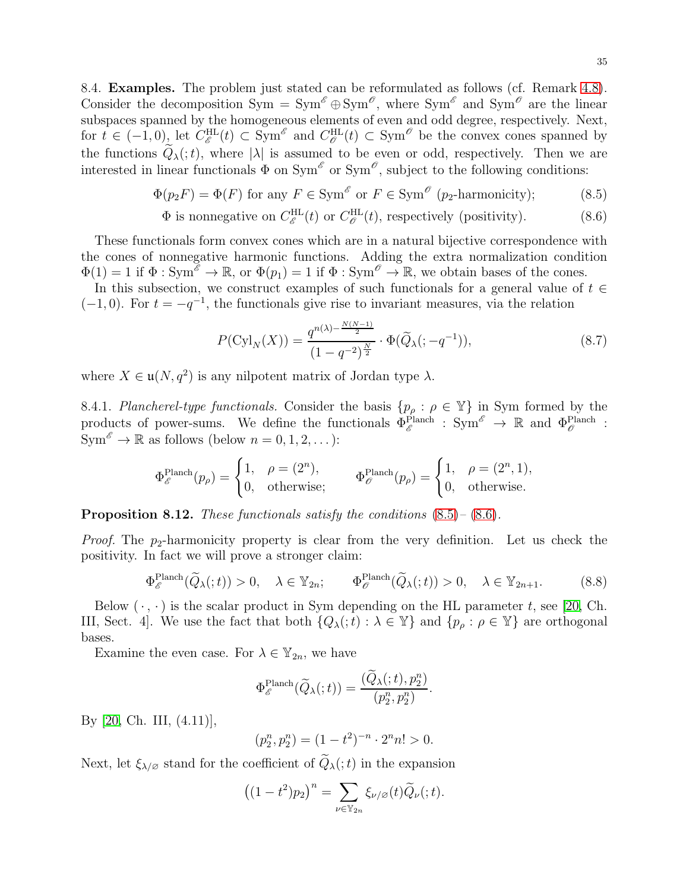8.4. **Examples.** The problem just stated can be reformulated as follows (cf. Remark 4.8). Consider the decomposition $\mathrm{Sym} = \mathrm{Sym}^{\mathscr{E}} \oplus \mathrm{Sym}^{\mathscr{O}}$, where $\mathrm{Sym}^{\mathscr{E}}$ and $\mathrm{Sym}^{\mathscr{O}}$ are the linear subspaces spanned by the homogeneous elements of even and odd degree, respectively. Next, for $t \in (-1, 0)$, let $C^{\mathrm{HL}}_{\mathscr{E}}(t) \subset \mathrm{Sym}^{\mathscr{E}}$ and $C^{\mathrm{HL}}_{\mathscr{O}}(t) \subset \mathrm{Sym}^{\mathscr{O}}$ be the convex cones spanned by the functions $\widetilde{Q}_\lambda(;t)$, where $|\lambda|$ is assumed to be even or odd, respectively. Then we are interested in linear functionals $\Phi$ on $\mathrm{Sym}^{\mathscr{E}}$ or $\mathrm{Sym}^{\mathscr{O}}$, subject to the following conditions:

$$\Phi(p_2 F) = \Phi(F) \text{ for any } F \in \mathrm{Sym}^{\mathscr{E}} \text{ or } F \in \mathrm{Sym}^{\mathscr{O}} \text{ ($p_2$-harmonicity);} \tag{8.5}$$

$$\Phi \text{ is nonnegative on } C^{\mathrm{HL}}_{\mathscr{E}}(t) \text{ or } C^{\mathrm{HL}}_{\mathscr{O}}(t), \text{ respectively (positivity).} \tag{8.6}$$

These functionals form convex cones which are in a natural bijective correspondence with the cones of nonnegative harmonic functions. Adding the extra normalization condition $\Phi(1) = 1$ if $\Phi : \mathrm{Sym}^{\mathscr{E}} \to \mathbb{R}$, or $\Phi(p_1) = 1$ if $\Phi : \mathrm{Sym}^{\mathscr{O}} \to \mathbb{R}$, we obtain bases of the cones.

In this subsection, we construct examples of such functionals for a general value of $t \in (-1, 0)$. For $t = -q^{-1}$, the functionals give rise to invariant measures, via the relation

$$P(\mathrm{Cyl}_N(X)) = \frac{q^{n(\lambda) - \frac{N(N-1)}{2}}}{(1 - q^{-2})^{\frac{N}{2}}} \cdot \Phi(\widetilde{Q}_\lambda(; -q^{-1})), \tag{8.7}$$

where $X \in \mathfrak{u}(N, q^2)$ is any nilpotent matrix of Jordan type $\lambda$.

8.4.1. *Plancherel-type functionals.* Consider the basis $\{p_\rho : \rho \in \mathbb{Y}\}$ in Sym formed by the products of power-sums. We define the functionals $\Phi^{\mathrm{Planch}}_{\mathscr{E}} : \mathrm{Sym}^{\mathscr{E}} \to \mathbb{R}$ and $\Phi^{\mathrm{Planch}}_{\mathscr{O}} : \mathrm{Sym}^{\mathscr{E}} \to \mathbb{R}$ as follows (below $n = 0, 1, 2, \dots$):

$$\Phi^{\mathrm{Planch}}_{\mathscr{E}}(p_\rho) = \begin{cases} 1, & \rho = (2^n), \\ 0, & \text{otherwise;} \end{cases} \qquad \Phi^{\mathrm{Planch}}_{\mathscr{O}}(p_\rho) = \begin{cases} 1, & \rho = (2^n, 1), \\ 0, & \text{otherwise.} \end{cases}$$

**Proposition 8.12.** *These functionals satisfy the conditions* (8.5)*–* (8.6)*.*

*Proof.* The $p_2$-harmonicity property is clear from the very definition. Let us check the positivity. In fact we will prove a stronger claim:

$$\Phi^{\mathrm{Planch}}_{\mathscr{E}}(\widetilde{Q}_\lambda(;t)) > 0, \quad \lambda \in \mathbb{Y}_{2n}; \qquad \Phi^{\mathrm{Planch}}_{\mathscr{O}}(\widetilde{Q}_\lambda(;t)) > 0, \quad \lambda \in \mathbb{Y}_{2n+1}. \tag{8.8}$$

Below $(\cdot\,,\cdot)$ is the scalar product in Sym depending on the HL parameter $t$, see [20, Ch. III, Sect. 4]. We use the fact that both $\{Q_\lambda(;t) : \lambda \in \mathbb{Y}\}$ and $\{p_\rho : \rho \in \mathbb{Y}\}$ are orthogonal bases.

Examine the even case. For $\lambda \in \mathbb{Y}_{2n}$, we have

$$\Phi^{\mathrm{Planch}}_{\mathscr{E}}(\widetilde{Q}_\lambda(;t)) = \frac{(\widetilde{Q}_\lambda(;t), p_2^n)}{(p_2^n, p_2^n)}.$$

By [20, Ch. III, (4.11)],

$$(p_2^n, p_2^n) = (1 - t^2)^{-n} \cdot 2^n n! > 0.$$

Next, let $\xi_{\lambda/\varnothing}$ stand for the coefficient of $\widetilde{Q}_\lambda(;t)$ in the expansion

$$\big((1 - t^2) p_2\big)^n = \sum_{\nu \in \mathbb{Y}_{2n}} \xi_{\nu/\varnothing}(t) \widetilde{Q}_\nu(;t).$$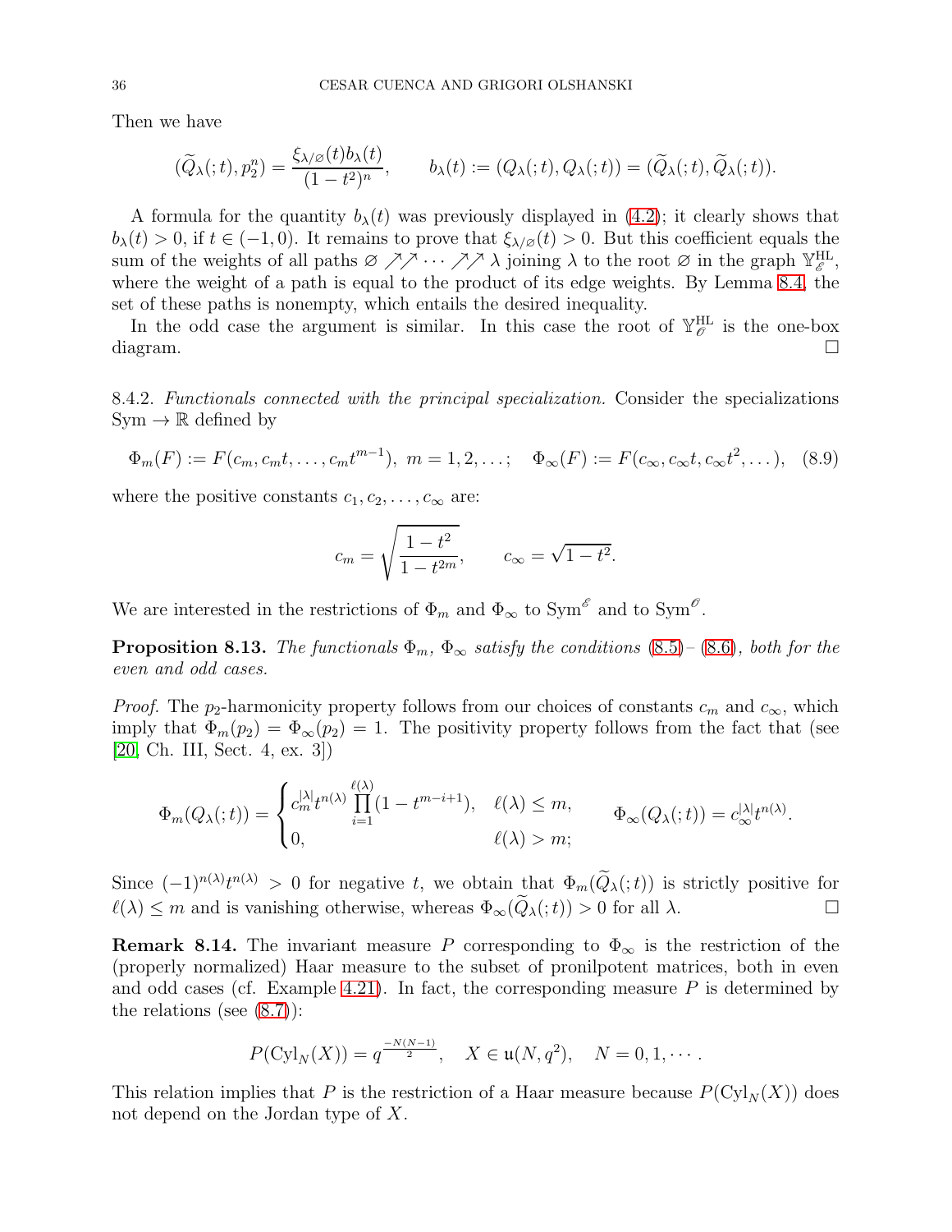Then we have

$$(\widetilde{Q}_\lambda(;t), p_2^n) = \frac{\xi_{\lambda/\varnothing}(t) b_\lambda(t)}{(1-t^2)^n}, \qquad b_\lambda(t) := (Q_\lambda(;t), Q_\lambda(;t)) = (\widetilde{Q}_\lambda(;t), \widetilde{Q}_\lambda(;t)).$$

A formula for the quantity $b_\lambda(t)$ was previously displayed in (4.2); it clearly shows that $b_\lambda(t) > 0$, if $t \in (-1, 0)$. It remains to prove that $\xi_{\lambda/\varnothing}(t) > 0$. But this coefficient equals the sum of the weights of all paths $\varnothing \nearrow\nearrow \cdots \nearrow\nearrow \lambda$ joining $\lambda$ to the root $\varnothing$ in the graph $\mathbb{Y}^{\mathrm{HL}}_{\mathscr{E}}$, where the weight of a path is equal to the product of its edge weights. By Lemma 8.4, the set of these paths is nonempty, which entails the desired inequality.

In the odd case the argument is similar. In this case the root of $\mathbb{Y}^{\mathrm{HL}}_{\mathscr{O}}$ is the one-box diagram. □

8.4.2. *Functionals connected with the principal specialization.* Consider the specializations $\mathrm{Sym} \to \mathbb{R}$ defined by

$$\Phi_m(F) := F(c_m, c_m t, \dots, c_m t^{m-1}),\ m = 1, 2, \dots; \quad \Phi_\infty(F) := F(c_\infty, c_\infty t, c_\infty t^2, \dots), \quad (8.9)$$

where the positive constants $c_1, c_2, \dots, c_\infty$ are:

$$c_m = \sqrt{\frac{1-t^2}{1-t^{2m}}}, \qquad c_\infty = \sqrt{1-t^2}.$$

We are interested in the restrictions of $\Phi_m$ and $\Phi_\infty$ to $\mathrm{Sym}^{\mathscr{E}}$ and to $\mathrm{Sym}^{\mathscr{O}}$.

**Proposition 8.13.** *The functionals $\Phi_m$, $\Phi_\infty$ satisfy the conditions (8.5)–(8.6), both for the even and odd cases.*

*Proof.* The $p_2$-harmonicity property follows from our choices of constants $c_m$ and $c_\infty$, which imply that $\Phi_m(p_2) = \Phi_\infty(p_2) = 1$. The positivity property follows from the fact that (see [20, Ch. III, Sect. 4, ex. 3])

$$\Phi_m(Q_\lambda(;t)) = \begin{cases} c_m^{|\lambda|} t^{n(\lambda)} \prod_{i=1}^{\ell(\lambda)} (1 - t^{m-i+1}), & \ell(\lambda) \le m, \\ 0, & \ell(\lambda) > m; \end{cases} \qquad \Phi_\infty(Q_\lambda(;t)) = c_\infty^{|\lambda|} t^{n(\lambda)}.$$

Since $(-1)^{n(\lambda)} t^{n(\lambda)} > 0$ for negative $t$, we obtain that $\Phi_m(\widetilde{Q}_\lambda(;t))$ is strictly positive for $\ell(\lambda) \le m$ and is vanishing otherwise, whereas $\Phi_\infty(\widetilde{Q}_\lambda(;t)) > 0$ for all $\lambda$. □

**Remark 8.14.** The invariant measure $P$ corresponding to $\Phi_\infty$ is the restriction of the (properly normalized) Haar measure to the subset of pronilpotent matrices, both in even and odd cases (cf. Example 4.21). In fact, the corresponding measure $P$ is determined by the relations (see (8.7)):

$$P(\mathrm{Cyl}_N(X)) = q^{\frac{-N(N-1)}{2}}, \quad X \in \mathfrak{u}(N, q^2), \quad N = 0, 1, \cdots.$$

This relation implies that $P$ is the restriction of a Haar measure because $P(\mathrm{Cyl}_N(X))$ does not depend on the Jordan type of $X$.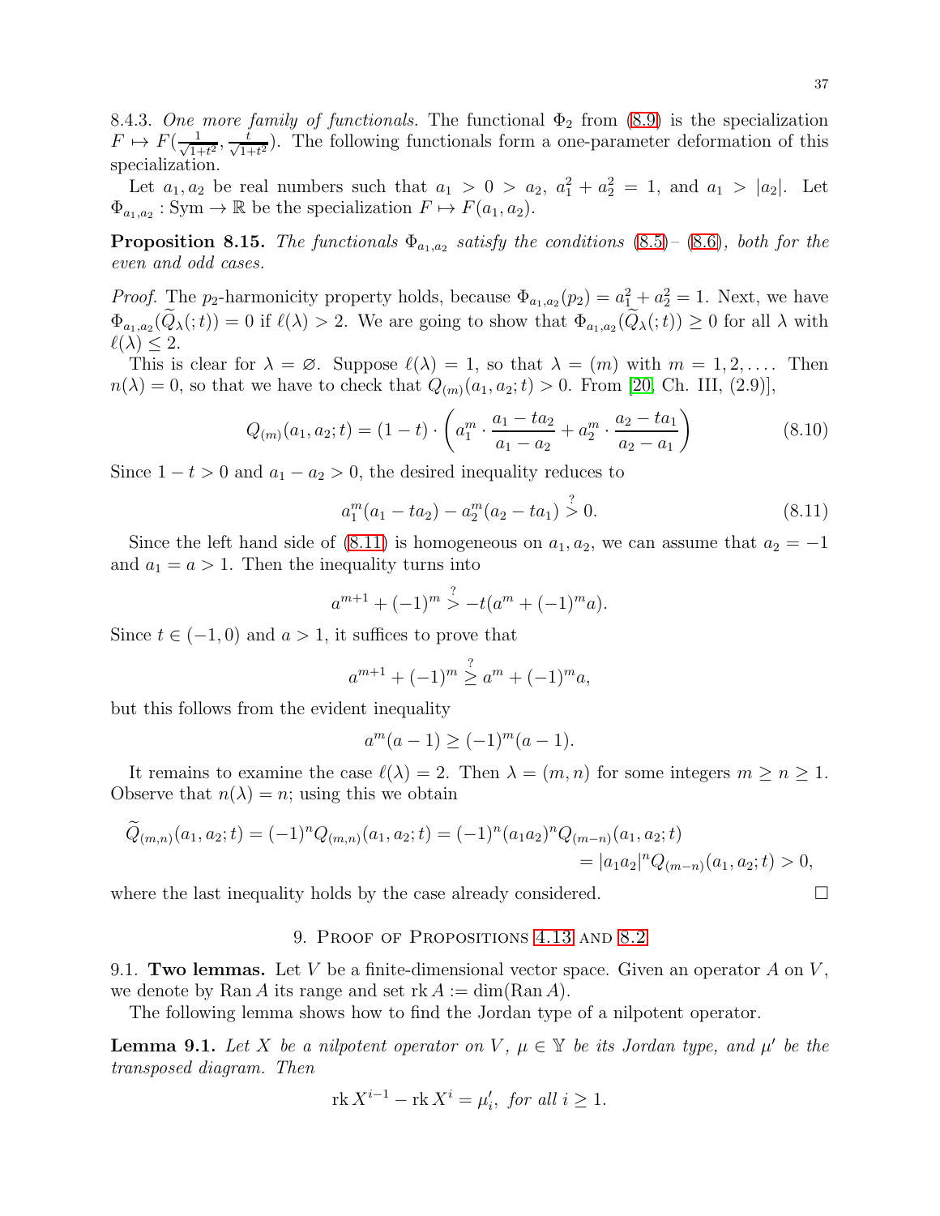8.4.3. *One more family of functionals.* The functional $\Phi_2$ from (8.9) is the specialization $F \mapsto F(\frac{1}{\sqrt{1+t^2}}, \frac{t}{\sqrt{1+t^2}})$. The following functionals form a one-parameter deformation of this specialization.

Let $a_1, a_2$ be real numbers such that $a_1 > 0 > a_2$, $a_1^2 + a_2^2 = 1$, and $a_1 > |a_2|$. Let $\Phi_{a_1,a_2} : \mathrm{Sym} \to \mathbb{R}$ be the specialization $F \mapsto F(a_1, a_2)$.

**Proposition 8.15.** *The functionals $\Phi_{a_1,a_2}$ satisfy the conditions (8.5)–(8.6), both for the even and odd cases.*

*Proof.* The $p_2$-harmonicity property holds, because $\Phi_{a_1,a_2}(p_2) = a_1^2 + a_2^2 = 1$. Next, we have $\Phi_{a_1,a_2}(\widetilde{Q}_\lambda(;t)) = 0$ if $\ell(\lambda) > 2$. We are going to show that $\Phi_{a_1,a_2}(\widetilde{Q}_\lambda(;t)) \geq 0$ for all $\lambda$ with $\ell(\lambda) \leq 2$.

This is clear for $\lambda = \varnothing$. Suppose $\ell(\lambda) = 1$, so that $\lambda = (m)$ with $m = 1, 2, \dots$. Then $n(\lambda) = 0$, so that we have to check that $Q_{(m)}(a_1, a_2; t) > 0$. From [20, Ch. III, (2.9)],

$$Q_{(m)}(a_1, a_2; t) = (1-t) \cdot \left( a_1^m \cdot \frac{a_1 - ta_2}{a_1 - a_2} + a_2^m \cdot \frac{a_2 - ta_1}{a_2 - a_1} \right) \tag{8.10}$$

Since $1 - t > 0$ and $a_1 - a_2 > 0$, the desired inequality reduces to

$$a_1^m(a_1 - ta_2) - a_2^m(a_2 - ta_1) \overset{?}{>} 0. \tag{8.11}$$

Since the left hand side of (8.11) is homogeneous on $a_1, a_2$, we can assume that $a_2 = -1$ and $a_1 = a > 1$. Then the inequality turns into

$$a^{m+1} + (-1)^m \overset{?}{>} -t(a^m + (-1)^m a).$$

Since $t \in (-1, 0)$ and $a > 1$, it suffices to prove that

$$a^{m+1} + (-1)^m \overset{?}{\geq} a^m + (-1)^m a,$$

but this follows from the evident inequality

$$a^m(a-1) \geq (-1)^m(a-1).$$

It remains to examine the case $\ell(\lambda) = 2$. Then $\lambda = (m, n)$ for some integers $m \geq n \geq 1$. Observe that $n(\lambda) = n$; using this we obtain

$$\begin{aligned}\widetilde{Q}_{(m,n)}(a_1, a_2; t) = (-1)^n Q_{(m,n)}(a_1, a_2; t) &= (-1)^n (a_1 a_2)^n Q_{(m-n)}(a_1, a_2; t) \\ &= |a_1 a_2|^n Q_{(m-n)}(a_1, a_2; t) > 0,\end{aligned}$$

where the last inequality holds by the case already considered. $\square$

## 9. Proof of Propositions 4.13 and 8.2

9.1. **Two lemmas.** Let $V$ be a finite-dimensional vector space. Given an operator $A$ on $V$, we denote by $\operatorname{Ran} A$ its range and set $\operatorname{rk} A := \dim(\operatorname{Ran} A)$.

The following lemma shows how to find the Jordan type of a nilpotent operator.

**Lemma 9.1.** *Let $X$ be a nilpotent operator on $V$, $\mu \in \mathbb{Y}$ be its Jordan type, and $\mu'$ be the transposed diagram. Then*

$$\operatorname{rk} X^{i-1} - \operatorname{rk} X^i = \mu_i', \text{ for all } i \geq 1.$$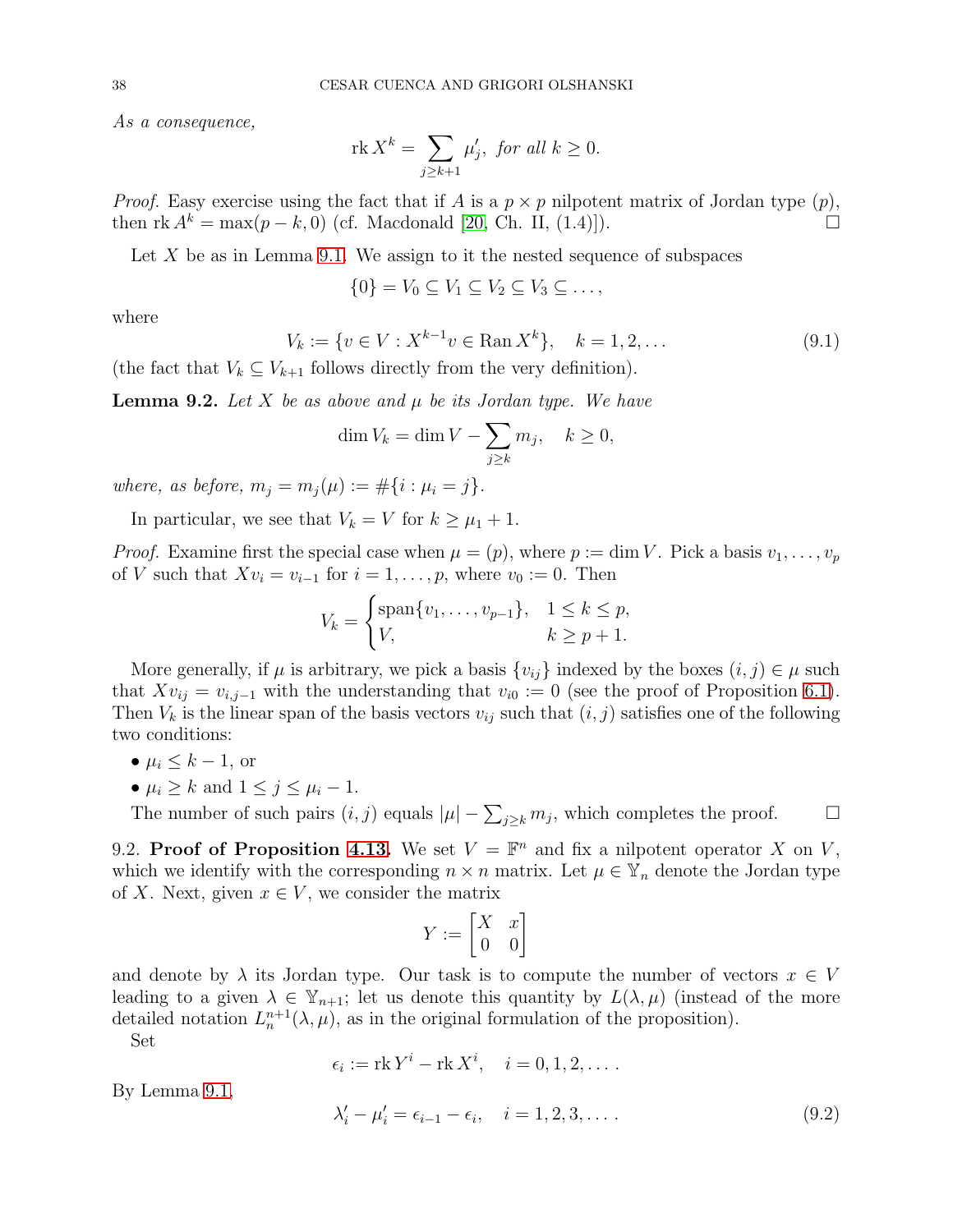*As a consequence,*

$$\operatorname{rk} X^k = \sum_{j\geq k+1} \mu'_j, \text{ for all } k \geq 0.$$

*Proof.* Easy exercise using the fact that if $A$ is a $p\times p$ nilpotent matrix of Jordan type $(p)$, then $\operatorname{rk} A^k = \max(p-k,0)$ (cf. Macdonald [20, Ch. II, (1.4)]). $\square$

Let $X$ be as in Lemma 9.1. We assign to it the nested sequence of subspaces

$$\{0\} = V_0 \subseteq V_1 \subseteq V_2 \subseteq V_3 \subseteq \dots,$$

where

$$V_k := \{v \in V : X^{k-1}v \in \operatorname{Ran} X^k\}, \quad k = 1,2,\dots \tag{9.1}$$

(the fact that $V_k \subseteq V_{k+1}$ follows directly from the very definition).

**Lemma 9.2.** *Let $X$ be as above and $\mu$ be its Jordan type. We have*

$$\dim V_k = \dim V - \sum_{j\geq k} m_j, \quad k \geq 0,$$

*where, as before, $m_j = m_j(\mu) := \#\{i : \mu_i = j\}$.*

In particular, we see that $V_k = V$ for $k \geq \mu_1 + 1$.

*Proof.* Examine first the special case when $\mu = (p)$, where $p := \dim V$. Pick a basis $v_1,\dots,v_p$ of $V$ such that $Xv_i = v_{i-1}$ for $i = 1,\dots,p$, where $v_0 := 0$. Then

$$V_k = \begin{cases} \operatorname{span}\{v_1,\dots,v_{p-1}\}, & 1 \leq k \leq p, \\ V, & k \geq p+1. \end{cases}$$

More generally, if $\mu$ is arbitrary, we pick a basis $\{v_{ij}\}$ indexed by the boxes $(i,j) \in \mu$ such that $Xv_{ij} = v_{i,j-1}$ with the understanding that $v_{i0} := 0$ (see the proof of Proposition 6.1). Then $V_k$ is the linear span of the basis vectors $v_{ij}$ such that $(i,j)$ satisfies one of the following two conditions:

- $\mu_i \leq k-1$, or
- $\mu_i \geq k$ and $1 \leq j \leq \mu_i - 1$.

The number of such pairs $(i,j)$ equals $|\mu| - \sum_{j\geq k} m_j$, which completes the proof. $\square$

9.2. **Proof of Proposition 4.13.** We set $V = \mathbb{F}^n$ and fix a nilpotent operator $X$ on $V$, which we identify with the corresponding $n \times n$ matrix. Let $\mu \in \mathbb{Y}_n$ denote the Jordan type of $X$. Next, given $x \in V$, we consider the matrix

$$Y := \begin{bmatrix} X & x \\ 0 & 0 \end{bmatrix}$$

and denote by $\lambda$ its Jordan type. Our task is to compute the number of vectors $x \in V$ leading to a given $\lambda \in \mathbb{Y}_{n+1}$; let us denote this quantity by $L(\lambda,\mu)$ (instead of the more detailed notation $L^{n+1}_n(\lambda,\mu)$, as in the original formulation of the proposition).

Set

$$\epsilon_i := \operatorname{rk} Y^i - \operatorname{rk} X^i, \quad i = 0,1,2,\dots.$$

By Lemma 9.1,

$$\lambda'_i - \mu'_i = \epsilon_{i-1} - \epsilon_i, \quad i = 1,2,3,\dots. \tag{9.2}$$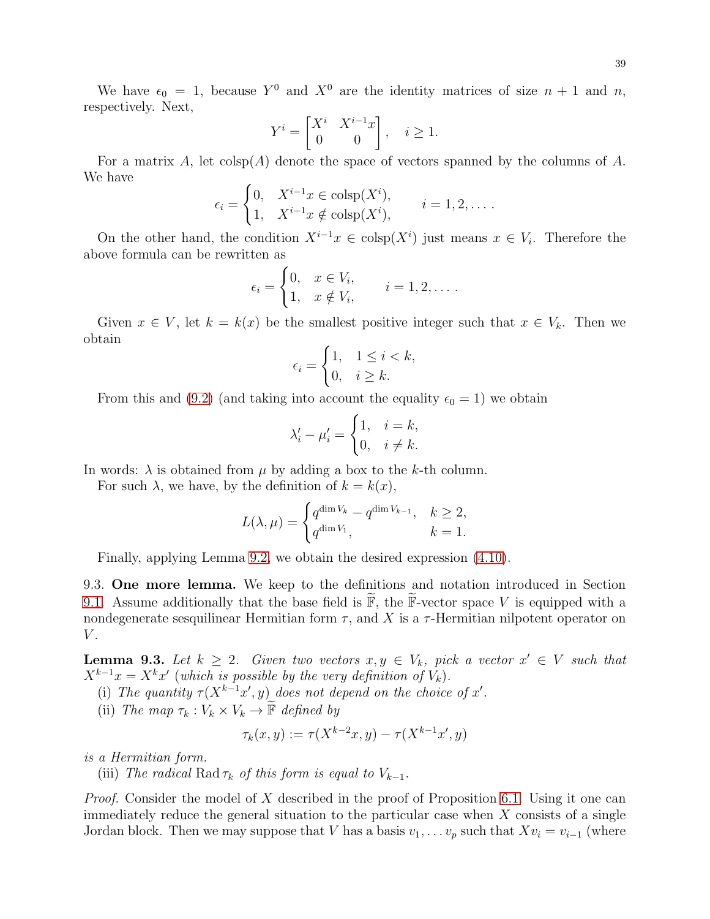We have $\epsilon_0 = 1$, because $Y^0$ and $X^0$ are the identity matrices of size $n+1$ and $n$, respectively. Next,

$$Y^i = \begin{bmatrix} X^i & X^{i-1}x \\ 0 & 0 \end{bmatrix}, \quad i \ge 1.$$

For a matrix $A$, let $\operatorname{colsp}(A)$ denote the space of vectors spanned by the columns of $A$. We have

$$\epsilon_i = \begin{cases} 0, & X^{i-1}x \in \operatorname{colsp}(X^i), \\ 1, & X^{i-1}x \notin \operatorname{colsp}(X^i), \end{cases} \qquad i = 1, 2, \dots .$$

On the other hand, the condition $X^{i-1}x \in \operatorname{colsp}(X^i)$ just means $x \in V_i$. Therefore the above formula can be rewritten as

$$\epsilon_i = \begin{cases} 0, & x \in V_i, \\ 1, & x \notin V_i, \end{cases} \qquad i = 1, 2, \dots .$$

Given $x \in V$, let $k = k(x)$ be the smallest positive integer such that $x \in V_k$. Then we obtain

$$\epsilon_i = \begin{cases} 1, & 1 \le i < k, \\ 0, & i \ge k. \end{cases}$$

From this and (9.2) (and taking into account the equality $\epsilon_0 = 1$) we obtain

$$\lambda'_i - \mu'_i = \begin{cases} 1, & i = k, \\ 0, & i \ne k. \end{cases}$$

In words: $\lambda$ is obtained from $\mu$ by adding a box to the $k$-th column.

For such $\lambda$, we have, by the definition of $k = k(x)$,

$$L(\lambda, \mu) = \begin{cases} q^{\dim V_k} - q^{\dim V_{k-1}}, & k \ge 2, \\ q^{\dim V_1}, & k = 1. \end{cases}$$

Finally, applying Lemma 9.2, we obtain the desired expression (4.10).

9.3. **One more lemma.** We keep to the definitions and notation introduced in Section 9.1. Assume additionally that the base field is $\widetilde{\mathbb{F}}$, the $\widetilde{\mathbb{F}}$-vector space $V$ is equipped with a nondegenerate sesquilinear Hermitian form $\tau$, and $X$ is a $\tau$-Hermitian nilpotent operator on $V$.

**Lemma 9.3.** *Let $k \ge 2$. Given two vectors $x, y \in V_k$, pick a vector $x' \in V$ such that $X^{k-1}x = X^k x'$ (which is possible by the very definition of $V_k$).*

(i) *The quantity $\tau(X^{k-1}x', y)$ does not depend on the choice of $x'$.*

(ii) *The map $\tau_k : V_k \times V_k \to \widetilde{\mathbb{F}}$ defined by*

$$\tau_k(x, y) := \tau(X^{k-2}x, y) - \tau(X^{k-1}x', y)$$

*is a Hermitian form.*

(iii) *The radical $\operatorname{Rad} \tau_k$ of this form is equal to $V_{k-1}$.*

*Proof.* Consider the model of $X$ described in the proof of Proposition 6.1. Using it one can immediately reduce the general situation to the particular case when $X$ consists of a single Jordan block. Then we may suppose that $V$ has a basis $v_1, \dots v_p$ such that $Xv_i = v_{i-1}$ (where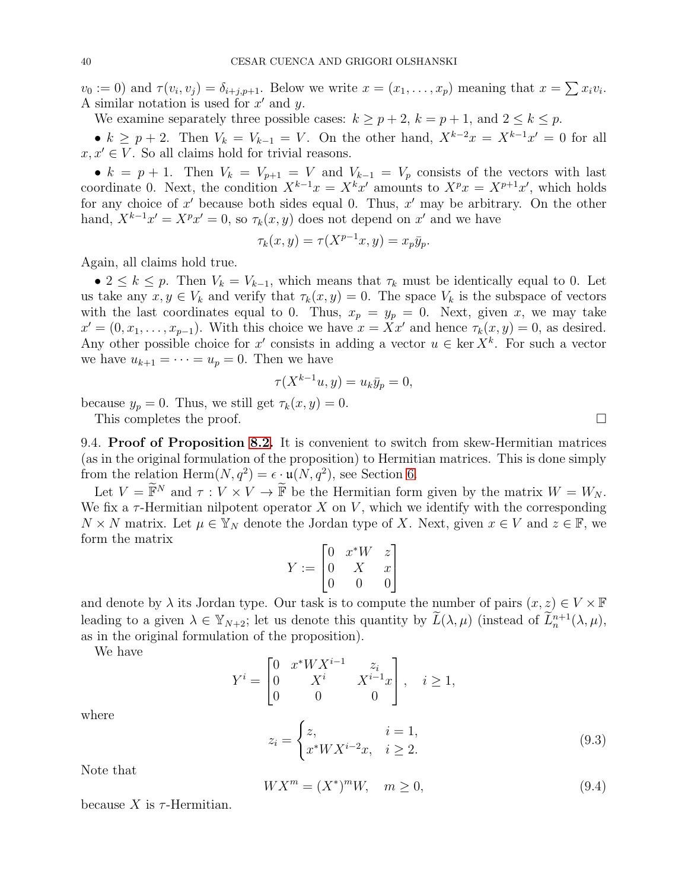$v_0 := 0$) and $\tau(v_i, v_j) = \delta_{i+j,p+1}$. Below we write $x = (x_1, \dots, x_p)$ meaning that $x = \sum x_i v_i$. A similar notation is used for $x'$ and $y$.

We examine separately three possible cases: $k \ge p+2$, $k = p+1$, and $2 \le k \le p$.

• $k \ge p+2$. Then $V_k = V_{k-1} = V$. On the other hand, $X^{k-2}x = X^{k-1}x' = 0$ for all $x, x' \in V$. So all claims hold for trivial reasons.

• $k = p+1$. Then $V_k = V_{p+1} = V$ and $V_{k-1} = V_p$ consists of the vectors with last coordinate 0. Next, the condition $X^{k-1}x = X^k x'$ amounts to $X^p x = X^{p+1}x'$, which holds for any choice of $x'$ because both sides equal 0. Thus, $x'$ may be arbitrary. On the other hand, $X^{k-1}x' = X^p x' = 0$, so $\tau_k(x, y)$ does not depend on $x'$ and we have

$$\tau_k(x, y) = \tau(X^{p-1}x, y) = x_p \bar{y}_p.$$

Again, all claims hold true.

• $2 \le k \le p$. Then $V_k = V_{k-1}$, which means that $\tau_k$ must be identically equal to 0. Let us take any $x, y \in V_k$ and verify that $\tau_k(x, y) = 0$. The space $V_k$ is the subspace of vectors with the last coordinates equal to 0. Thus, $x_p = y_p = 0$. Next, given $x$, we may take $x' = (0, x_1, \dots, x_{p-1})$. With this choice we have $x = Xx'$ and hence $\tau_k(x, y) = 0$, as desired. Any other possible choice for $x'$ consists in adding a vector $u \in \ker X^k$. For such a vector we have $u_{k+1} = \dots = u_p = 0$. Then we have

$$\tau(X^{k-1}u, y) = u_k \bar{y}_p = 0,$$

because $y_p = 0$. Thus, we still get $\tau_k(x, y) = 0$.

This completes the proof. □

9.4. **Proof of Proposition 8.2.** It is convenient to switch from skew-Hermitian matrices (as in the original formulation of the proposition) to Hermitian matrices. This is done simply from the relation $\mathrm{Herm}(N, q^2) = \epsilon \cdot \mathfrak{u}(N, q^2)$, see Section 6.

Let $V = \widetilde{\mathbb{F}}^N$ and $\tau : V \times V \to \widetilde{\mathbb{F}}$ be the Hermitian form given by the matrix $W = W_N$. We fix a $\tau$-Hermitian nilpotent operator $X$ on $V$, which we identify with the corresponding $N \times N$ matrix. Let $\mu \in \mathbb{Y}_N$ denote the Jordan type of $X$. Next, given $x \in V$ and $z \in \mathbb{F}$, we form the matrix

$$Y := \begin{bmatrix} 0 & x^*W & z \\ 0 & X & x \\ 0 & 0 & 0 \end{bmatrix}$$

and denote by $\lambda$ its Jordan type. Our task is to compute the number of pairs $(x, z) \in V \times \mathbb{F}$ leading to a given $\lambda \in \mathbb{Y}_{N+2}$; let us denote this quantity by $\widetilde{L}(\lambda, \mu)$ (instead of $\widetilde{L}_n^{n+1}(\lambda, \mu)$, as in the original formulation of the proposition).

We have

$$Y^i = \begin{bmatrix} 0 & x^*WX^{i-1} & z_i \\ 0 & X^i & X^{i-1}x \\ 0 & 0 & 0 \end{bmatrix}, \quad i \ge 1,$$

where

$$z_i = \begin{cases} z, & i = 1, \\ x^*WX^{i-2}x, & i \ge 2. \end{cases} \tag{9.3}$$

Note that

$$WX^m = (X^*)^m W, \quad m \ge 0, \tag{9.4}$$

because $X$ is $\tau$-Hermitian.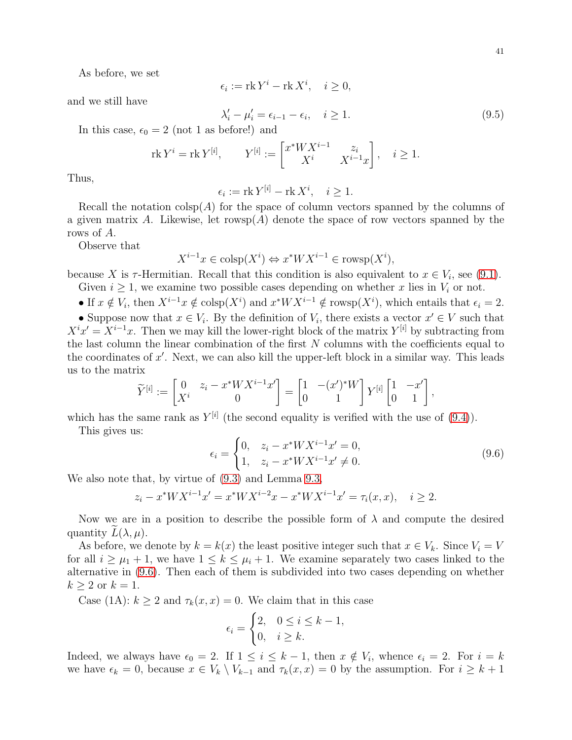As before, we set

$$\epsilon_i := \operatorname{rk} Y^i - \operatorname{rk} X^i, \quad i \geq 0,$$

and we still have

$$\lambda'_i - \mu'_i = \epsilon_{i-1} - \epsilon_i, \quad i \geq 1. \tag{9.5}$$

In this case, $\epsilon_0 = 2$ (not 1 as before!) and

$$\operatorname{rk} Y^i = \operatorname{rk} Y^{[i]}, \qquad Y^{[i]} := \begin{bmatrix} x^* W X^{i-1} & z_i \\ X^i & X^{i-1}x \end{bmatrix}, \quad i \geq 1.$$

Thus,

$$\epsilon_i := \operatorname{rk} Y^{[i]} - \operatorname{rk} X^i, \quad i \geq 1.$$

Recall the notation $\operatorname{colsp}(A)$ for the space of column vectors spanned by the columns of a given matrix $A$. Likewise, let $\operatorname{rowsp}(A)$ denote the space of row vectors spanned by the rows of $A$.

Observe that

$$X^{i-1}x \in \operatorname{colsp}(X^i) \Leftrightarrow x^* W X^{i-1} \in \operatorname{rowsp}(X^i),$$

because $X$ is $\tau$-Hermitian. Recall that this condition is also equivalent to $x \in V_i$, see (9.1).

Given $i \geq 1$, we examine two possible cases depending on whether $x$ lies in $V_i$ or not.

• If $x \notin V_i$, then $X^{i-1}x \notin \operatorname{colsp}(X^i)$ and $x^* W X^{i-1} \notin \operatorname{rowsp}(X^i)$, which entails that $\epsilon_i = 2$.

• Suppose now that $x \in V_i$. By the definition of $V_i$, there exists a vector $x' \in V$ such that $X^i x' = X^{i-1}x$. Then we may kill the lower-right block of the matrix $Y^{[i]}$ by subtracting from the last column the linear combination of the first $N$ columns with the coefficients equal to the coordinates of $x'$. Next, we can also kill the upper-left block in a similar way. This leads us to the matrix

$$\widetilde{Y}^{[i]} := \begin{bmatrix} 0 & z_i - x^* W X^{i-1} x' \\ X^i & 0 \end{bmatrix} = \begin{bmatrix} 1 & -(x')^* W \\ 0 & 1 \end{bmatrix} Y^{[i]} \begin{bmatrix} 1 & -x' \\ 0 & 1 \end{bmatrix},$$

which has the same rank as $Y^{[i]}$ (the second equality is verified with the use of (9.4)).

This gives us:

$$\epsilon_i = \begin{cases} 0, & z_i - x^* W X^{i-1} x' = 0, \\ 1, & z_i - x^* W X^{i-1} x' \neq 0. \end{cases} \tag{9.6}$$

We also note that, by virtue of (9.3) and Lemma 9.3,

$$z_i - x^* W X^{i-1} x' = x^* W X^{i-2} x - x^* W X^{i-1} x' = \tau_i(x, x), \quad i \geq 2.$$

Now we are in a position to describe the possible form of $\lambda$ and compute the desired quantity $\widetilde{L}(\lambda, \mu)$.

As before, we denote by $k = k(x)$ the least positive integer such that $x \in V_k$. Since $V_i = V$ for all $i \geq \mu_1 + 1$, we have $1 \leq k \leq \mu_i + 1$. We examine separately two cases linked to the alternative in (9.6). Then each of them is subdivided into two cases depending on whether $k \geq 2$ or $k = 1$.

Case (1A): $k \geq 2$ and $\tau_k(x, x) = 0$. We claim that in this case

$$\epsilon_i = \begin{cases} 2, & 0 \leq i \leq k - 1, \\ 0, & i \geq k. \end{cases}$$

Indeed, we always have $\epsilon_0 = 2$. If $1 \leq i \leq k - 1$, then $x \notin V_i$, whence $\epsilon_i = 2$. For $i = k$ we have $\epsilon_k = 0$, because $x \in V_k \setminus V_{k-1}$ and $\tau_k(x, x) = 0$ by the assumption. For $i \geq k + 1$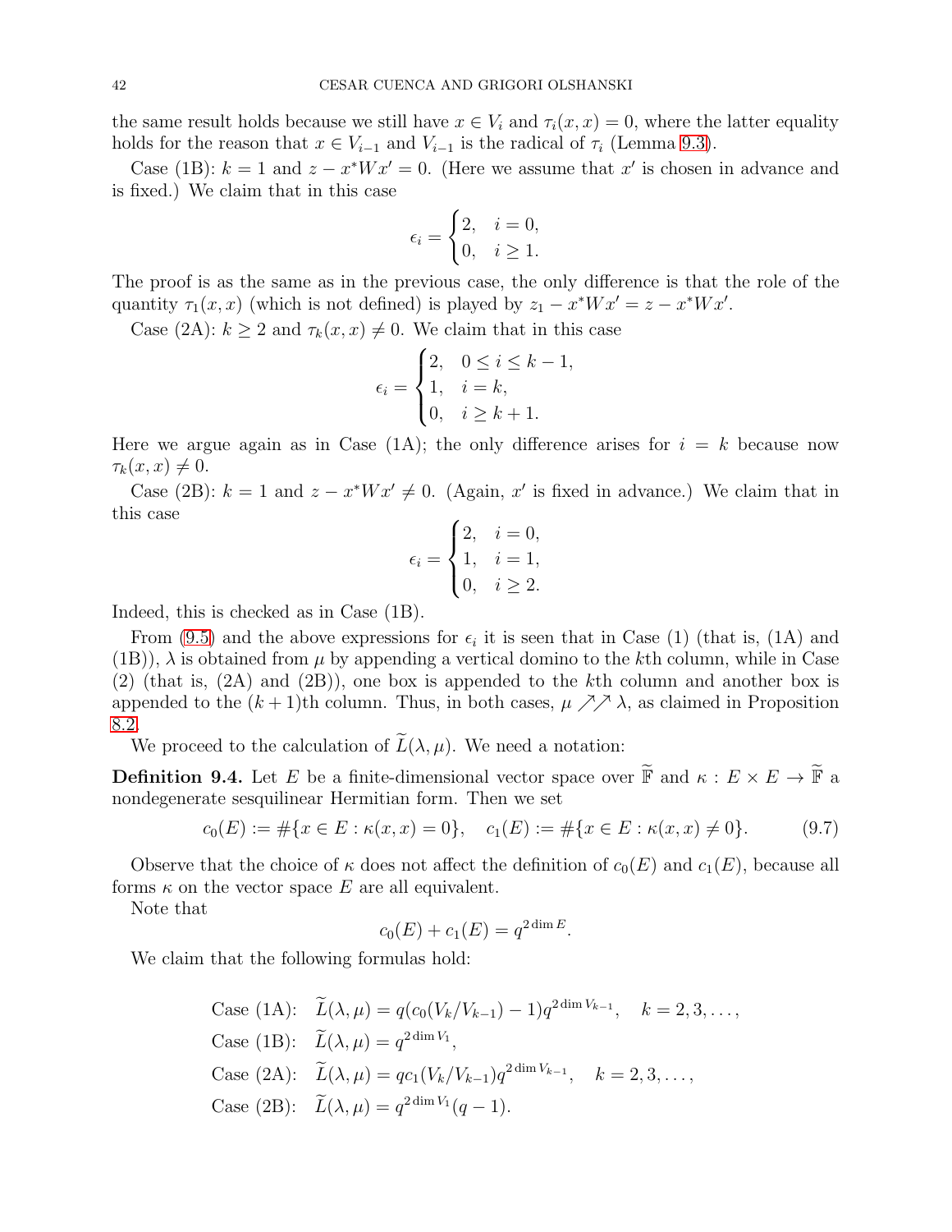the same result holds because we still have $x \in V_i$ and $\tau_i(x,x) = 0$, where the latter equality holds for the reason that $x \in V_{i-1}$ and $V_{i-1}$ is the radical of $\tau_i$ (Lemma 9.3).

Case (1B): $k = 1$ and $z - x^*Wx' = 0$. (Here we assume that $x'$ is chosen in advance and is fixed.) We claim that in this case

$$\epsilon_i = \begin{cases} 2, & i = 0, \\ 0, & i \geq 1. \end{cases}$$

The proof is as the same as in the previous case, the only difference is that the role of the quantity $\tau_1(x,x)$ (which is not defined) is played by $z_1 - x^*Wx' = z - x^*Wx'$.

Case (2A): $k \geq 2$ and $\tau_k(x,x) \neq 0$. We claim that in this case

$$\epsilon_i = \begin{cases} 2, & 0 \leq i \leq k-1, \\ 1, & i = k, \\ 0, & i \geq k+1. \end{cases}$$

Here we argue again as in Case (1A); the only difference arises for $i = k$ because now $\tau_k(x,x) \neq 0$.

Case (2B): $k = 1$ and $z - x^*Wx' \neq 0$. (Again, $x'$ is fixed in advance.) We claim that in this case

$$\epsilon_i = \begin{cases} 2, & i = 0, \\ 1, & i = 1, \\ 0, & i \geq 2. \end{cases}$$

Indeed, this is checked as in Case (1B).

From (9.5) and the above expressions for $\epsilon_i$ it is seen that in Case (1) (that is, (1A) and (1B)), $\lambda$ is obtained from $\mu$ by appending a vertical domino to the $k$th column, while in Case (2) (that is, (2A) and (2B)), one box is appended to the $k$th column and another box is appended to the $(k+1)$th column. Thus, in both cases, $\mu \nearrow\!\!\nearrow \lambda$, as claimed in Proposition 8.2.

We proceed to the calculation of $\widetilde{L}(\lambda, \mu)$. We need a notation:

**Definition 9.4.** Let $E$ be a finite-dimensional vector space over $\widetilde{\mathbb{F}}$ and $\kappa : E \times E \to \widetilde{\mathbb{F}}$ a nondegenerate sesquilinear Hermitian form. Then we set

$$c_0(E) := \#\{x \in E : \kappa(x,x) = 0\}, \quad c_1(E) := \#\{x \in E : \kappa(x,x) \neq 0\}. \tag{9.7}$$

Observe that the choice of $\kappa$ does not affect the definition of $c_0(E)$ and $c_1(E)$, because all forms $\kappa$ on the vector space $E$ are all equivalent.

Note that

$$c_0(E) + c_1(E) = q^{2\dim E}.$$

We claim that the following formulas hold:

$$\begin{aligned}
&\text{Case (1A):} \quad \widetilde{L}(\lambda,\mu) = q(c_0(V_k/V_{k-1}) - 1)q^{2\dim V_{k-1}}, \quad k = 2,3,\dots, \\
&\text{Case (1B):} \quad \widetilde{L}(\lambda,\mu) = q^{2\dim V_1}, \\
&\text{Case (2A):} \quad \widetilde{L}(\lambda,\mu) = qc_1(V_k/V_{k-1})q^{2\dim V_{k-1}}, \quad k = 2,3,\dots, \\
&\text{Case (2B):} \quad \widetilde{L}(\lambda,\mu) = q^{2\dim V_1}(q-1).
\end{aligned}$$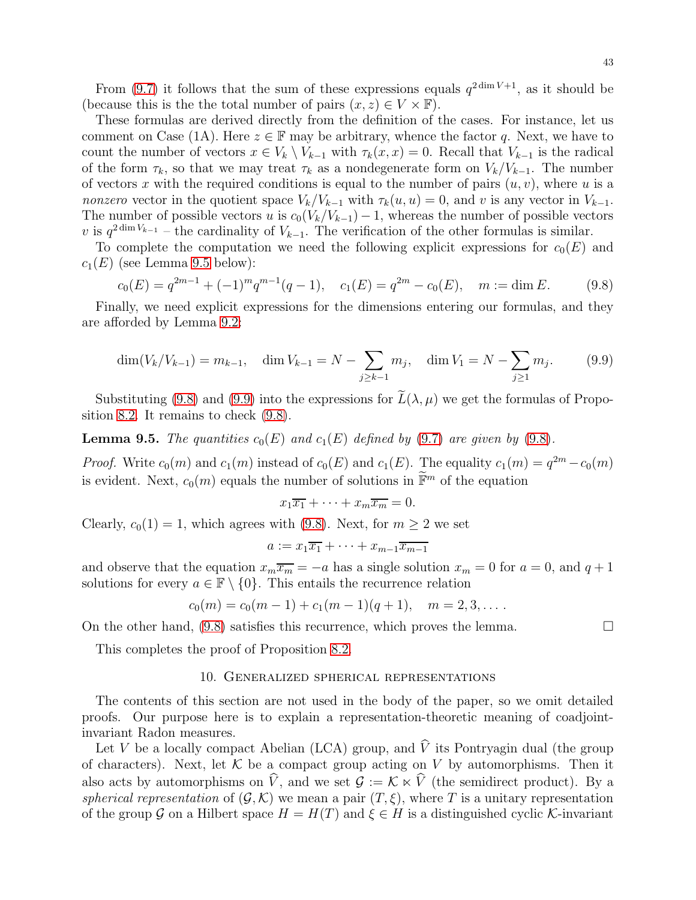From (9.7) it follows that the sum of these expressions equals $q^{2\dim V+1}$, as it should be (because this is the the total number of pairs $(x,z)\in V\times\mathbb{F}$).

These formulas are derived directly from the definition of the cases. For instance, let us comment on Case (1A). Here $z\in\mathbb{F}$ may be arbitrary, whence the factor $q$. Next, we have to count the number of vectors $x\in V_k\setminus V_{k-1}$ with $\tau_k(x,x)=0$. Recall that $V_{k-1}$ is the radical of the form $\tau_k$, so that we may treat $\tau_k$ as a nondegenerate form on $V_k/V_{k-1}$. The number of vectors $x$ with the required conditions is equal to the number of pairs $(u,v)$, where $u$ is a *nonzero* vector in the quotient space $V_k/V_{k-1}$ with $\tau_k(u,u)=0$, and $v$ is any vector in $V_{k-1}$. The number of possible vectors $u$ is $c_0(V_k/V_{k-1})-1$, whereas the number of possible vectors $v$ is $q^{2\dim V_{k-1}}$ – the cardinality of $V_{k-1}$. The verification of the other formulas is similar.

To complete the computation we need the following explicit expressions for $c_0(E)$ and $c_1(E)$ (see Lemma 9.5 below):

$$c_0(E)=q^{2m-1}+(-1)^m q^{m-1}(q-1),\quad c_1(E)=q^{2m}-c_0(E),\quad m:=\dim E. \tag{9.8}$$

Finally, we need explicit expressions for the dimensions entering our formulas, and they are afforded by Lemma 9.2:

$$\dim(V_k/V_{k-1})=m_{k-1},\quad \dim V_{k-1}=N-\sum_{j\ge k-1}m_j,\quad \dim V_1=N-\sum_{j\ge 1}m_j. \tag{9.9}$$

Substituting (9.8) and (9.9) into the expressions for $\widetilde{L}(\lambda,\mu)$ we get the formulas of Proposition 8.2. It remains to check (9.8).

**Lemma 9.5.** *The quantities $c_0(E)$ and $c_1(E)$ defined by (9.7) are given by (9.8).*

*Proof.* Write $c_0(m)$ and $c_1(m)$ instead of $c_0(E)$ and $c_1(E)$. The equality $c_1(m)=q^{2m}-c_0(m)$ is evident. Next, $c_0(m)$ equals the number of solutions in $\widetilde{\mathbb{F}}^m$ of the equation

$$x_1\overline{x_1}+\dots+x_m\overline{x_m}=0.$$

Clearly, $c_0(1)=1$, which agrees with (9.8). Next, for $m\ge 2$ we set

$$a:=x_1\overline{x_1}+\dots+x_{m-1}\overline{x_{m-1}}$$

and observe that the equation $x_m\overline{x_m}=-a$ has a single solution $x_m=0$ for $a=0$, and $q+1$ solutions for every $a\in\mathbb{F}\setminus\{0\}$. This entails the recurrence relation

$$c_0(m)=c_0(m-1)+c_1(m-1)(q+1),\quad m=2,3,\dots.$$

On the other hand, (9.8) satisfies this recurrence, which proves the lemma. □

This completes the proof of Proposition 8.2.

## 10. Generalized spherical representations

The contents of this section are not used in the body of the paper, so we omit detailed proofs. Our purpose here is to explain a representation-theoretic meaning of coadjoint-invariant Radon measures.

Let $V$ be a locally compact Abelian (LCA) group, and $\widehat{V}$ its Pontryagin dual (the group of characters). Next, let $\mathcal{K}$ be a compact group acting on $V$ by automorphisms. Then it also acts by automorphisms on $\widehat{V}$, and we set $\mathcal{G}:=\mathcal{K}\ltimes\widehat{V}$ (the semidirect product). By a *spherical representation* of $(\mathcal{G},\mathcal{K})$ we mean a pair $(T,\xi)$, where $T$ is a unitary representation of the group $\mathcal{G}$ on a Hilbert space $H=H(T)$ and $\xi\in H$ is a distinguished cyclic $\mathcal{K}$-invariant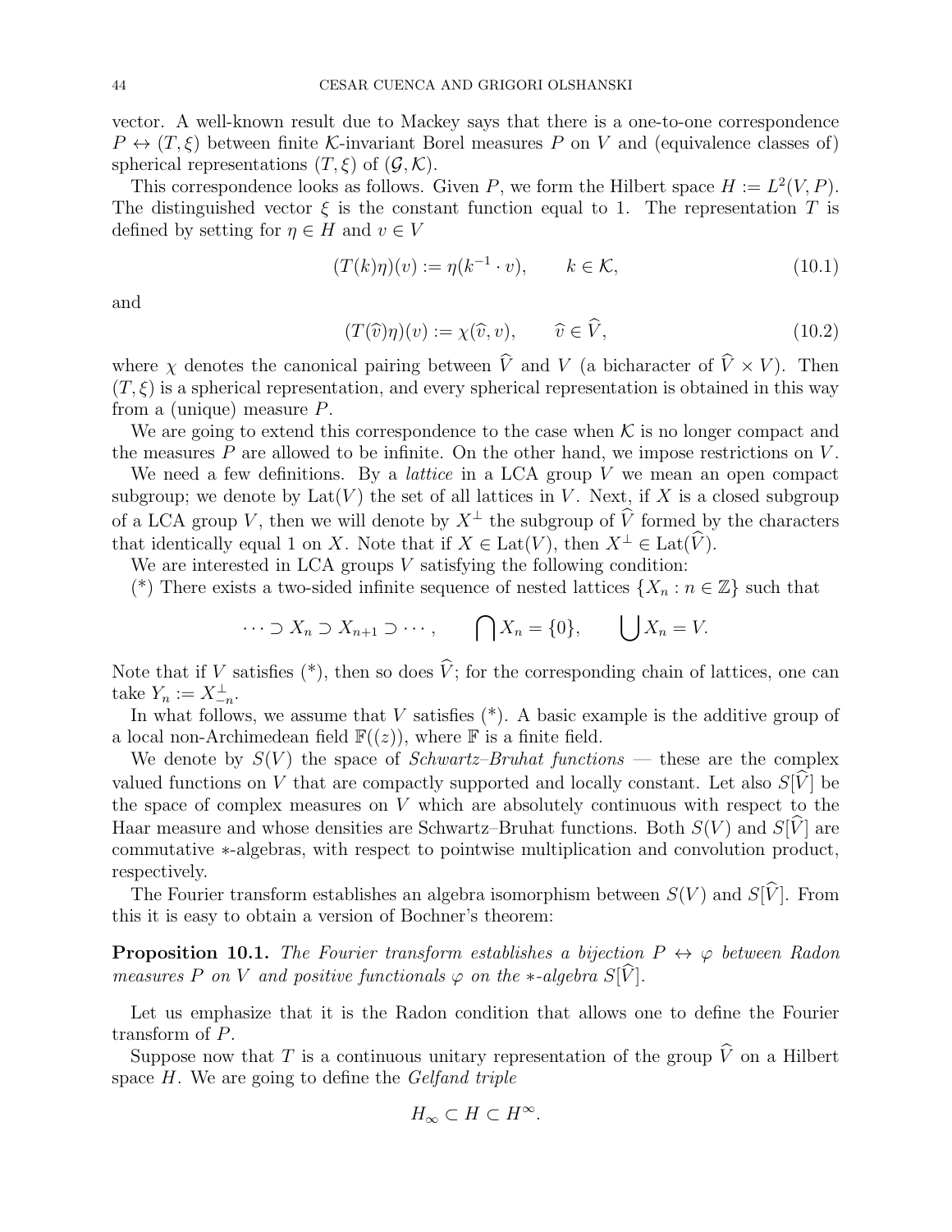vector. A well-known result due to Mackey says that there is a one-to-one correspondence $P \leftrightarrow (T, \xi)$ between finite $\mathcal{K}$-invariant Borel measures $P$ on $V$ and (equivalence classes of) spherical representations $(T, \xi)$ of $(\mathcal{G}, \mathcal{K})$.

This correspondence looks as follows. Given $P$, we form the Hilbert space $H := L^2(V, P)$. The distinguished vector $\xi$ is the constant function equal to 1. The representation $T$ is defined by setting for $\eta \in H$ and $v \in V$

$$(T(k)\eta)(v) := \eta(k^{-1} \cdot v), \qquad k \in \mathcal{K}, \tag{10.1}$$

and

$$(T(\widehat{v})\eta)(v) := \chi(\widehat{v}, v), \qquad \widehat{v} \in \widehat{V}, \tag{10.2}$$

where $\chi$ denotes the canonical pairing between $\widehat{V}$ and $V$ (a bicharacter of $\widehat{V} \times V$). Then $(T, \xi)$ is a spherical representation, and every spherical representation is obtained in this way from a (unique) measure $P$.

We are going to extend this correspondence to the case when $\mathcal{K}$ is no longer compact and the measures $P$ are allowed to be infinite. On the other hand, we impose restrictions on $V$.

We need a few definitions. By a *lattice* in a LCA group $V$ we mean an open compact subgroup; we denote by $\mathrm{Lat}(V)$ the set of all lattices in $V$. Next, if $X$ is a closed subgroup of a LCA group $V$, then we will denote by $X^\perp$ the subgroup of $\widehat{V}$ formed by the characters that identically equal 1 on $X$. Note that if $X \in \mathrm{Lat}(V)$, then $X^\perp \in \mathrm{Lat}(\widehat{V})$.

We are interested in LCA groups $V$ satisfying the following condition:

(*) There exists a two-sided infinite sequence of nested lattices $\{X_n : n \in \mathbb{Z}\}$ such that

$$\cdots \supset X_n \supset X_{n+1} \supset \cdots, \qquad \bigcap X_n = \{0\}, \qquad \bigcup X_n = V.$$

Note that if $V$ satisfies (*), then so does $\widehat{V}$; for the corresponding chain of lattices, one can take $Y_n := X_{-n}^\perp$.

In what follows, we assume that $V$ satisfies (*). A basic example is the additive group of a local non-Archimedean field $\mathbb{F}((z))$, where $\mathbb{F}$ is a finite field.

We denote by $S(V)$ the space of *Schwartz–Bruhat functions* — these are the complex valued functions on $V$ that are compactly supported and locally constant. Let also $S[\widehat{V}]$ be the space of complex measures on $V$ which are absolutely continuous with respect to the Haar measure and whose densities are Schwartz–Bruhat functions. Both $S(V)$ and $S[\widehat{V}]$ are commutative $*$-algebras, with respect to pointwise multiplication and convolution product, respectively.

The Fourier transform establishes an algebra isomorphism between $S(V)$ and $S[\widehat{V}]$. From this it is easy to obtain a version of Bochner's theorem:

**Proposition 10.1.** *The Fourier transform establishes a bijection $P \leftrightarrow \varphi$ between Radon measures $P$ on $V$ and positive functionals $\varphi$ on the $*$-algebra $S[\widehat{V}]$.*

Let us emphasize that it is the Radon condition that allows one to define the Fourier transform of $P$.

Suppose now that $T$ is a continuous unitary representation of the group $\widehat{V}$ on a Hilbert space $H$. We are going to define the *Gelfand triple*

$$H_\infty \subset H \subset H^\infty.$$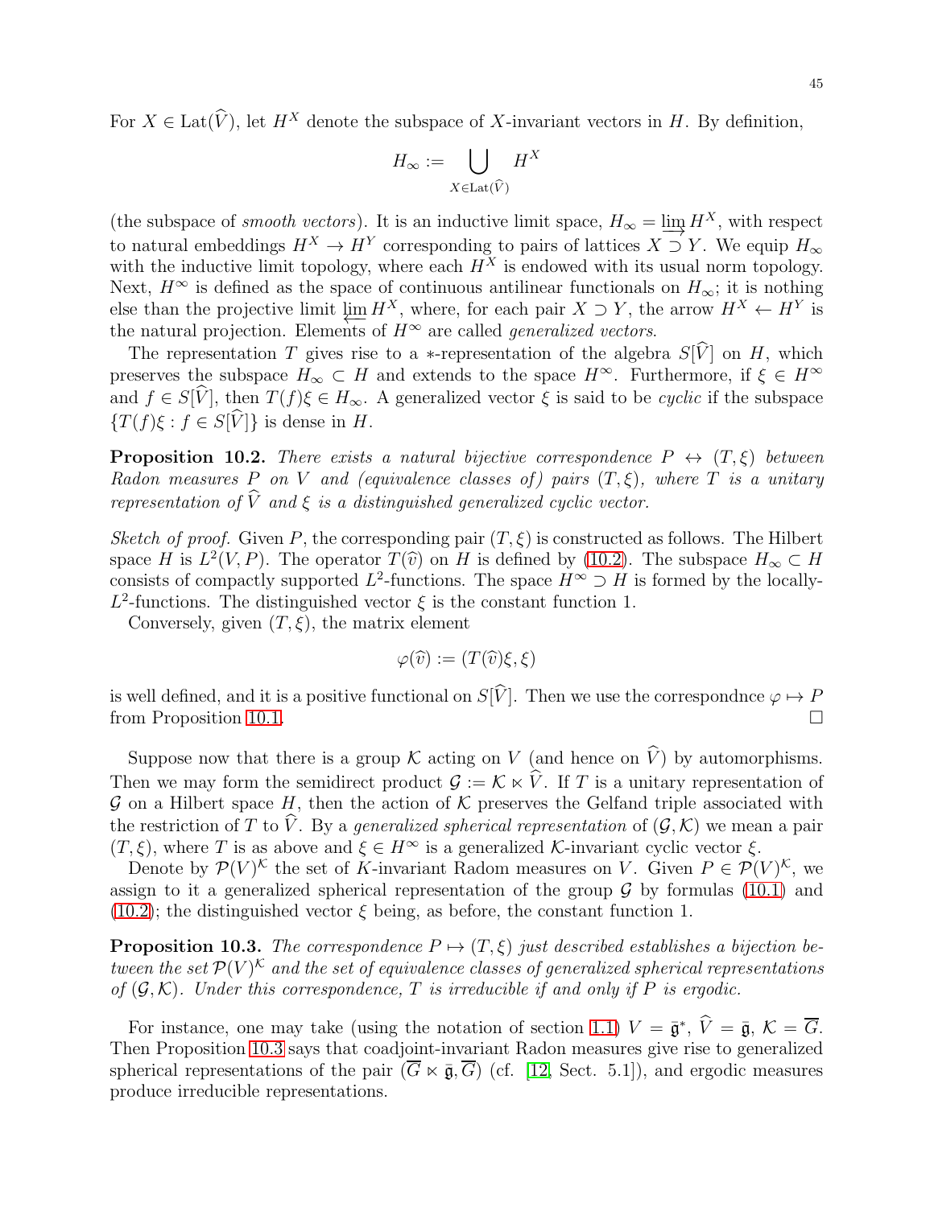For $X \in \operatorname{Lat}(\widehat{V})$, let $H^X$ denote the subspace of $X$-invariant vectors in $H$. By definition,

$$H_\infty := \bigcup_{X \in \operatorname{Lat}(\widehat{V})} H^X$$

(the subspace of *smooth vectors*). It is an inductive limit space, $H_\infty = \varinjlim H^X$, with respect to natural embeddings $H^X \to H^Y$ corresponding to pairs of lattices $X \supset Y$. We equip $H_\infty$ with the inductive limit topology, where each $H^X$ is endowed with its usual norm topology. Next, $H^\infty$ is defined as the space of continuous antilinear functionals on $H_\infty$; it is nothing else than the projective limit $\varprojlim H^X$, where, for each pair $X \supset Y$, the arrow $H^X \leftarrow H^Y$ is the natural projection. Elements of $H^\infty$ are called *generalized vectors*.

The representation $T$ gives rise to a $*$-representation of the algebra $S[\widehat{V}]$ on $H$, which preserves the subspace $H_\infty \subset H$ and extends to the space $H^\infty$. Furthermore, if $\xi \in H^\infty$ and $f \in S[\widehat{V}]$, then $T(f)\xi \in H_\infty$. A generalized vector $\xi$ is said to be *cyclic* if the subspace $\{T(f)\xi : f \in S[\widehat{V}]\}$ is dense in $H$.

**Proposition 10.2.** *There exists a natural bijective correspondence $P \leftrightarrow (T, \xi)$ between Radon measures $P$ on $V$ and (equivalence classes of) pairs $(T, \xi)$, where $T$ is a unitary representation of $\widehat{V}$ and $\xi$ is a distinguished generalized cyclic vector.*

*Sketch of proof.* Given $P$, the corresponding pair $(T, \xi)$ is constructed as follows. The Hilbert space $H$ is $L^2(V, P)$. The operator $T(\widehat{v})$ on $H$ is defined by (10.2). The subspace $H_\infty \subset H$ consists of compactly supported $L^2$-functions. The space $H^\infty \supset H$ is formed by the locally-$L^2$-functions. The distinguished vector $\xi$ is the constant function 1.

Conversely, given $(T, \xi)$, the matrix element

$$\varphi(\widehat{v}) := (T(\widehat{v})\xi, \xi)$$

is well defined, and it is a positive functional on $S[\widehat{V}]$. Then we use the correspondnce $\varphi \mapsto P$ from Proposition 10.1. $\square$

Suppose now that there is a group $\mathcal{K}$ acting on $V$ (and hence on $\widehat{V}$) by automorphisms. Then we may form the semidirect product $\mathcal{G} := \mathcal{K} \ltimes \widehat{V}$. If $T$ is a unitary representation of $\mathcal{G}$ on a Hilbert space $H$, then the action of $\mathcal{K}$ preserves the Gelfand triple associated with the restriction of $T$ to $\widehat{V}$. By a *generalized spherical representation* of $(\mathcal{G}, \mathcal{K})$ we mean a pair $(T, \xi)$, where $T$ is as above and $\xi \in H^\infty$ is a generalized $\mathcal{K}$-invariant cyclic vector $\xi$.

Denote by $\mathcal{P}(V)^{\mathcal{K}}$ the set of $K$-invariant Radom measures on $V$. Given $P \in \mathcal{P}(V)^{\mathcal{K}}$, we assign to it a generalized spherical representation of the group $\mathcal{G}$ by formulas (10.1) and (10.2); the distinguished vector $\xi$ being, as before, the constant function 1.

**Proposition 10.3.** *The correspondence $P \mapsto (T, \xi)$ just described establishes a bijection between the set $\mathcal{P}(V)^{\mathcal{K}}$ and the set of equivalence classes of generalized spherical representations of $(\mathcal{G}, \mathcal{K})$. Under this correspondence, $T$ is irreducible if and only if $P$ is ergodic.*

For instance, one may take (using the notation of section 1.1) $V = \bar{\mathfrak{g}}^*$, $\widehat{V} = \bar{\mathfrak{g}}$, $\mathcal{K} = \overline{G}$. Then Proposition 10.3 says that coadjoint-invariant Radon measures give rise to generalized spherical representations of the pair $(\overline{G} \ltimes \bar{\mathfrak{g}}, \overline{G})$ (cf. [12, Sect. 5.1]), and ergodic measures produce irreducible representations.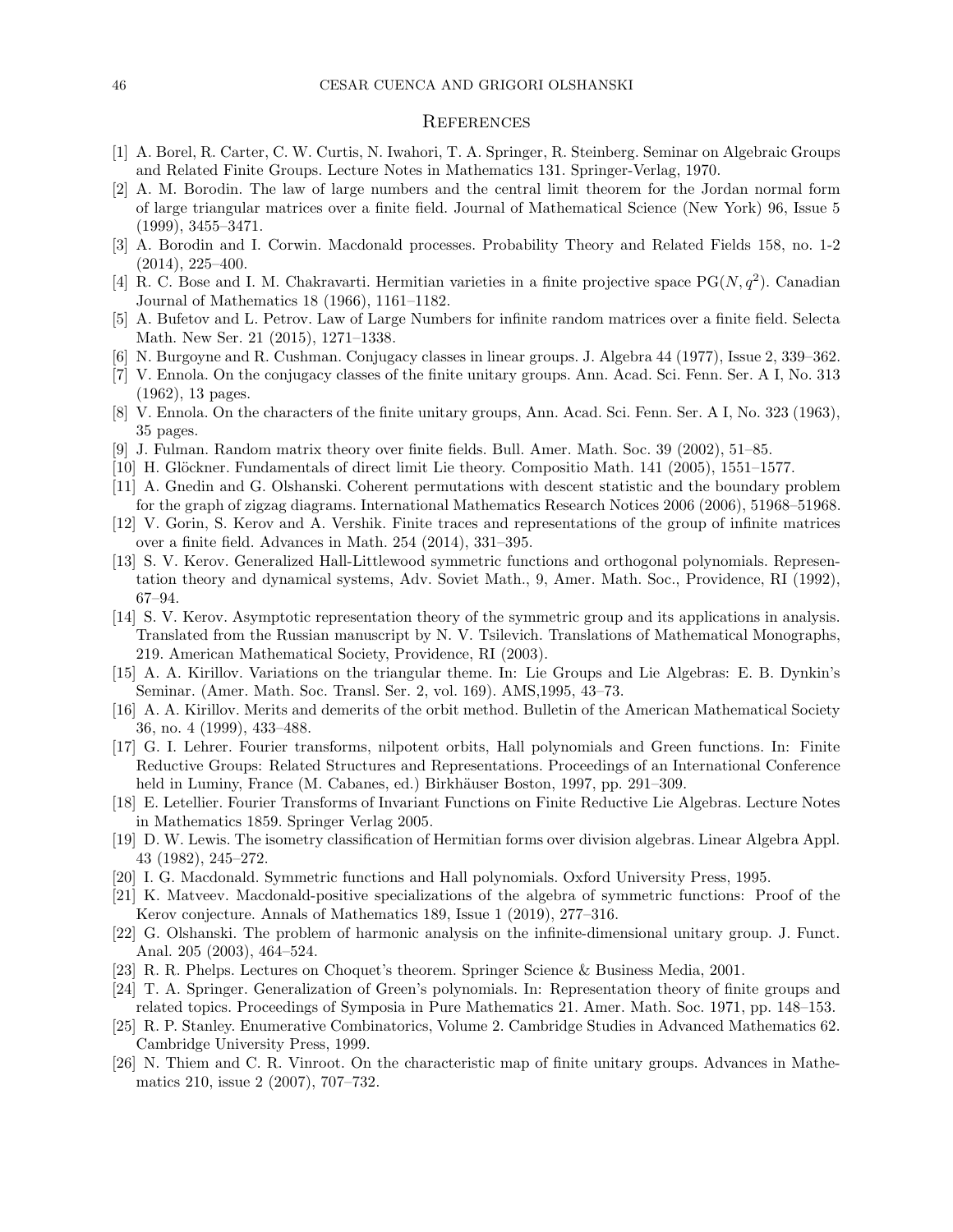## References

[1] A. Borel, R. Carter, C. W. Curtis, N. Iwahori, T. A. Springer, R. Steinberg. Seminar on Algebraic Groups and Related Finite Groups. Lecture Notes in Mathematics 131. Springer-Verlag, 1970.

[2] A. M. Borodin. The law of large numbers and the central limit theorem for the Jordan normal form of large triangular matrices over a finite field. Journal of Mathematical Science (New York) 96, Issue 5 (1999), 3455–3471.

[3] A. Borodin and I. Corwin. Macdonald processes. Probability Theory and Related Fields 158, no. 1-2 (2014), 225–400.

[4] R. C. Bose and I. M. Chakravarti. Hermitian varieties in a finite projective space $\mathrm{PG}(N, q^2)$. Canadian Journal of Mathematics 18 (1966), 1161–1182.

[5] A. Bufetov and L. Petrov. Law of Large Numbers for infinite random matrices over a finite field. Selecta Math. New Ser. 21 (2015), 1271–1338.

[6] N. Burgoyne and R. Cushman. Conjugacy classes in linear groups. J. Algebra 44 (1977), Issue 2, 339–362.

[7] V. Ennola. On the conjugacy classes of the finite unitary groups. Ann. Acad. Sci. Fenn. Ser. A I, No. 313 (1962), 13 pages.

[8] V. Ennola. On the characters of the finite unitary groups, Ann. Acad. Sci. Fenn. Ser. A I, No. 323 (1963), 35 pages.

[9] J. Fulman. Random matrix theory over finite fields. Bull. Amer. Math. Soc. 39 (2002), 51–85.

[10] H. Glöckner. Fundamentals of direct limit Lie theory. Compositio Math. 141 (2005), 1551–1577.

[11] A. Gnedin and G. Olshanski. Coherent permutations with descent statistic and the boundary problem for the graph of zigzag diagrams. International Mathematics Research Notices 2006 (2006), 51968–51968.

[12] V. Gorin, S. Kerov and A. Vershik. Finite traces and representations of the group of infinite matrices over a finite field. Advances in Math. 254 (2014), 331–395.

[13] S. V. Kerov. Generalized Hall-Littlewood symmetric functions and orthogonal polynomials. Representation theory and dynamical systems, Adv. Soviet Math., 9, Amer. Math. Soc., Providence, RI (1992), 67–94.

[14] S. V. Kerov. Asymptotic representation theory of the symmetric group and its applications in analysis. Translated from the Russian manuscript by N. V. Tsilevich. Translations of Mathematical Monographs, 219. American Mathematical Society, Providence, RI (2003).

[15] A. A. Kirillov. Variations on the triangular theme. In: Lie Groups and Lie Algebras: E. B. Dynkin's Seminar. (Amer. Math. Soc. Transl. Ser. 2, vol. 169). AMS,1995, 43–73.

[16] A. A. Kirillov. Merits and demerits of the orbit method. Bulletin of the American Mathematical Society 36, no. 4 (1999), 433–488.

[17] G. I. Lehrer. Fourier transforms, nilpotent orbits, Hall polynomials and Green functions. In: Finite Reductive Groups: Related Structures and Representations. Proceedings of an International Conference held in Luminy, France (M. Cabanes, ed.) Birkhäuser Boston, 1997, pp. 291–309.

[18] E. Letellier. Fourier Transforms of Invariant Functions on Finite Reductive Lie Algebras. Lecture Notes in Mathematics 1859. Springer Verlag 2005.

[19] D. W. Lewis. The isometry classification of Hermitian forms over division algebras. Linear Algebra Appl. 43 (1982), 245–272.

[20] I. G. Macdonald. Symmetric functions and Hall polynomials. Oxford University Press, 1995.

[21] K. Matveev. Macdonald-positive specializations of the algebra of symmetric functions: Proof of the Kerov conjecture. Annals of Mathematics 189, Issue 1 (2019), 277–316.

[22] G. Olshanski. The problem of harmonic analysis on the infinite-dimensional unitary group. J. Funct. Anal. 205 (2003), 464–524.

[23] R. R. Phelps. Lectures on Choquet's theorem. Springer Science & Business Media, 2001.

[24] T. A. Springer. Generalization of Green's polynomials. In: Representation theory of finite groups and related topics. Proceedings of Symposia in Pure Mathematics 21. Amer. Math. Soc. 1971, pp. 148–153.

[25] R. P. Stanley. Enumerative Combinatorics, Volume 2. Cambridge Studies in Advanced Mathematics 62. Cambridge University Press, 1999.

[26] N. Thiem and C. R. Vinroot. On the characteristic map of finite unitary groups. Advances in Mathematics 210, issue 2 (2007), 707–732.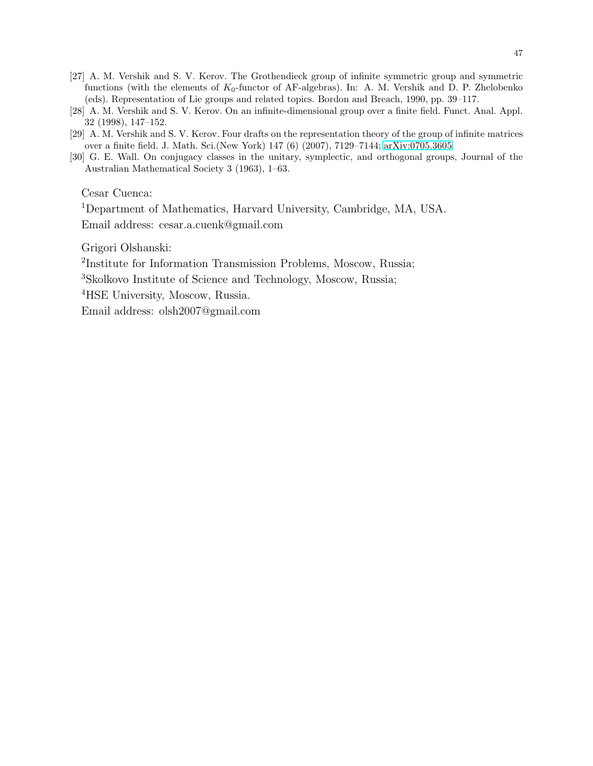[27] A. M. Vershik and S. V. Kerov. The Grothendieck group of infinite symmetric group and symmetric functions (with the elements of $K_0$-functor of AF-algebras). In: A. M. Vershik and D. P. Zhelobenko (eds). Representation of Lie groups and related topics. Bordon and Breach, 1990, pp. 39–117.

[28] A. M. Vershik and S. V. Kerov. On an infinite-dimensional group over a finite field. Funct. Anal. Appl. 32 (1998), 147–152.

[29] A. M. Vershik and S. V. Kerov. Four drafts on the representation theory of the group of infinite matrices over a finite field. J. Math. Sci.(New York) 147 (6) (2007), 7129–7144; arXiv:0705.3605.

[30] G. E. Wall. On conjugacy classes in the unitary, symplectic, and orthogonal groups, Journal of the Australian Mathematical Society 3 (1963), 1–63.

Cesar Cuenca:

[1]Department of Mathematics, Harvard University, Cambridge, MA, USA.

Email address: cesar.a.cuenk@gmail.com

Grigori Olshanski:

[2]Institute for Information Transmission Problems, Moscow, Russia;

[3]Skolkovo Institute of Science and Technology, Moscow, Russia;

[4]HSE University, Moscow, Russia.

Email address: olsh2007@gmail.com